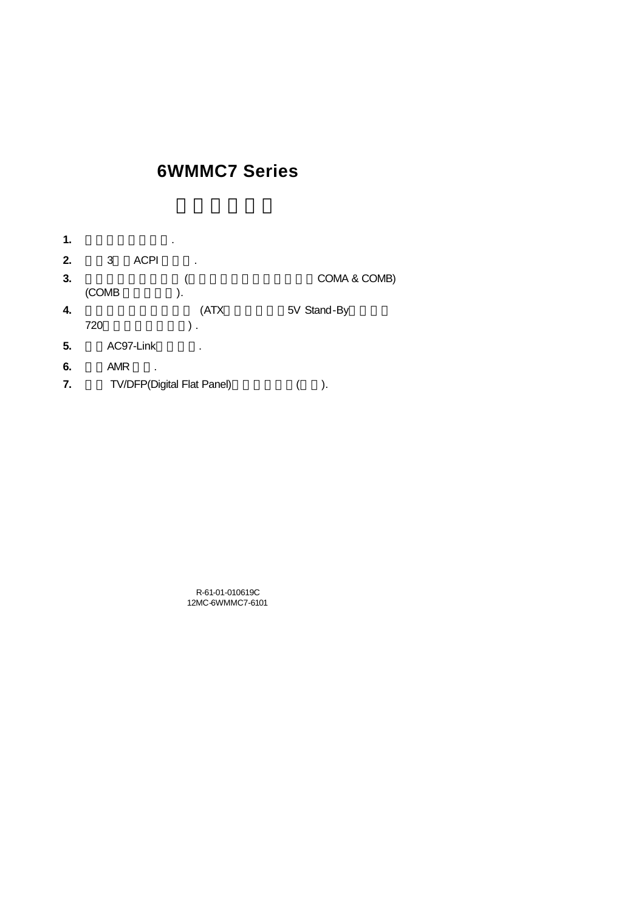# 6WMMC7 Series

1. .
2. 3 ACPI .
3. ( COMA & COMB) (COMB ).
4. (ATX 5V Stand-By 720 ) .
5. AC97-Link .
6. AMR .
7. TV/DFP(Digital Flat Panel) ( ).

R-61-01-010619C
12MC-6WMMC7-6101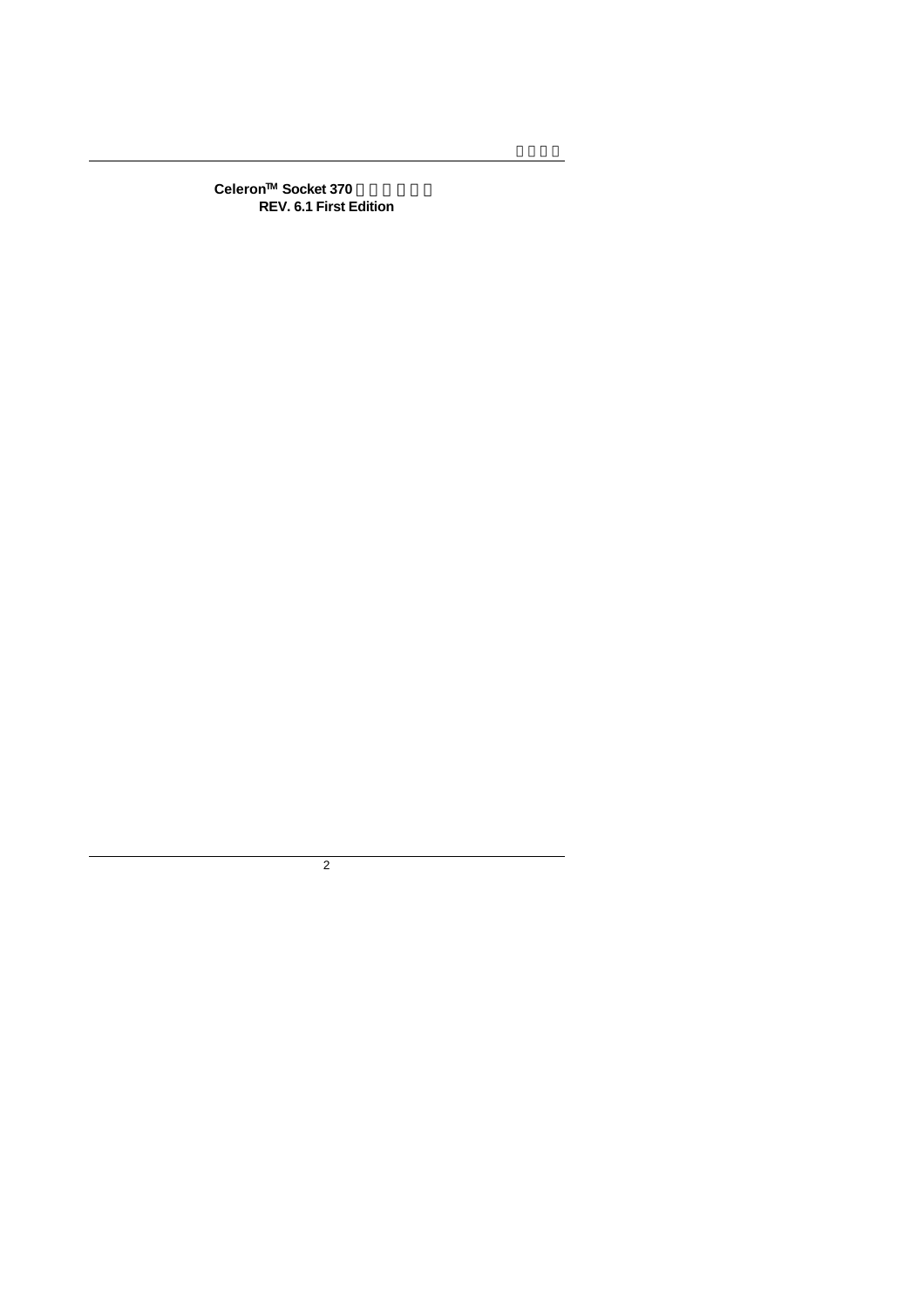**Celeron™ Socket 370**

**REV. 6.1 First Edition**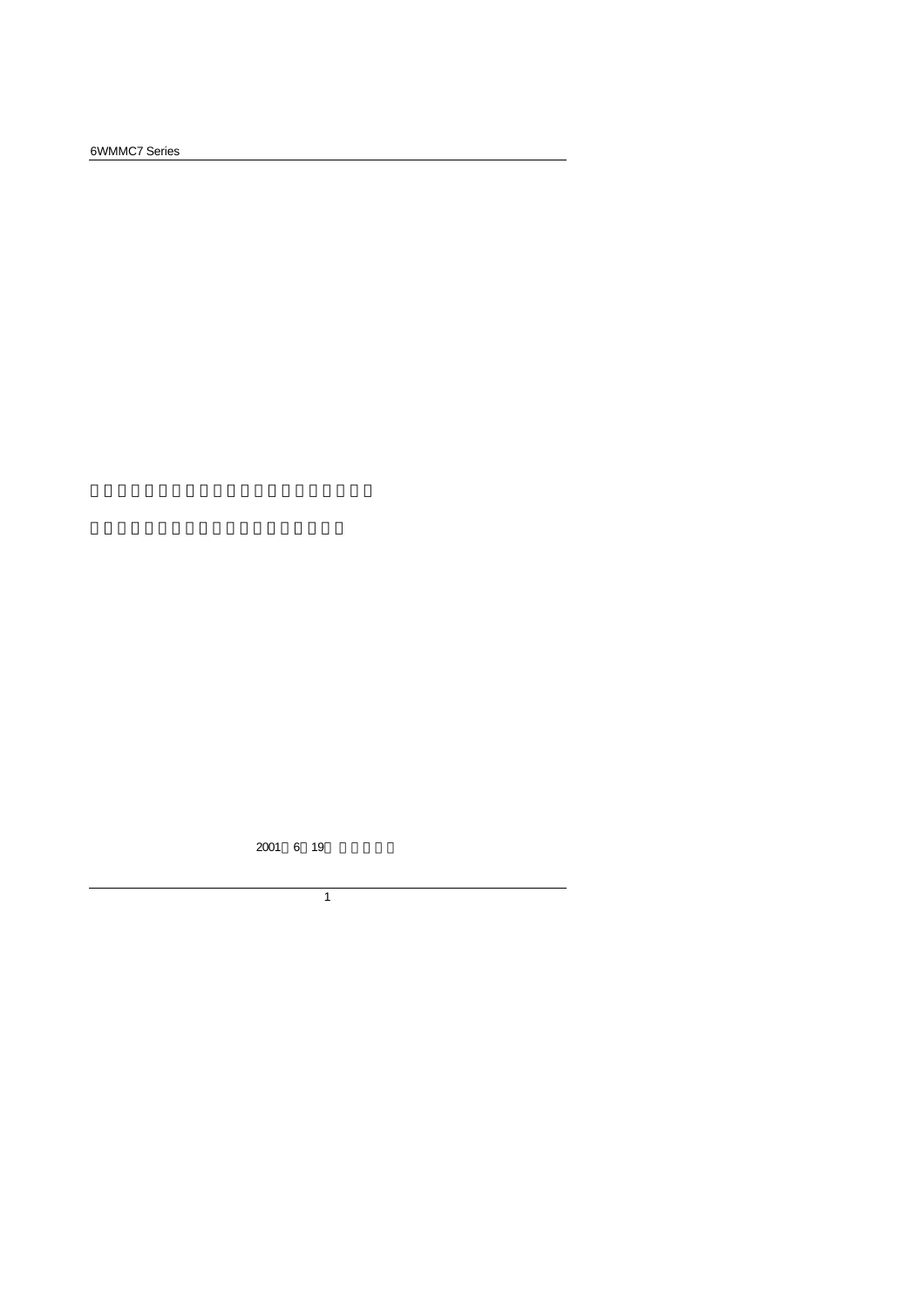2001 6 19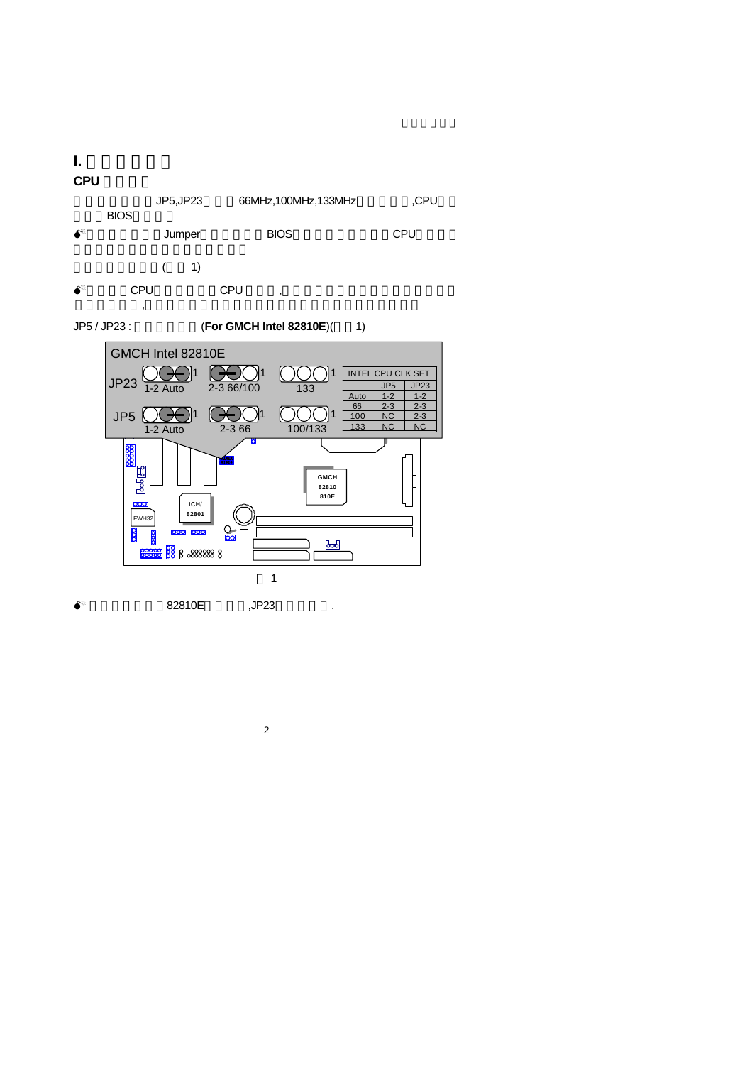## I.

### CPU

JP5,JP23 66MHz,100MHz,133MHz ,CPU BIOS

Jumper BIOS CPU

( 1)

CPU CPU , ,

JP5 / JP23 : (**For GMCH Intel 82810E**)( 1)

GMCH Intel 82810E

JP23: 1-2 Auto, 2-3 66/100, 133

JP5: 1-2 Auto, 2-3 66, 100/133

| INTEL CPU CLK SET | JP5 | JP23 |
|---|---|---|
| Auto | 1-2 | 1-2 |
| 66 | 2-3 | 2-3 |
| 100 | NC | 2-3 |
| 133 | NC | NC |

GMCH 82810 810E

ICH/ 82801

FWH32

1

82810E ,JP23 .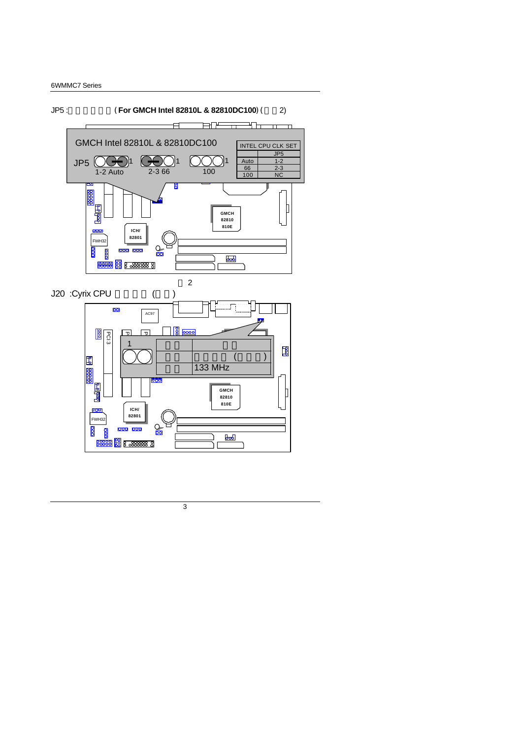JP5 : ( **For GMCH Intel 82810L & 82810DC100**) ( 2)

GMCH Intel 82810L & 82810DC100

JP5 — 1-2 Auto, 2-3 66, 100

| INTEL CPU CLK SET | JP5 |
| --- | --- |
| Auto | 1-2 |
| 66 | 2-3 |
| 100 | NC |

2

J20 :Cyrix CPU ( )

| 1 | |
| --- | --- |
| | ( ) |
| | 133 MHz |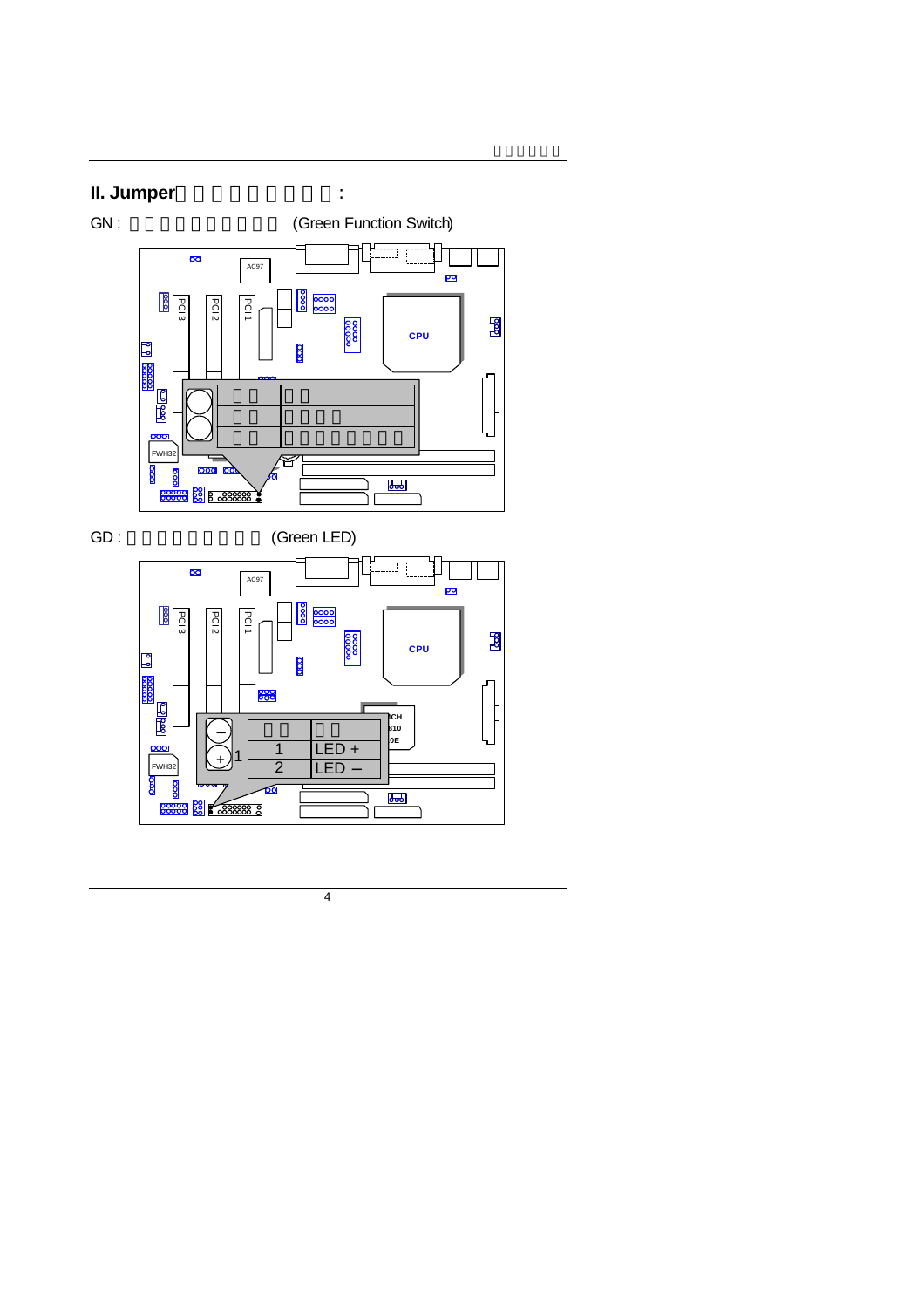## II. Jumper :

GN : (Green Function Switch)

GD : (Green LED)

| | |
|---|---|
| 1 | LED + |
| 2 | LED – |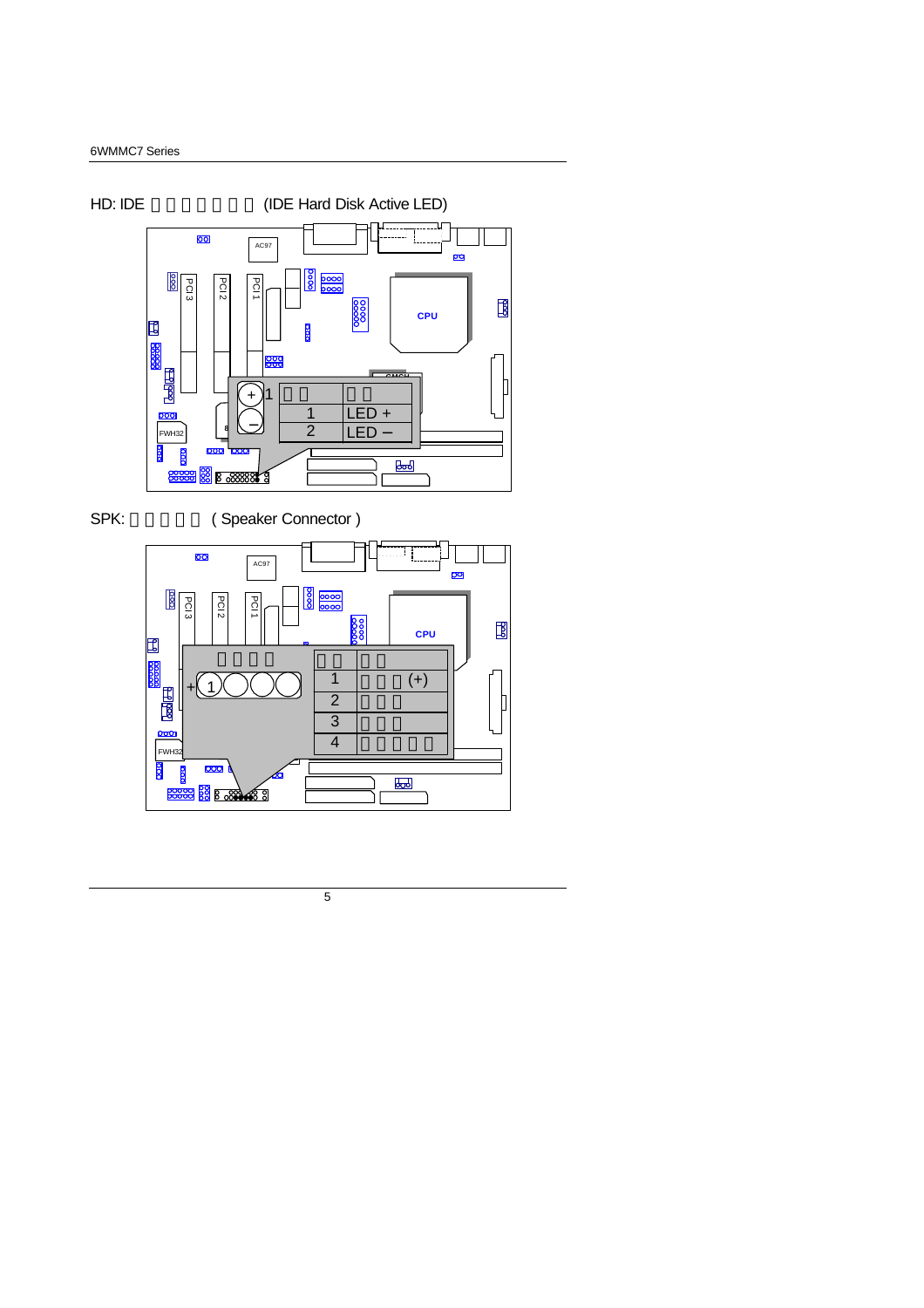## HD: IDE 硬碟動作指示燈 (IDE Hard Disk Active LED)

| 腳位 | 定義 |
| --- | --- |
| 1 | LED + |
| 2 | LED – |

## SPK: 喇叭連接器 ( Speaker Connector )

| 腳位 | 定義 |
| --- | --- |
| 1 | 電源端 (+) |
| 2 | 未使用 |
| 3 | 未使用 |
| 4 | 資料輸出端 |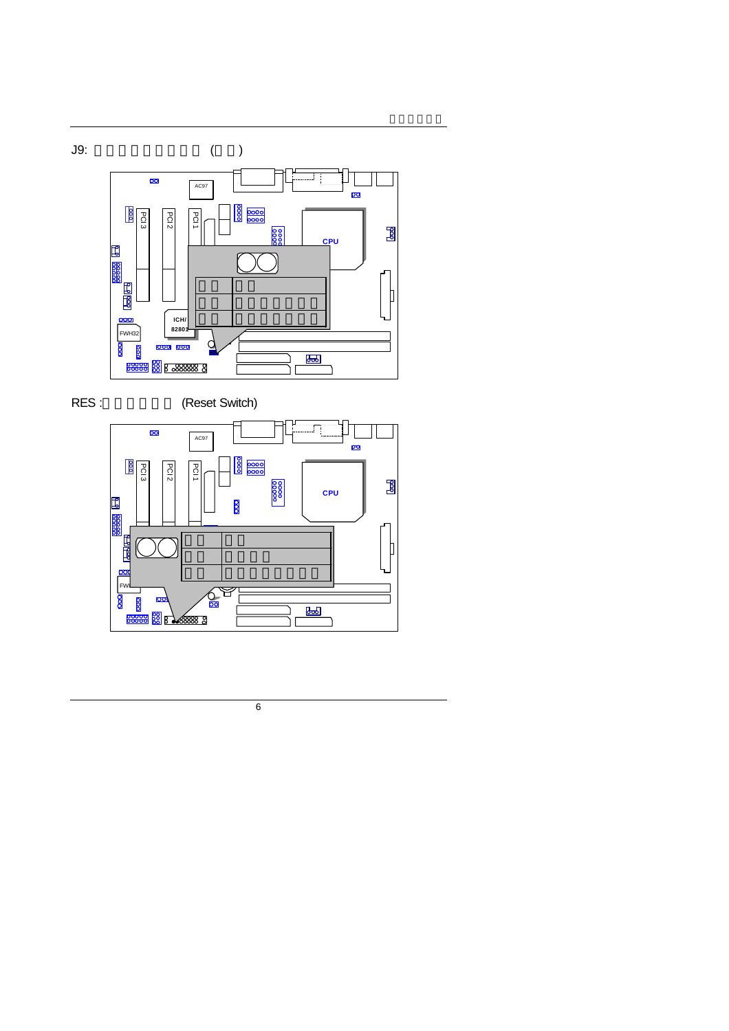J9: □□□□□□□□ (□□)

RES :□□□□□□ (Reset Switch)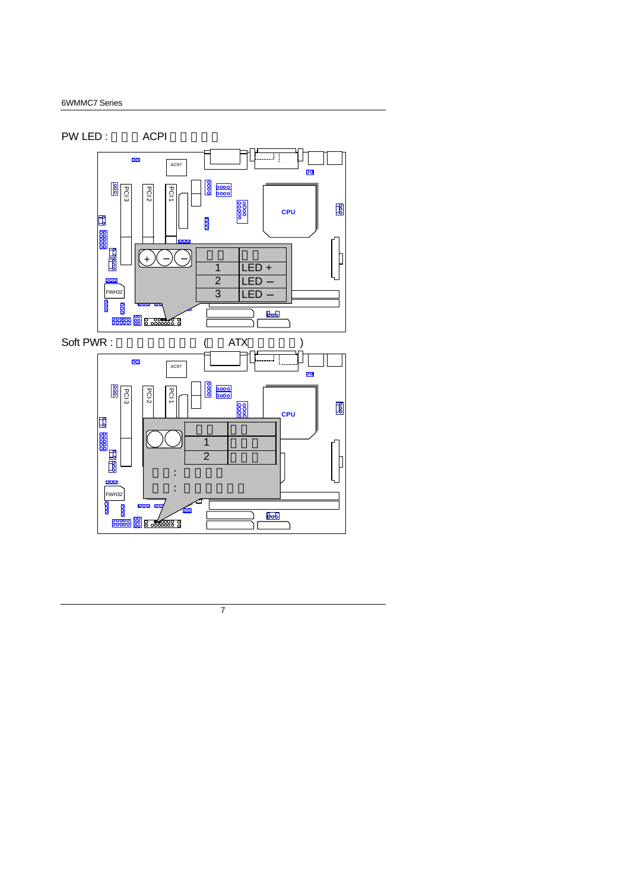PW LED : ACPI

| | |
|---|---|
| 1 | LED + |
| 2 | LED – |
| 3 | LED – |

Soft PWR : ( ATX )

| | |
|---|---|
| 1 | |
| 2 | |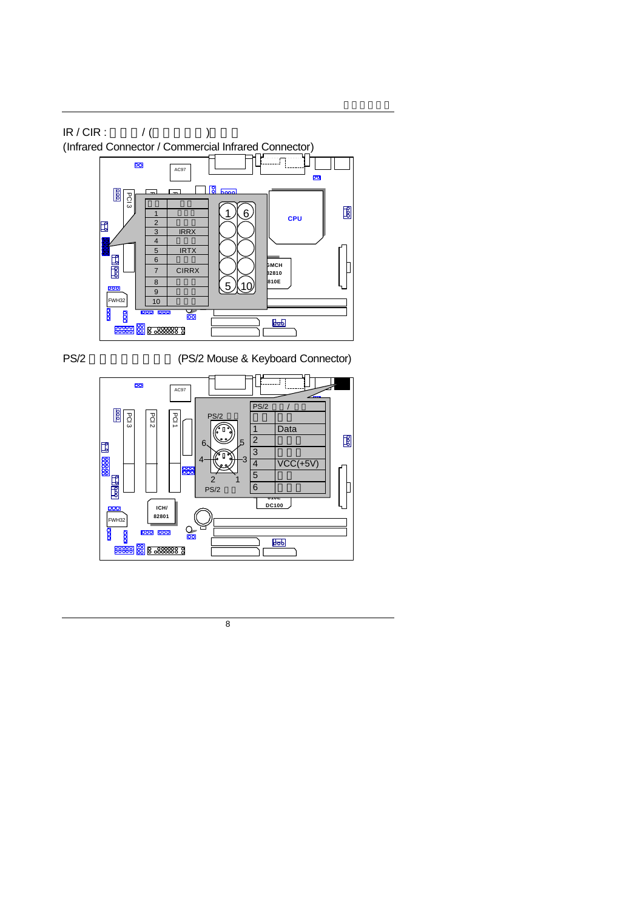IR / CIR : □□□ / (□□□□□□)□□□

(Infrared Connector / Commercial Infrared Connector)

| □□ | □□ |
|---|---|
| 1 | □□□ |
| 2 | □□□ |
| 3 | IRRX |
| 4 | □□□ |
| 5 | IRTX |
| 6 | □□□ |
| 7 | CIRRX |
| 8 | □□□ |
| 9 | □□□ |
| 10 | □□□ |

PS/2 □□□□□□□□□ (PS/2 Mouse & Keyboard Connector)

| PS/2 □□ / □□ | |
|---|---|
| □□ | □□ |
| 1 | Data |
| 2 | □□□ |
| 3 | □□□ |
| 4 | VCC(+5V) |
| 5 | □□ |
| 6 | □□□ |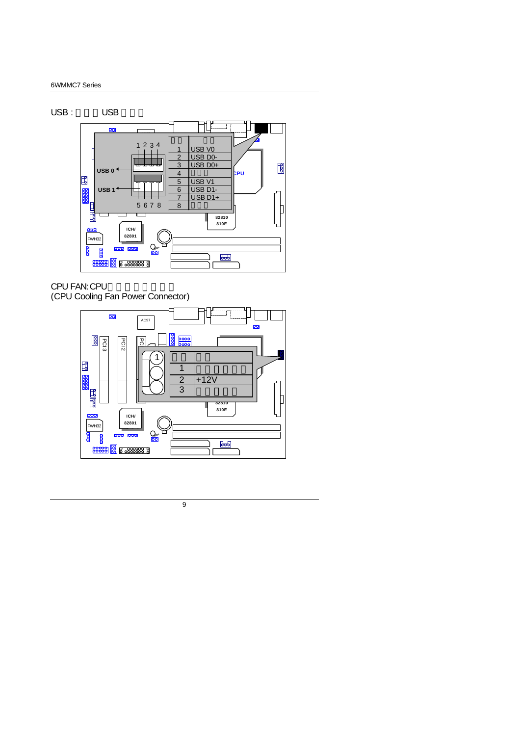USB : □□□ USB □□□

| □□ | □□ |
|---|---|
| 1 | USB V0 |
| 2 | USB D0- |
| 3 | USB D0+ |
| 4 | □□□ |
| 5 | USB V1 |
| 6 | USB D1- |
| 7 | USB D1+ |
| 8 | □□□ |

CPU FAN: CPU□□□□□□□□
(CPU Cooling Fan Power Connector)

| □□ | □□ |
|---|---|
| 1 | □□□□□□ |
| 2 | +12V |
| 3 | □□□□□ |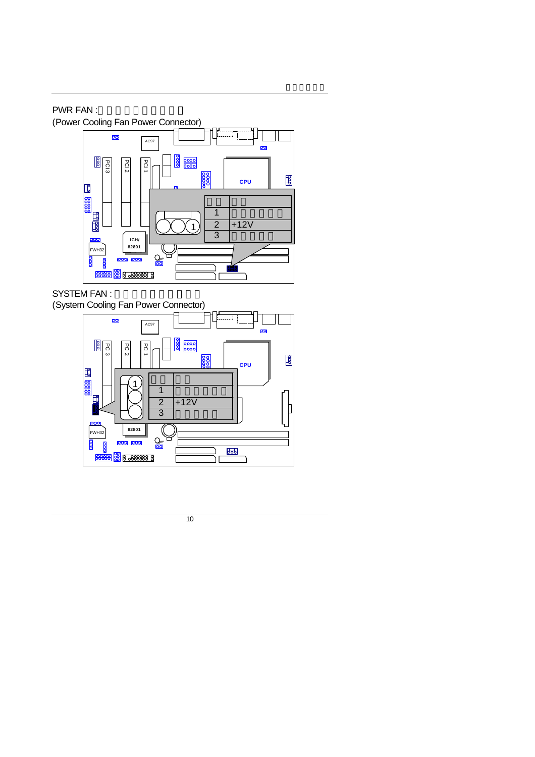PWR FAN :

(Power Cooling Fan Power Connector)

| | |
|---|---|
| 1 | |
| 2 | +12V |
| 3 | |

SYSTEM FAN :

(System Cooling Fan Power Connector)

| | |
|---|---|
| 1 | |
| 2 | +12V |
| 3 | |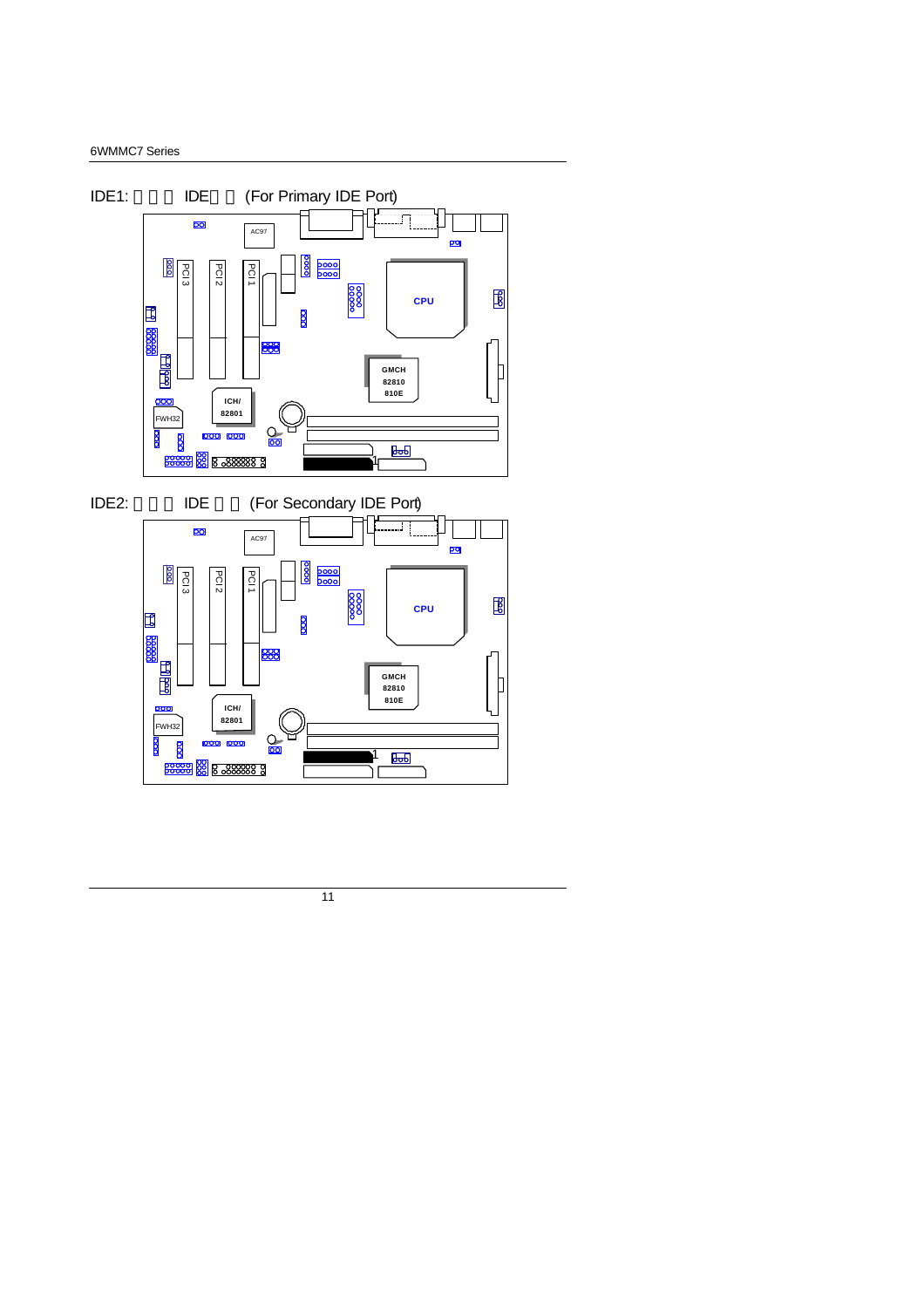IDE1: IDE (For Primary IDE Port)

IDE2: IDE (For Secondary IDE Port)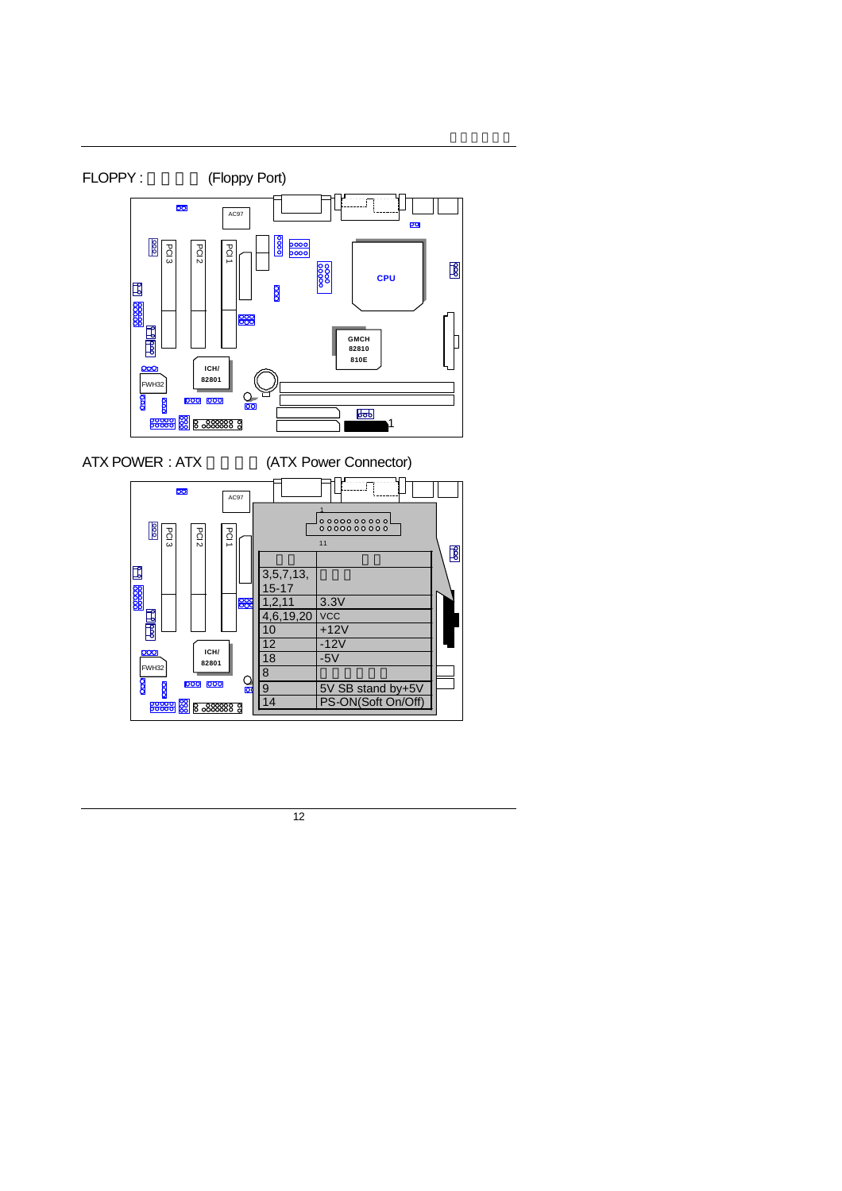FLOPPY : 　　　　 (Floppy Port)

ATX POWER : ATX 　　　　 (ATX Power Connector)

| 　 | 　 |
|---|---|
| 3,5,7,13, 15-17 | 　　　 |
| 1,2,11 | 3.3V |
| 4,6,19,20 | VCC |
| 10 | +12V |
| 12 | -12V |
| 18 | -5V |
| 8 | 　　　　　　 |
| 9 | 5V SB stand by+5V |
| 14 | PS-ON(Soft On/Off) |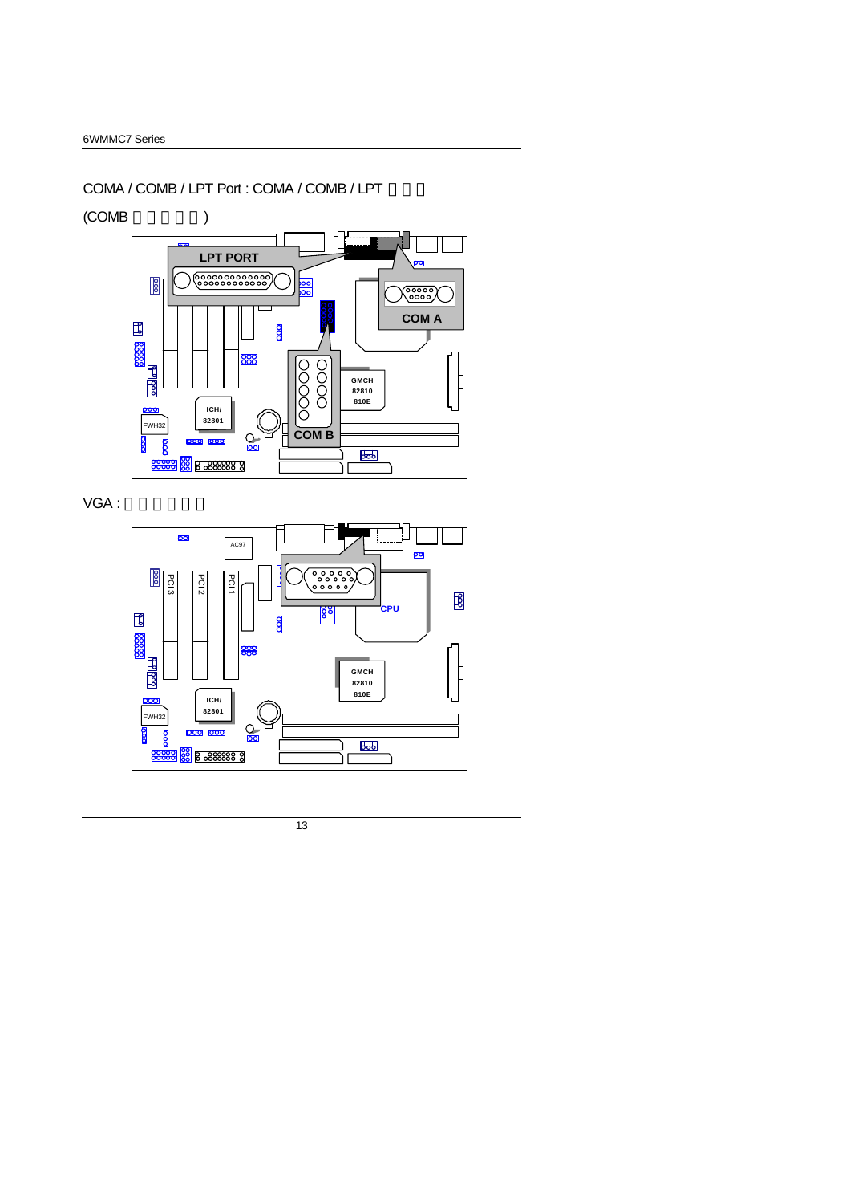COMA / COMB / LPT Port : COMA / COMB / LPT

(COMB )

VGA :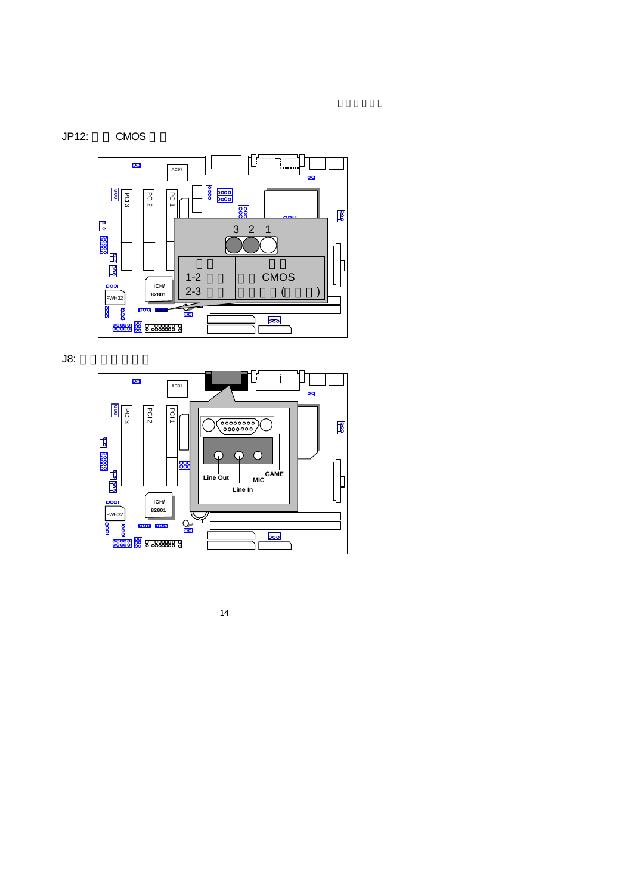JP12: CMOS

| | |
|---|---|
| 1-2 | CMOS |
| 2-3 | ( ) |

J8:

Line Out

MIC

GAME

Line In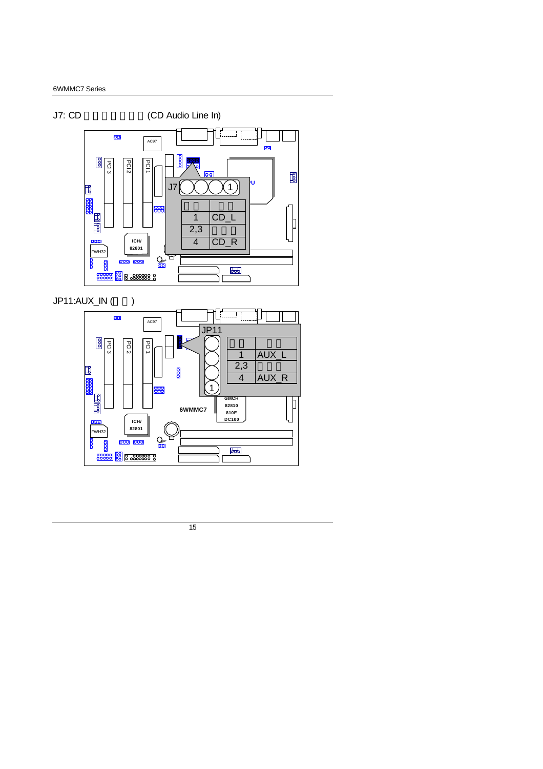## J7: CD □□□□□□ (CD Audio Line In)

| □□ | □□ |
|---|---|
| 1 | CD_L |
| 2,3 | □□□ |
| 4 | CD_R |

## JP11:AUX_IN (□□)

| □□ | □□ |
|---|---|
| 1 | AUX_L |
| 2,3 | □□□ |
| 4 | AUX_R |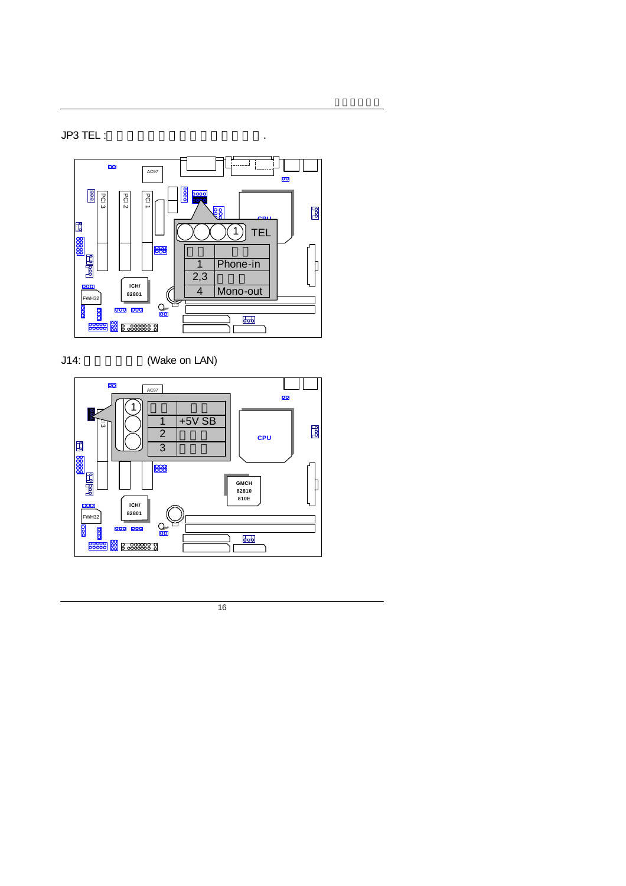JP3 TEL :□□□□□□□□□□□□□□□□.

| □□ | □□ |
|---|---|
| 1 | Phone-in |
| 2,3 | □□□ |
| 4 | Mono-out |

J14: □□□□□□□ (Wake on LAN)

| □□ | □□ |
|---|---|
| 1 | +5V SB |
| 2 | □□□ |
| 3 | □□□ |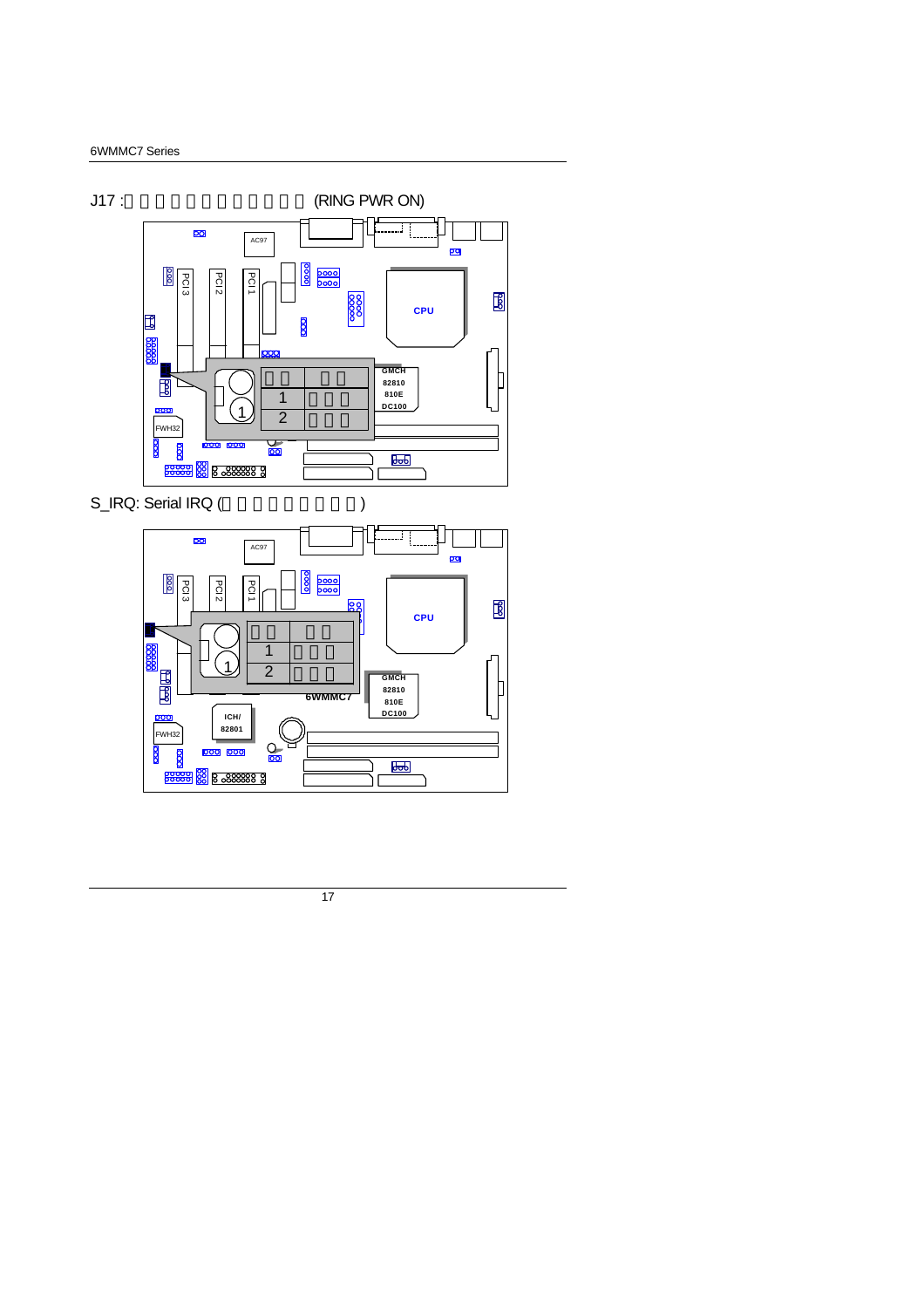J17 : (RING PWR ON)

S_IRQ: Serial IRQ ( )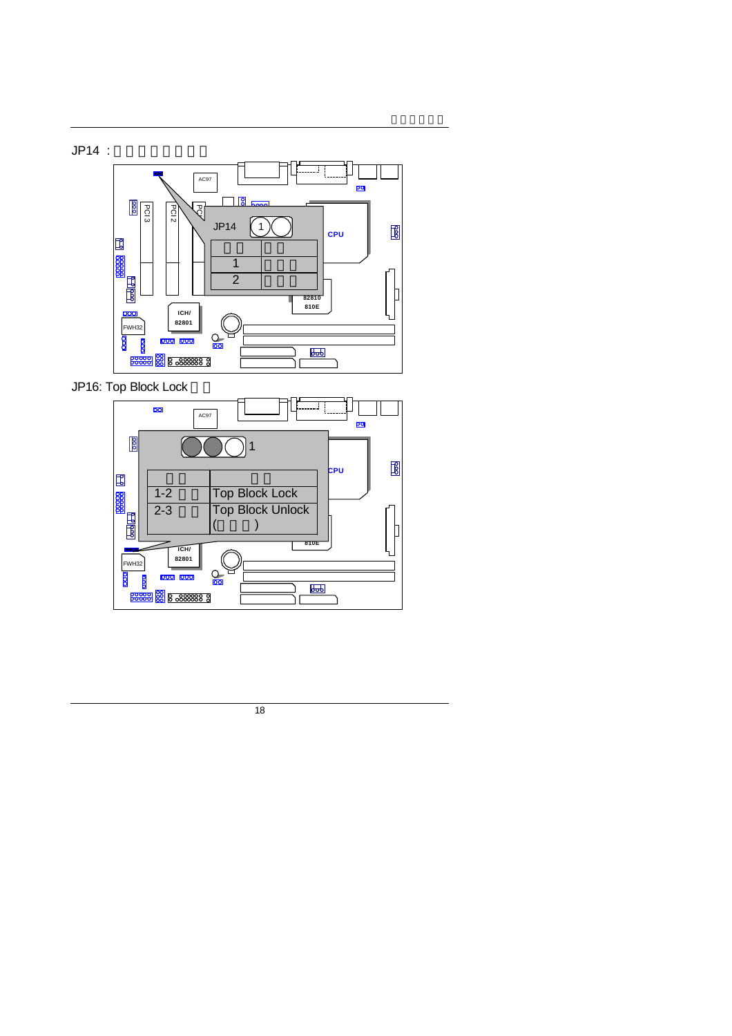JP14 : □□□□□□□

JP14 ① ◯

| □□ | □□ |
| --- | --- |
| 1 | □□□ |
| 2 | □□□ |

JP16: Top Block Lock □□

◯◯◯ 1

| □□ | □□ |
| --- | --- |
| 1-2 □□ | Top Block Lock |
| 2-3 □□ | Top Block Unlock (□□□) |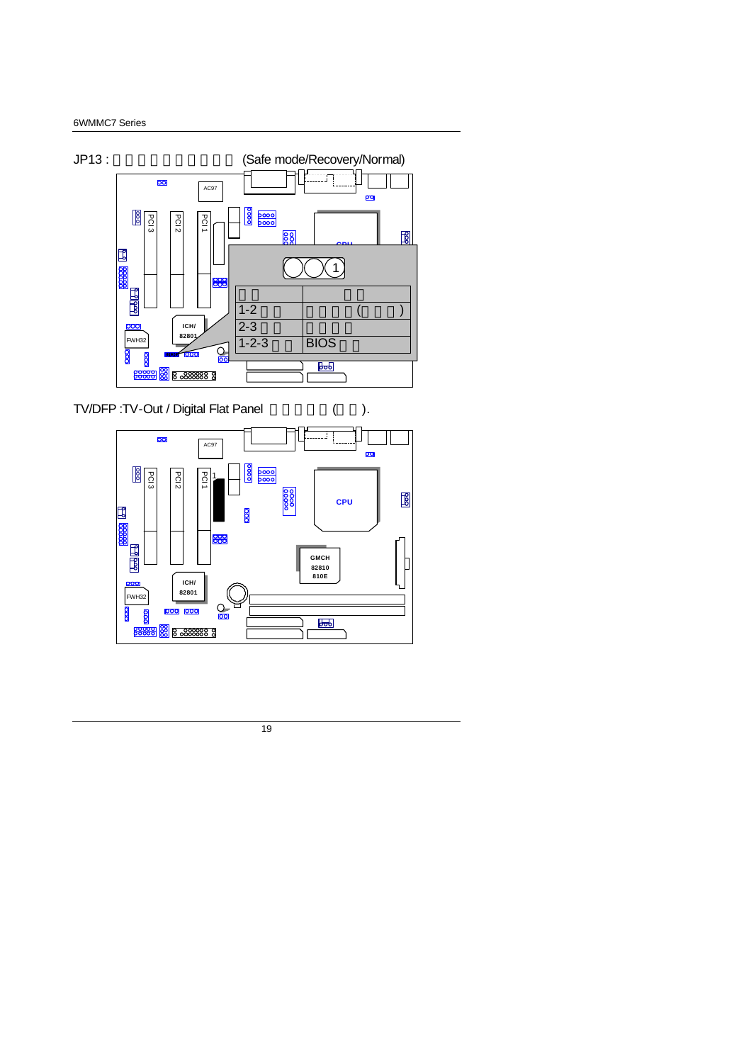JP13 : (Safe mode/Recovery/Normal)

| | |
|---|---|
| 1-2 | ( ) |
| 2-3 | |
| 1-2-3 | BIOS |

TV/DFP :TV-Out / Digital Flat Panel ( ).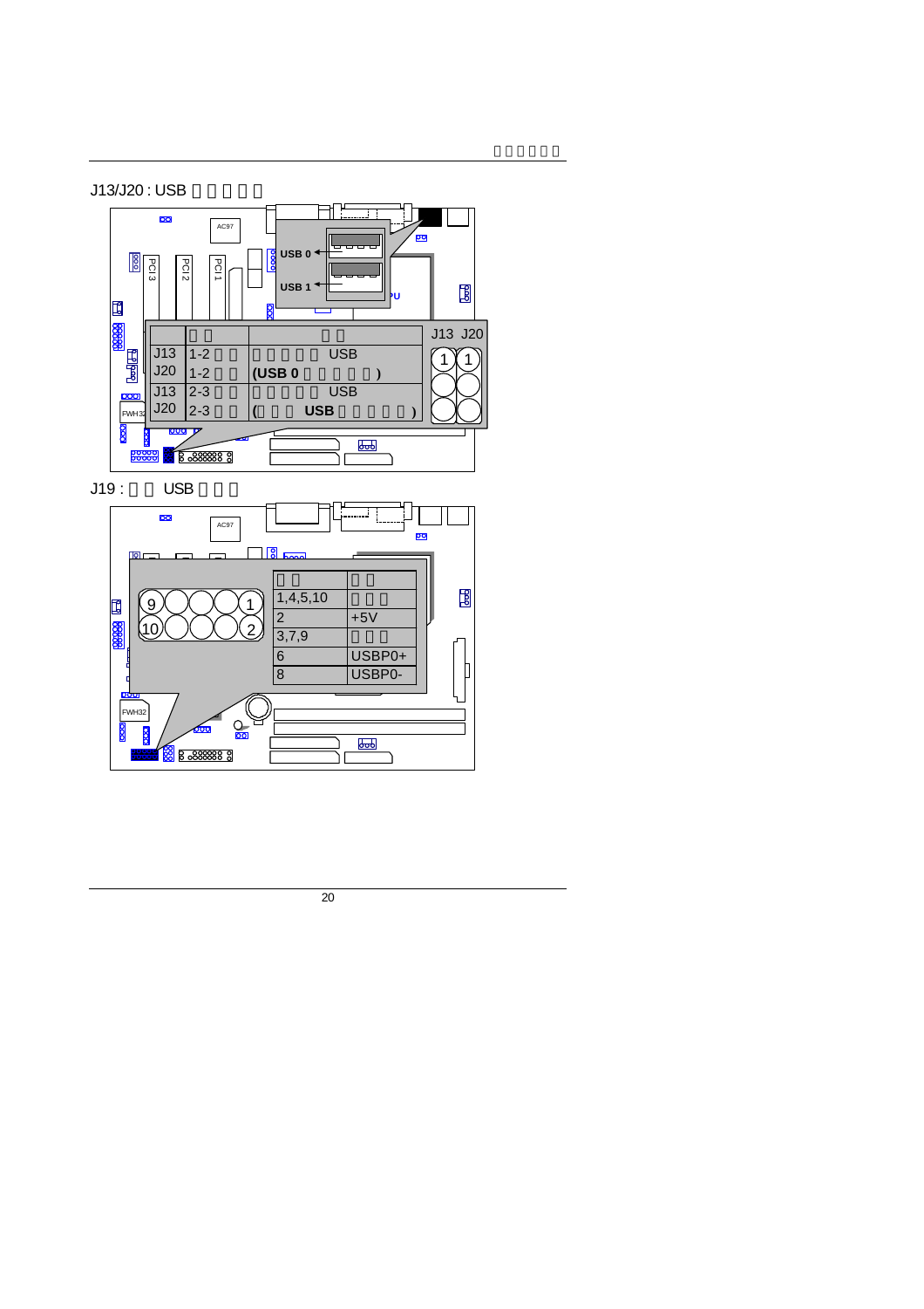## J13/J20 : USB

| | | | J13 J20 |
|---|---|---|---|
| J13 | 1-2 | USB | |
| J20 | 1-2 | (USB 0 ) | |
| J13 | 2-3 | USB | |
| J20 | 2-3 | ( USB ) | |

USB 0

USB 1

## J19 : USB

| | |
|---|---|
| 1,4,5,10 | |
| 2 | +5V |
| 3,7,9 | |
| 6 | USBP0+ |
| 8 | USBP0- |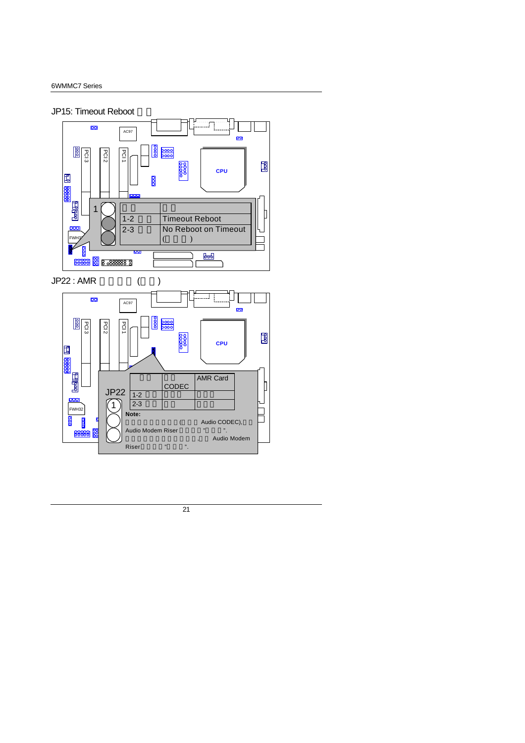## JP15: Timeout Reboot □□

| □□ | □□ |
|---|---|
| 1-2 □□ | Timeout Reboot |
| 2-3 □□ | No Reboot on Timeout (□□□) |

## JP22 : AMR □□□□ (□□)

JP22

| □□ | □□ CODEC | AMR Card |
|---|---|---|
| 1-2 □□ | □□□ | □□□ |
| 2-3 □□ | □□ | □□□ |

**Note:**

□□□□□□□□□(□□□ Audio CODEC),□□ Audio Modem Riser □□□□"□□□□".
□□□□□□□□□□□□,□□ Audio Modem Riser□□□□"□□□□".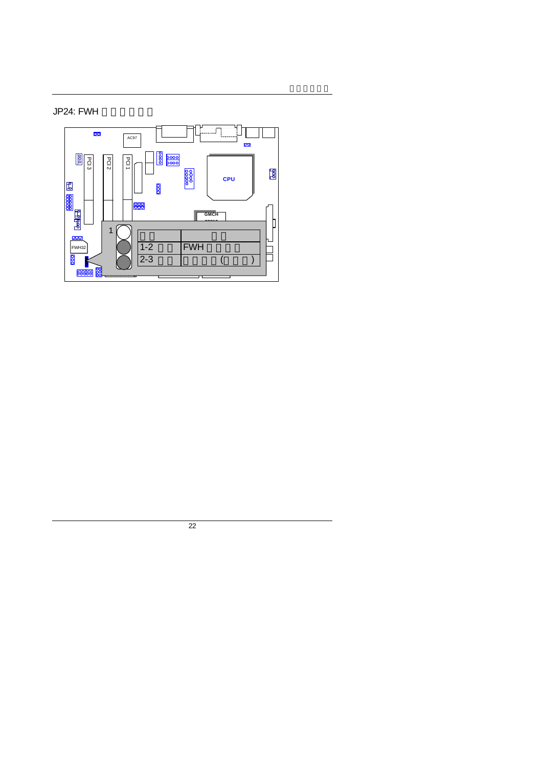JP24: FWH

| | |
|---|---|
| 1-2 | FWH |
| 2-3 | ( ) |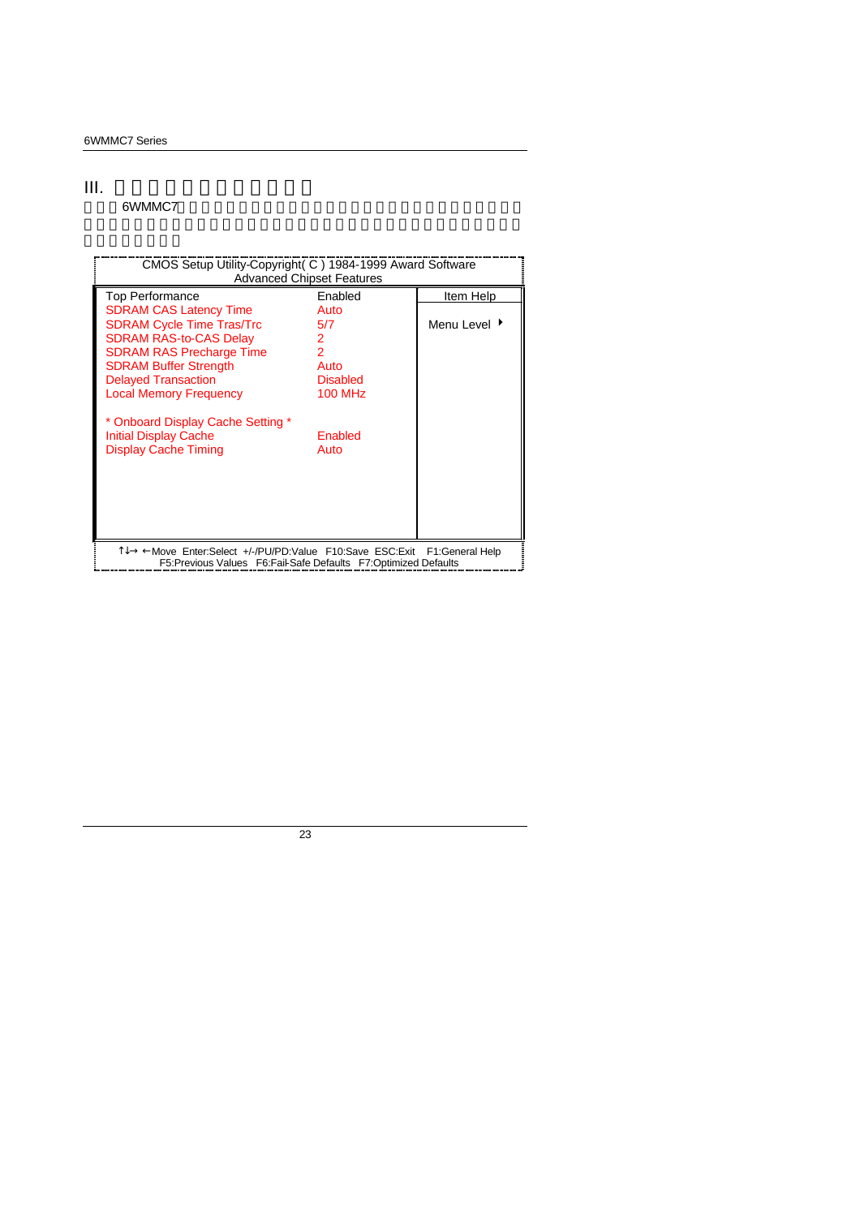# III.

6WMMC7

```
CMOS Setup Utility-Copyright( C ) 1984-1999 Award Software
                 Advanced Chipset Features

Top Performance                    Enabled        Item Help
SDRAM CAS Latency Time             Auto
SDRAM Cycle Time Tras/Trc          5/7            Menu Level ▸
SDRAM RAS-to-CAS Delay             2
SDRAM RAS Precharge Time           2
SDRAM Buffer Strength              Auto
Delayed Transaction                Disabled
Local Memory Frequency             100 MHz

* Onboard Display Cache Setting *
Initial Display Cache              Enabled
Display Cache Timing               Auto

↑↓→ ←Move  Enter:Select  +/-/PU/PD:Value  F10:Save  ESC:Exit   F1:General Help
      F5:Previous Values   F6:Fail-Safe Defaults   F7:Optimized Defaults
```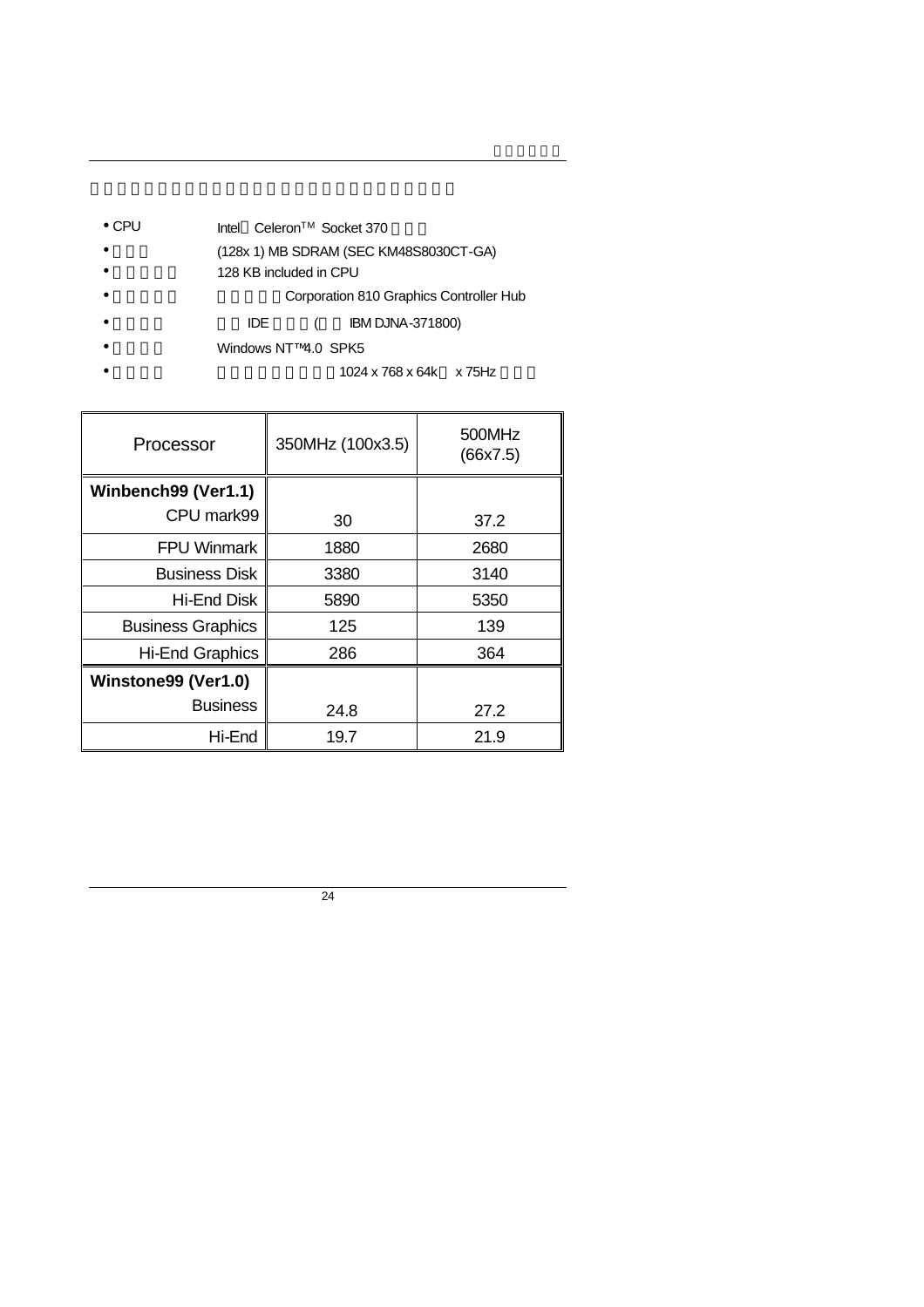- CPU Intel Celeron$^{TM}$ Socket 370
- (128x 1) MB SDRAM (SEC KM48S8030CT-GA)
- 128 KB included in CPU
- Corporation 810 Graphics Controller Hub
- IDE ( IBM DJNA-371800)
- Windows NT™4.0 SPK5
- 1024 x 768 x 64k x 75Hz

| Processor | 350MHz (100x3.5) | 500MHz (66x7.5) |
| --- | --- | --- |
| **Winbench99 (Ver1.1)** | | |
| CPU mark99 | 30 | 37.2 |
| FPU Winmark | 1880 | 2680 |
| Business Disk | 3380 | 3140 |
| Hi-End Disk | 5890 | 5350 |
| Business Graphics | 125 | 139 |
| Hi-End Graphics | 286 | 364 |
| **Winstone99 (Ver1.0)** | | |
| Business | 24.8 | 27.2 |
| Hi-End | 19.7 | 21.9 |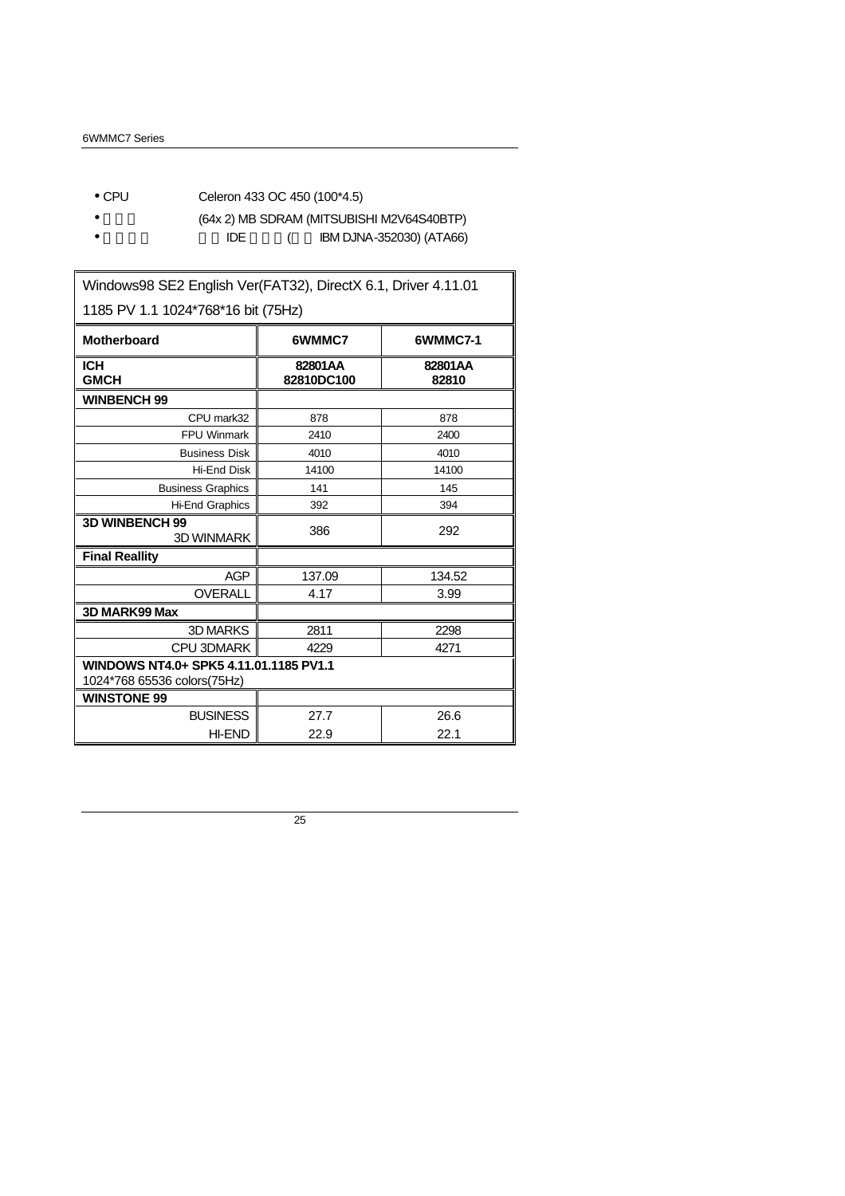- CPU Celeron 433 OC 450 (100*4.5)
- (64x 2) MB SDRAM (MITSUBISHI M2V64S40BTP)
- IDE ( IBM DJNA-352030) (ATA66)

| Windows98 SE2 English Ver(FAT32), DirectX 6.1, Driver 4.11.01 1185 PV 1.1 1024*768*16 bit (75Hz) | | |
|---|---|---|
| **Motherboard** | **6WMMC7** | **6WMMC7-1** |
| **ICH** **GMCH** | **82801AA** **82810DC100** | **82801AA** **82810** |
| **WINBENCH 99** | | |
| CPU mark32 | 878 | 878 |
| FPU Winmark | 2410 | 2400 |
| Business Disk | 4010 | 4010 |
| Hi-End Disk | 14100 | 14100 |
| Business Graphics | 141 | 145 |
| Hi-End Graphics | 392 | 394 |
| **3D WINBENCH 99** 3D WINMARK | 386 | 292 |
| **Final Reallity** | | |
| AGP | 137.09 | 134.52 |
| OVERALL | 4.17 | 3.99 |
| **3D MARK99 Max** | | |
| 3D MARKS | 2811 | 2298 |
| CPU 3DMARK | 4229 | 4271 |
| **WINDOWS NT4.0+ SPK5 4.11.01.1185 PV1.1** 1024*768 65536 colors(75Hz) | | |
| **WINSTONE 99** | | |
| BUSINESS | 27.7 | 26.6 |
| HI-END | 22.9 | 22.1 |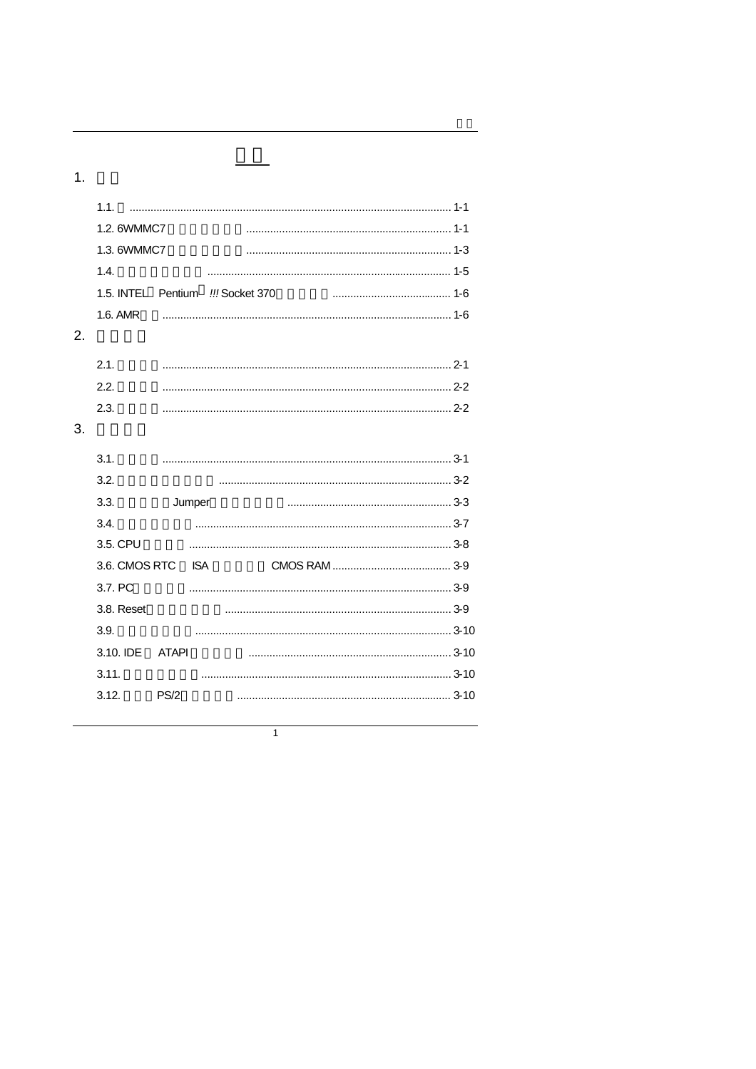# 目录

## 1.

1.1. ........................................................................................................... 1-1

1.2. 6WMMC7 .................................................................... 1-1

1.3. 6WMMC7 .................................................................... 1-3

1.4. ................................................................................. 1-5

1.5. INTEL Pentium !!! Socket 370 ........................................ 1-6

1.6. AMR ................................................................................................ 1-6

## 2.

2.1. ................................................................................................ 2-1

2.2. ................................................................................................ 2-2

2.3. ................................................................................................ 2-2

## 3.

3.1. ................................................................................................ 3-1

3.2. ............................................................................. 3-2

3.3. Jumper ....................................................... 3-3

3.4. ..................................................................................... 3-7

3.5. CPU ....................................................................................... 3-8

3.6. CMOS RTC ISA CMOS RAM ........................................ 3-9

3.7. PC ....................................................................................... 3-9

3.8. Reset ........................................................................... 3-9

3.9. ..................................................................................... 3-10

3.10. IDE ATAPI ................................................................... 3-10

3.11. ................................................................................... 3-10

3.12. PS/2 ....................................................................... 3-10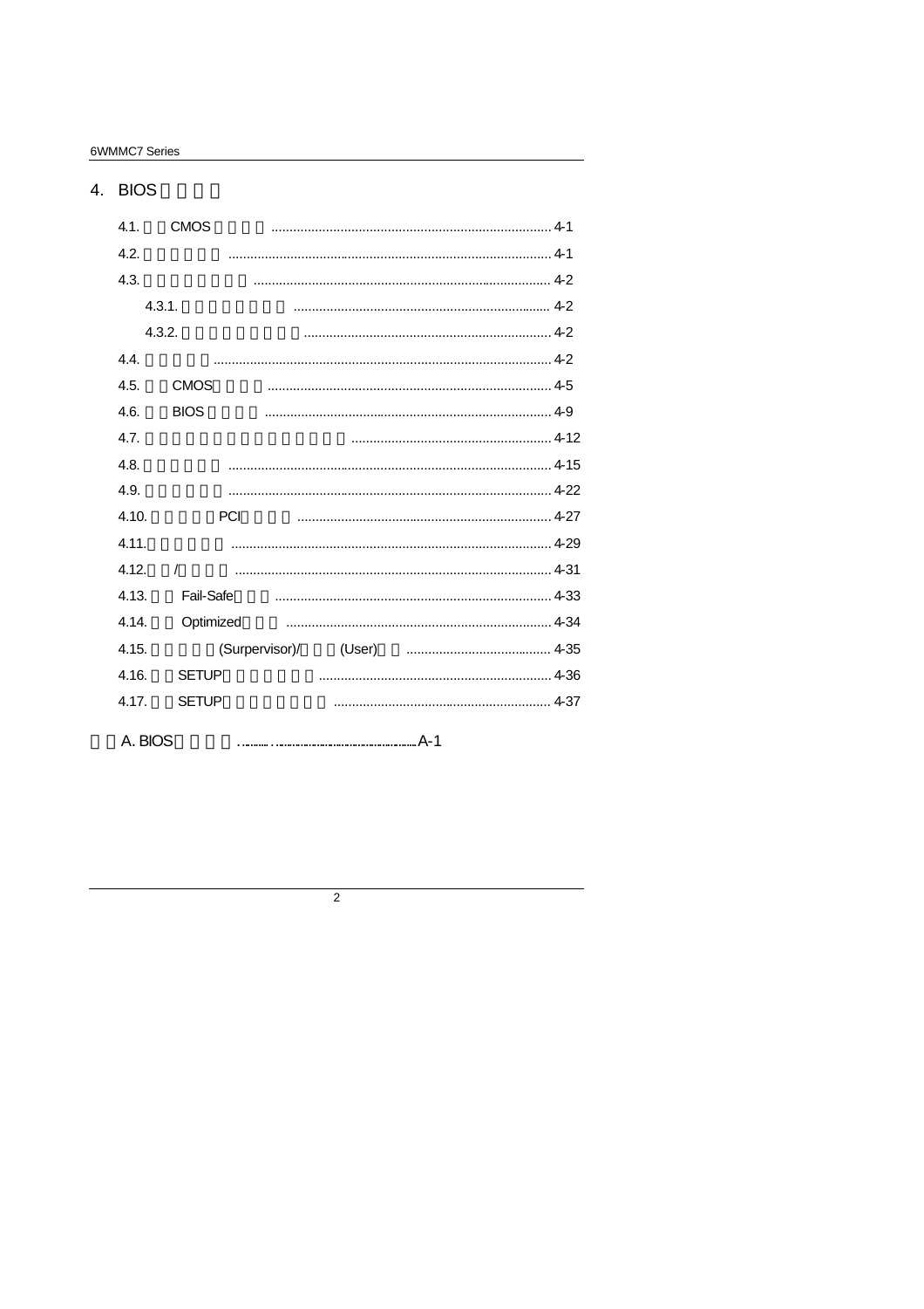# 4. BIOS

4.1. CMOS ........................................................................ 4-1

4.2. ........................................................................................ 4-1

4.3. ................................................................................. 4-2

4.3.1. ...................................................................... 4-2

4.3.2. ................................................................... 4-2

4.4. ............................................................................................ 4-2

4.5. CMOS ............................................................................ 4-5

4.6. BIOS .............................................................................. 4-9

4.7. ...................................................... 4-12

4.8. ........................................................................................ 4-15

4.9. ........................................................................................ 4-22

4.10. PCI ..................................................................... 4-27

4.11. ....................................................................................... 4-29

4.12. / ...................................................................................... 4-31

4.13. Fail-Safe ........................................................................... 4-33

4.14. Optimized ........................................................................ 4-34

4.15. (Surpervisor)/ (User) ........................................ 4-35

4.16. SETUP ................................................................ 4-36

4.17. SETUP ........................................................... 4-37

A. BIOS .......................................................... A-1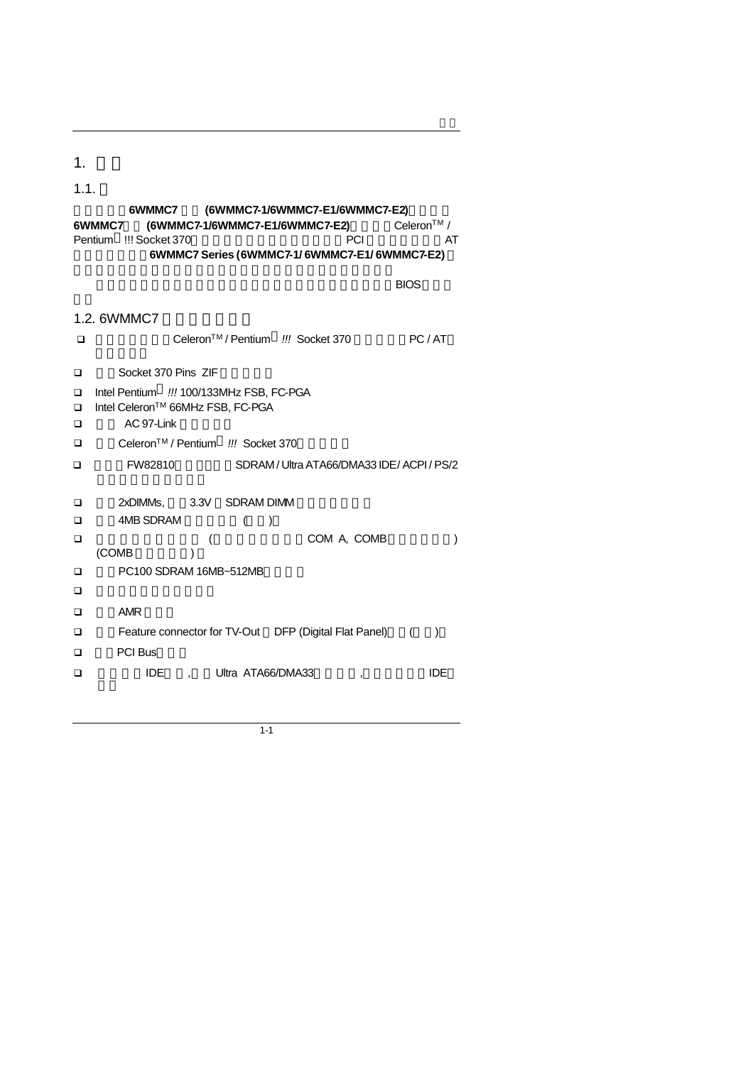# 1.

## 1.1.

**6WMMC7** **(6WMMC7-1/6WMMC7-E1/6WMMC7-E2)**
**6WMMC7** **(6WMMC7-1/6WMMC7-E1/6WMMC7-E2)** Celeron™ / Pentium !!! Socket 370 PCI AT
**6WMMC7 Series (6WMMC7-1/ 6WMMC7-E1/ 6WMMC7-E2)**

BIOS

## 1.2. 6WMMC7

- Celeron™ / Pentium !!! Socket 370 PC / AT
- Socket 370 Pins ZIF
- Intel Pentium !!! 100/133MHz FSB, FC-PGA
- Intel Celeron™ 66MHz FSB, FC-PGA
- AC 97-Link
- Celeron™ / Pentium !!! Socket 370
- FW82810 SDRAM / Ultra ATA66/DMA33 IDE / ACPI / PS/2
- 2xDIMMs, 3.3V SDRAM DIMM
- 4MB SDRAM ( )
- ( COM A, COMB ) (COMB )
- PC100 SDRAM 16MB~512MB
- 
- AMR
- Feature connector for TV-Out DFP (Digital Flat Panel) ( )
- PCI Bus
- IDE , Ultra ATA66/DMA33 , IDE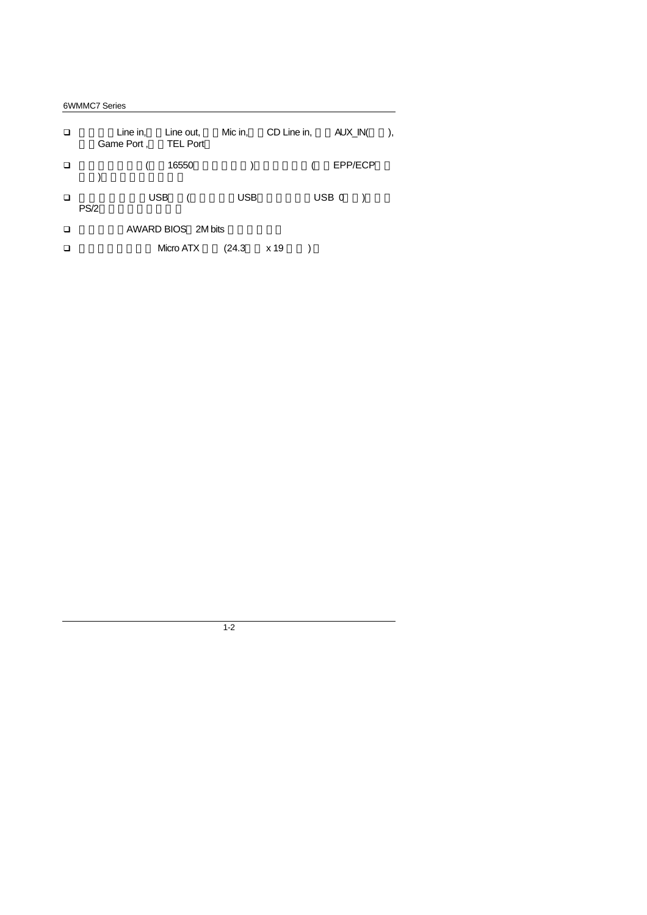- Line in, Line out, Mic in, CD Line in, AUX_IN( ), Game Port , TEL Port
- ( 16550 ) ( EPP/ECP )
- USB ( USB USB 0 ) PS/2
- AWARD BIOS 2M bits
- Micro ATX (24.3 x 19 )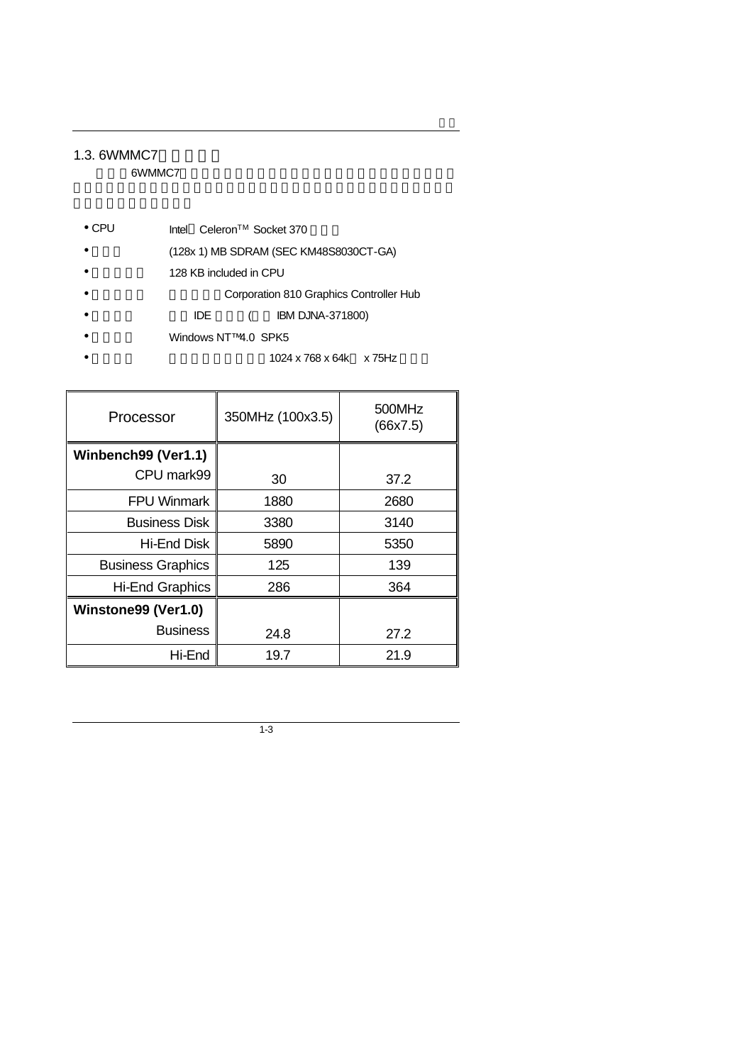## 1.3. 6WMMC7

6WMMC7

- CPU　Intel Celeron™ Socket 370
- (128x 1) MB SDRAM (SEC KM48S8030CT-GA)
- 128 KB included in CPU
- Corporation 810 Graphics Controller Hub
- IDE ( IBM DJNA-371800)
- Windows NT™ 4.0 SPK5
- 1024 x 768 x 64k x 75Hz

| Processor | 350MHz (100x3.5) | 500MHz (66x7.5) |
| --- | --- | --- |
| **Winbench99 (Ver1.1)** | | |
| CPU mark99 | 30 | 37.2 |
| FPU Winmark | 1880 | 2680 |
| Business Disk | 3380 | 3140 |
| Hi-End Disk | 5890 | 5350 |
| Business Graphics | 125 | 139 |
| Hi-End Graphics | 286 | 364 |
| **Winstone99 (Ver1.0)** | | |
| Business | 24.8 | 27.2 |
| Hi-End | 19.7 | 21.9 |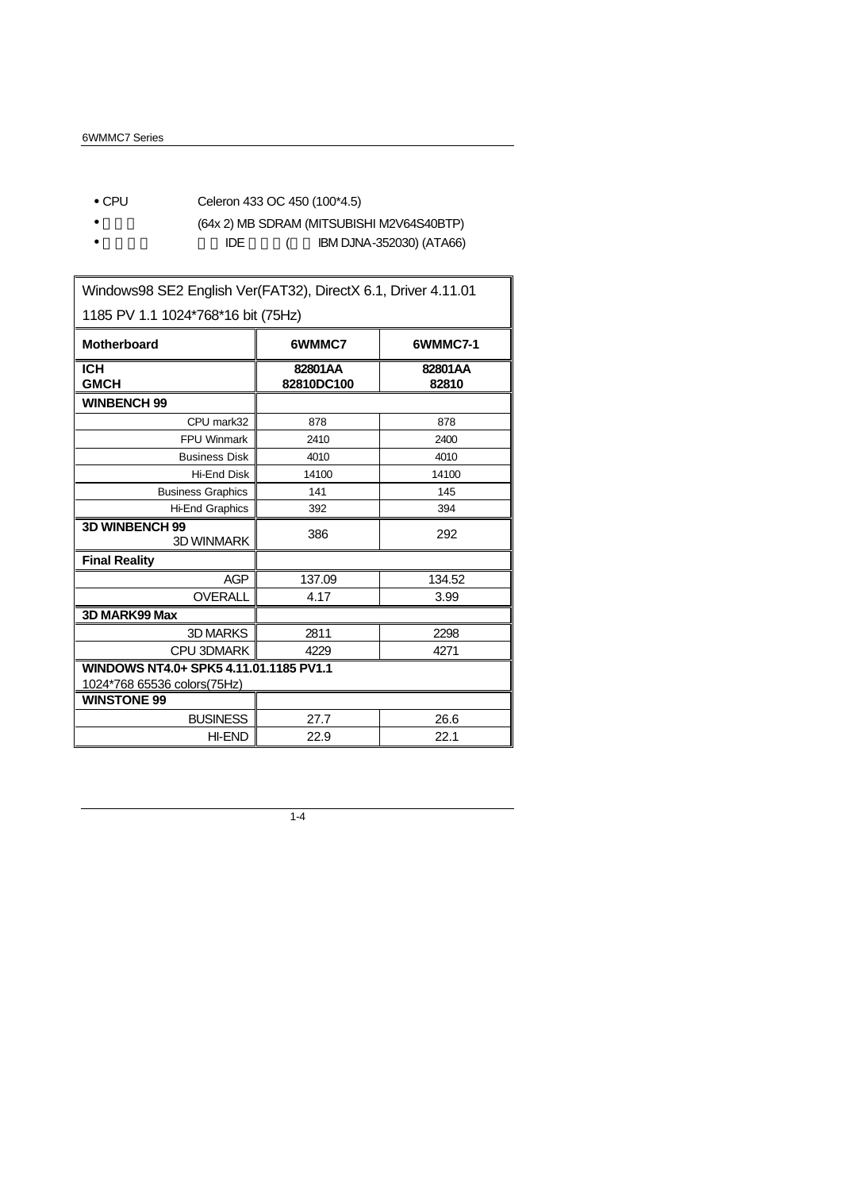- CPU Celeron 433 OC 450 (100*4.5)
- (64x 2) MB SDRAM (MITSUBISHI M2V64S40BTP)
- IDE ( IBM DJNA-352030) (ATA66)

| Windows98 SE2 English Ver(FAT32), DirectX 6.1, Driver 4.11.01 1185 PV 1.1 1024*768*16 bit (75Hz) | | |
|---|---|---|
| **Motherboard** | **6WMMC7** | **6WMMC7-1** |
| **ICH**<br>**GMCH** | **82801AA**<br>**82810DC100** | **82801AA**<br>**82810** |
| **WINBENCH 99** | | |
| CPU mark32 | 878 | 878 |
| FPU Winmark | 2410 | 2400 |
| Business Disk | 4010 | 4010 |
| Hi-End Disk | 14100 | 14100 |
| Business Graphics | 141 | 145 |
| Hi-End Graphics | 392 | 394 |
| **3D WINBENCH 99**<br>3D WINMARK | 386 | 292 |
| **Final Reality** | | |
| AGP | 137.09 | 134.52 |
| OVERALL | 4.17 | 3.99 |
| **3D MARK99 Max** | | |
| 3D MARKS | 2811 | 2298 |
| CPU 3DMARK | 4229 | 4271 |
| **WINDOWS NT4.0+ SPK5 4.11.01.1185 PV1.1**<br>1024*768 65536 colors(75Hz) | | |
| **WINSTONE 99** | | |
| BUSINESS | 27.7 | 26.6 |
| HI-END | 22.9 | 22.1 |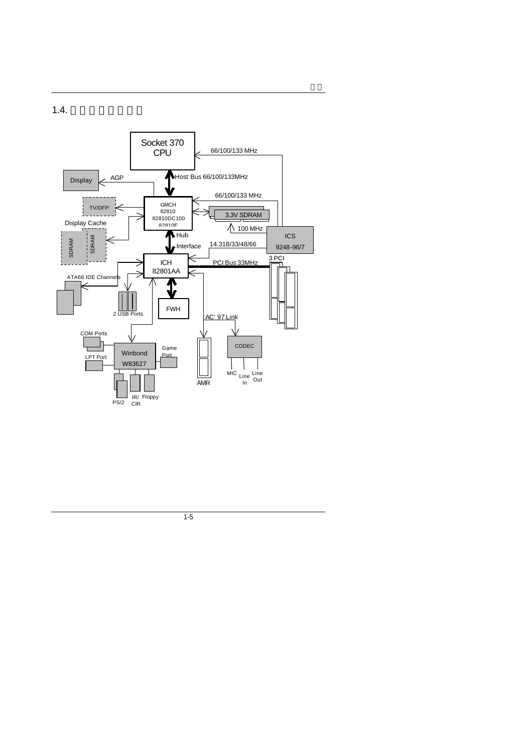## 1.4.

Socket 370 CPU

66/100/133 MHz

Host Bus 66/100/133MHz

Display

AGP

66/100/133 MHz

TV/DFP

GMCH 82810 82810DC100 82810E

3.3V SDRAM

Display Cache

100 MHz

SDRAM

SDRAM

Hub Interface

ICS 9248-96/7

14.318/33/48/66

3 PCI

ICH 82801AA

PCI Bus 33MHz

ATA66 IDE Channels

2 USB Ports

FWH

AC' 97 Link

COM Ports

Winbond W83627

Game Port

CODEC

LPT Port

MIC

Line In

Line Out

AMR

PS/2

IR/ CIR

Floppy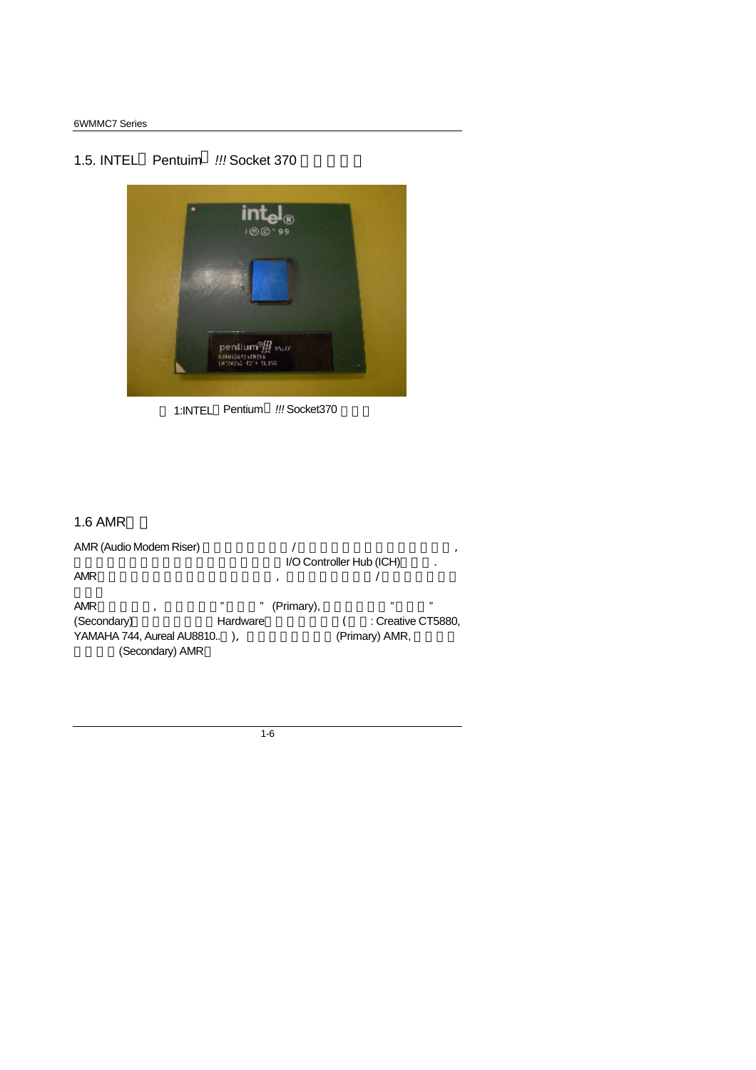## 1.5. INTEL Pentuim !!! Socket 370

1:INTEL Pentium !!! Socket370

## 1.6 AMR

AMR (Audio Modem Riser) / ,
I/O Controller Hub (ICH) .
AMR , /

AMR , " " (Primary), " "
(Secondary) Hardware ( : Creative CT5880,
YAMAHA 744, Aureal AU8810.. ), (Primary) AMR,
(Secondary) AMR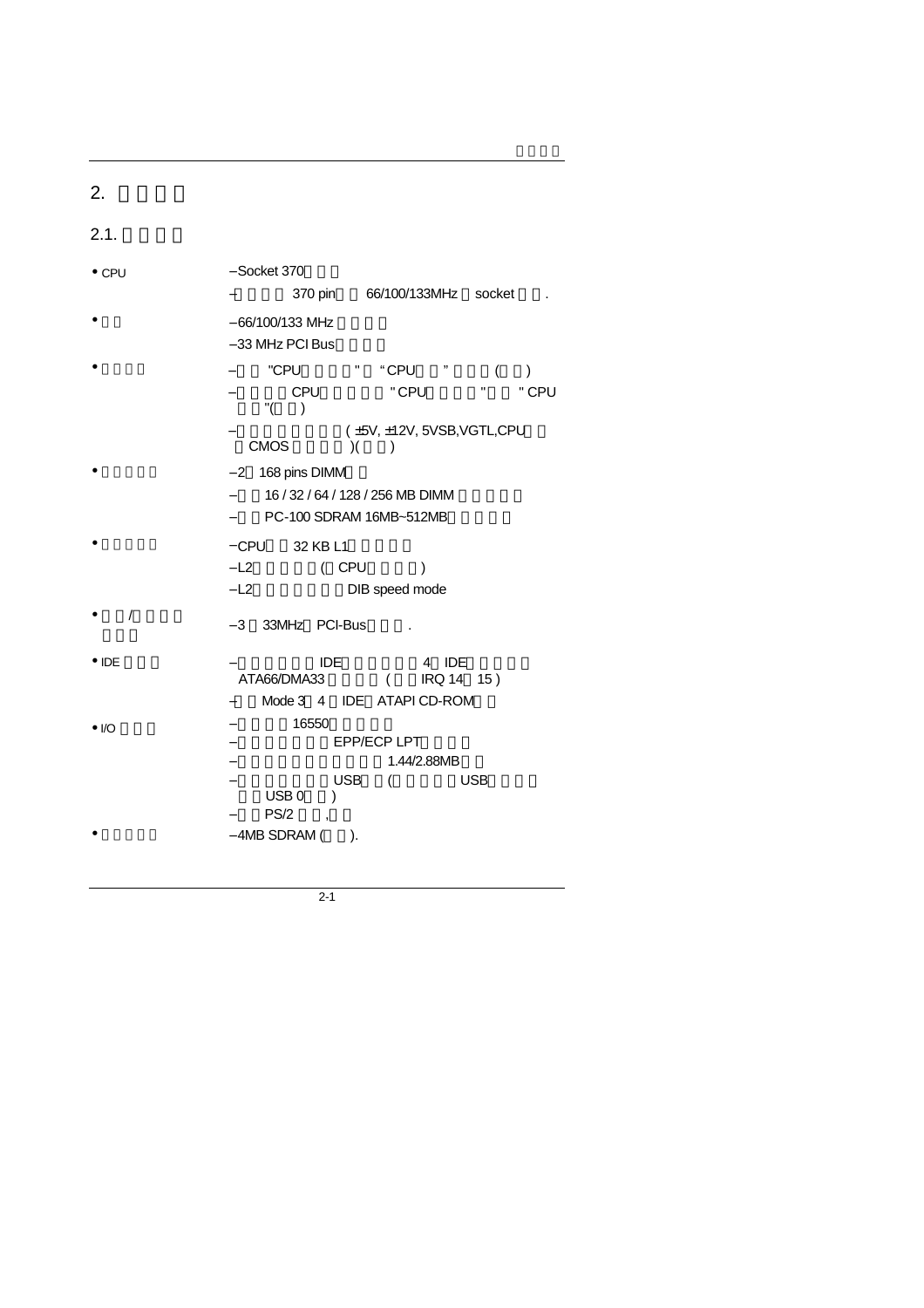## 2.

### 2.1.

| | |
|---|---|
| • CPU | – Socket 370 |
| | – 370 pin 66/100/133MHz socket . |
| • | – 66/100/133 MHz |
| | – 33 MHz PCI Bus |
| • | – "CPU " "CPU " ( ) |
| | – CPU "CPU " " CPU "( ) |
| | – ( ±5V, ±12V, 5VSB,VGTL,CPU CMOS )( ) |
| • | – 2 168 pins DIMM |
| | – 16 / 32 / 64 / 128 / 256 MB DIMM |
| | – PC-100 SDRAM 16MB~512MB |
| • | – CPU 32 KB L1 |
| | – L2 ( CPU ) |
| | – L2 DIB speed mode |
| • / | – 3 33MHz PCI-Bus . |
| • IDE | – IDE 4 IDE ATA66/DMA33 ( IRQ 14 15 ) |
| | – Mode 3 4 IDE ATAPI CD-ROM |
| • I/O | – 16550 |
| | – EPP/ECP LPT |
| | – 1.44/2.88MB |
| | – USB ( USB USB 0 ) |
| | – PS/2 , |
| • | – 4MB SDRAM ( ). |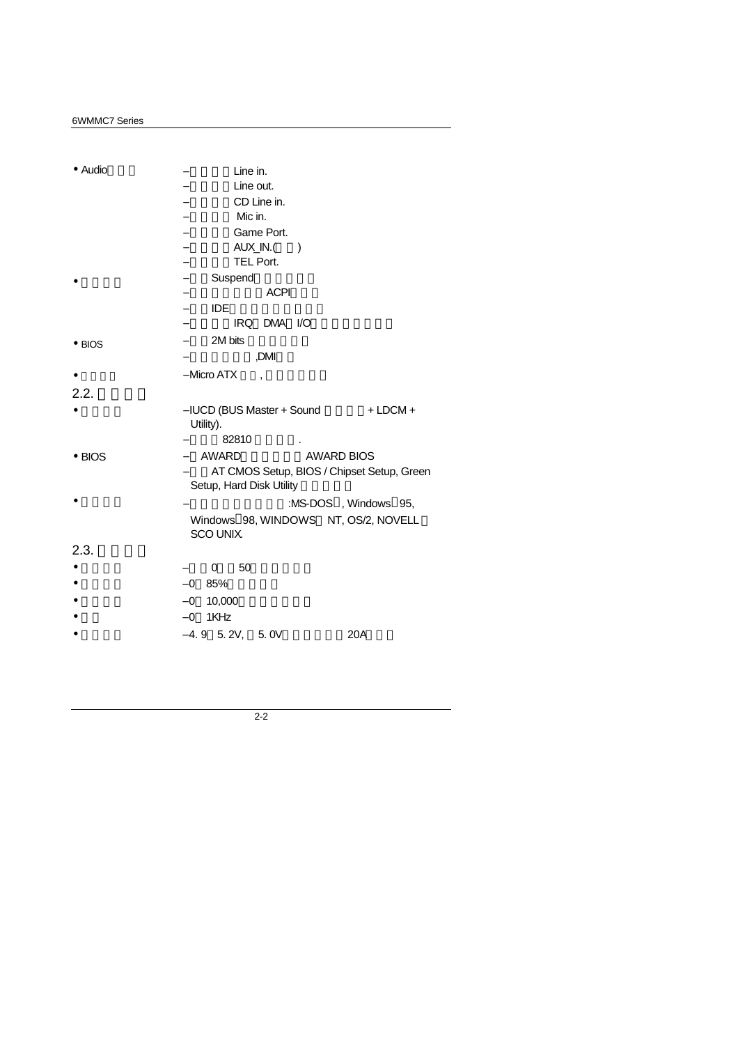- Audio
  - – Line in.
  - – Line out.
  - – CD Line in.
  - – Mic in.
  - – Game Port.
  - – AUX_IN.( )
  - – TEL Port.
- 
  - – Suspend
  - – ACPI
  - – IDE
  - – IRQ DMA I/O
- BIOS
  - – 2M bits
  - – ,DMI
- 
  - –Micro ATX ,

## 2.2.

- 
  - –IUCD (BUS Master + Sound + LDCM + Utility).
  - – 82810 .
- BIOS
  - – AWARD AWARD BIOS
  - – AT CMOS Setup, BIOS / Chipset Setup, Green Setup, Hard Disk Utility
- 
  - – :MS-DOS , Windows 95, Windows 98, WINDOWS NT, OS/2, NOVELL SCO UNIX.

## 2.3.

- – 0 50
- –0 85%
- –0 10,000
- –0 1KHz
- –4. 9 5. 2V, 5. 0V 20A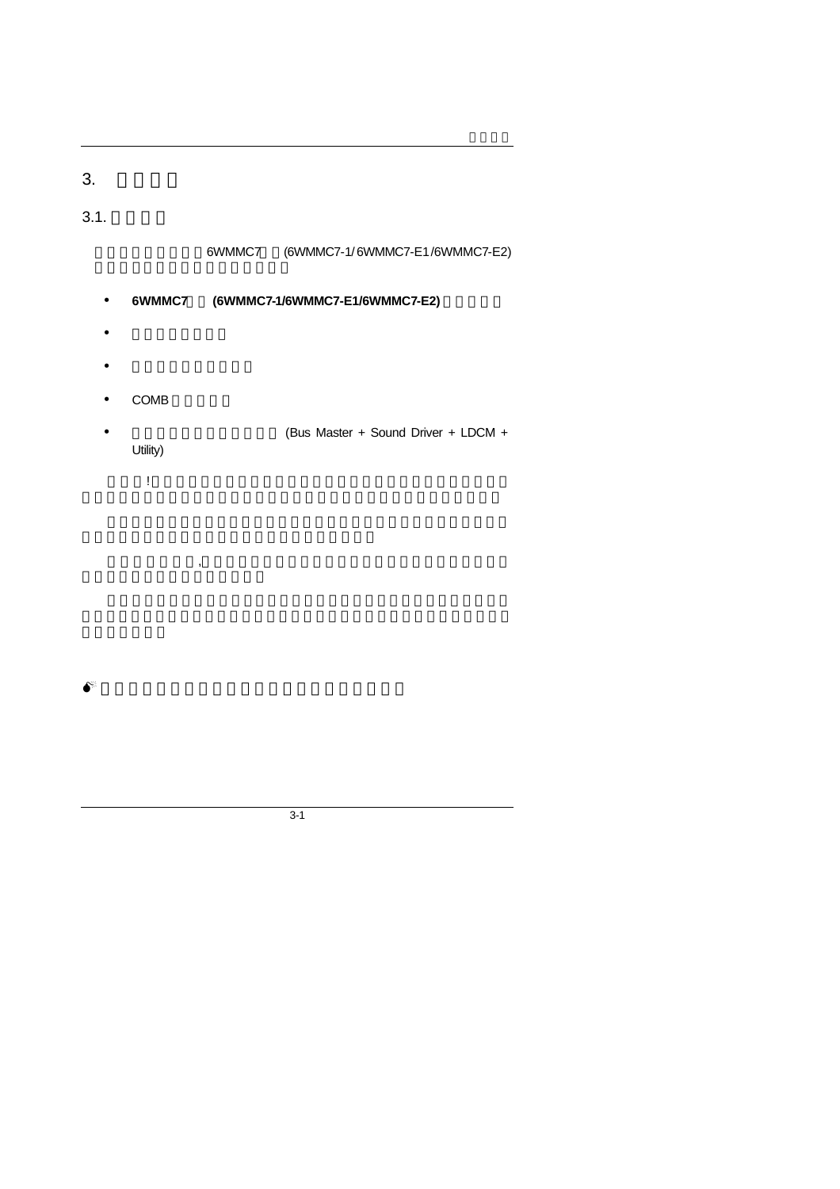# 3.

## 3.1.

6WMMC7 (6WMMC7-1/ 6WMMC7-E1 /6WMMC7-E2)

- **6WMMC7 (6WMMC7-1/6WMMC7-E1/6WMMC7-E2)**
- 
- 
- COMB
- (Bus Master + Sound Driver + LDCM + Utility)

!

.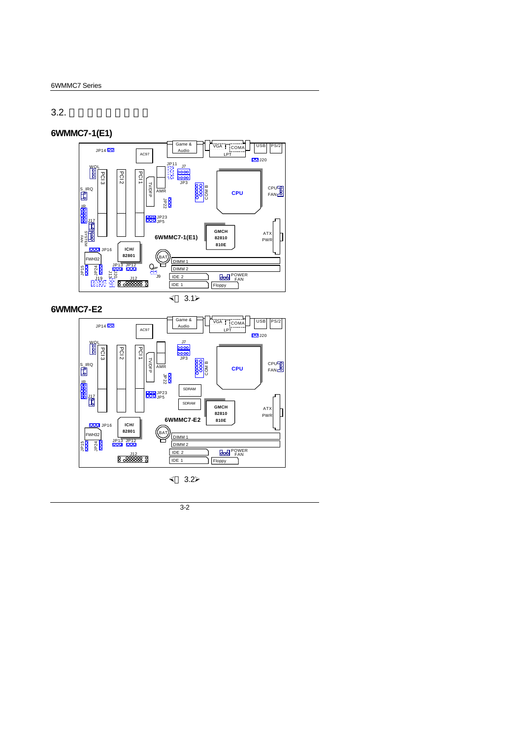## 3.2. 

### 6WMMC7-1(E1)

JP14 AC97 Game & Audio VGA COMA LPT USB PS/2 J20

WOL PCI 3 PCI 2 PCI 1 JP11 J7 JP3 TV/DFP AMR COM B CPU CPU FAN

S_IRQ JR J17 SYSTEM FAN JP22 JP23 JP5

GMCH 82810 810E ATX PWR 6WMMC7-1(E1)

JP16 ICH/ 82801 BAT FWH32 DIMM 1 DIMM 2

JP15 JP24 J18 J20 JP13 JP12 J9 IDE 2 POWER FAN J19 J12 IDE 1 Floppy

〈 3.1〉

### 6WMMC7-E2

JP14 AC97 Game & Audio VGA COMA LPT USB PS/2 J20

WOL PCI 3 PCI 2 PCI 1 J7 JP3 TV/DFP AMR COM B CPU CPU FAN

S_IRQ JR J17 JP22 SDRAM JP23 JP5 SDRAM

GMCH 82810 810E ATX PWR 6WMMC7-E2

JP16 ICH/ 82801 BAT FWH32 DIMM 1 DIMM 2

JP15 JP24 JP13 JP12 IDE 2 POWER FAN J12 IDE 1 Floppy

〈 3.2〉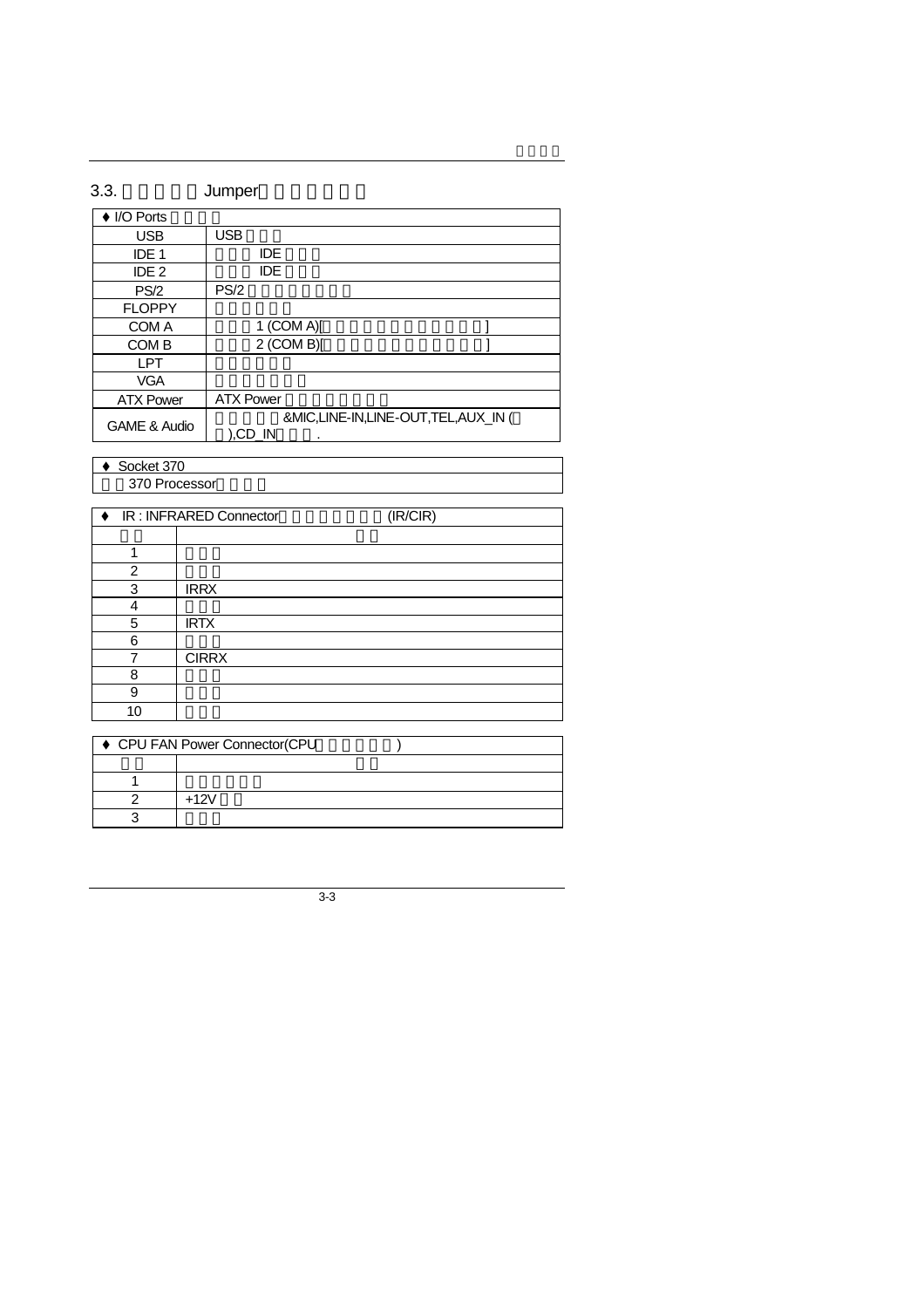## 3.3. Jumper

| ♦ I/O Ports | |
|---|---|
| USB | USB |
| IDE 1 | IDE |
| IDE 2 | IDE |
| PS/2 | PS/2 |
| FLOPPY | |
| COM A | 1 (COM A)[ ] |
| COM B | 2 (COM B)[ ] |
| LPT | |
| VGA | |
| ATX Power | ATX Power |
| GAME & Audio | &MIC,LINE-IN,LINE-OUT,TEL,AUX_IN ( ),CD_IN . |

| ♦ Socket 370 |
|---|
| 370 Processor |

| ♦ IR : INFRARED Connector (IR/CIR) | |
|---|---|
| | |
| 1 | |
| 2 | |
| 3 | IRRX |
| 4 | |
| 5 | IRTX |
| 6 | |
| 7 | CIRRX |
| 8 | |
| 9 | |
| 10 | |

| ♦ CPU FAN Power Connector(CPU ) | |
|---|---|
| | |
| 1 | |
| 2 | +12V |
| 3 | |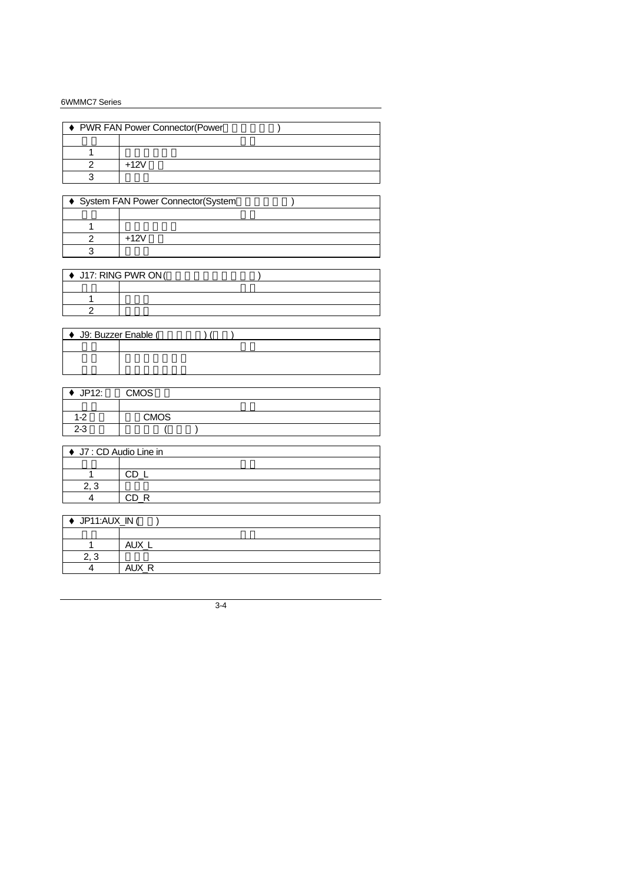| ♦ PWR FAN Power Connector(Power ) | |
|---|---|
| | |
| 1 | |
| 2 | +12V |
| 3 | |

| ♦ System FAN Power Connector(System ) | |
|---|---|
| | |
| 1 | |
| 2 | +12V |
| 3 | |

| ♦ J17: RING PWR ON ( ) | |
|---|---|
| | |
| 1 | |
| 2 | |

| ♦ J9: Buzzer Enable ( ) ( ) | |
|---|---|
| | |
| | |
| | |

| ♦ JP12: CMOS | |
|---|---|
| | |
| 1-2 | CMOS |
| 2-3 | ( ) |

| ♦ J7 : CD Audio Line in | |
|---|---|
| | |
| 1 | CD_L |
| 2, 3 | |
| 4 | CD_R |

| ♦ JP11:AUX_IN ( ) | |
|---|---|
| | |
| 1 | AUX_L |
| 2, 3 | |
| 4 | AUX_R |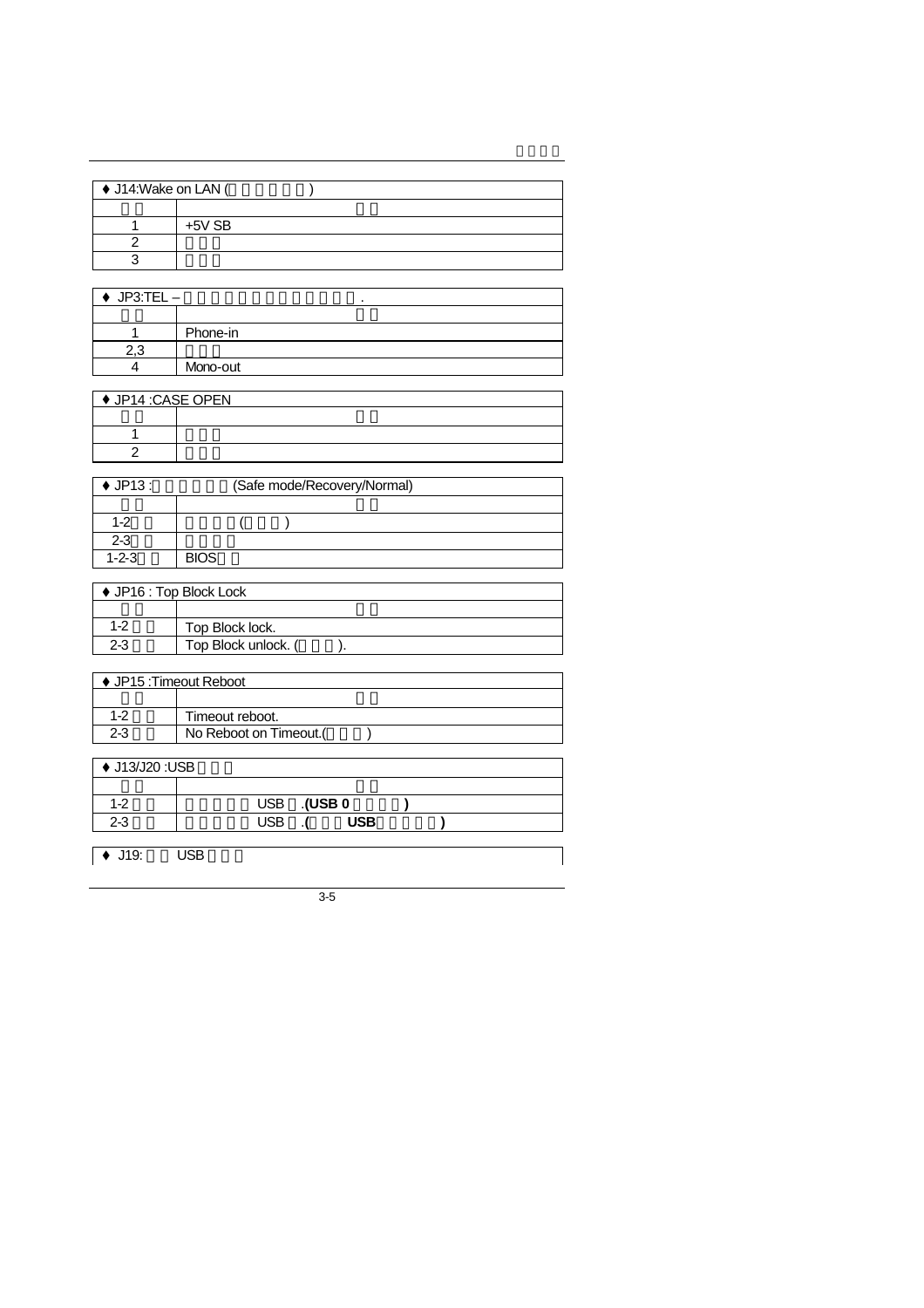| ♦ J14:Wake on LAN ( ) | |
|---|---|
| | |
| 1 | +5V SB |
| 2 | |
| 3 | |

| ♦ JP3:TEL – . | |
|---|---|
| | |
| 1 | Phone-in |
| 2,3 | |
| 4 | Mono-out |

| ♦ JP14 :CASE OPEN | |
|---|---|
| | |
| 1 | |
| 2 | |

| ♦ JP13 : (Safe mode/Recovery/Normal) | |
|---|---|
| | |
| 1-2 | ( ) |
| 2-3 | |
| 1-2-3 | BIOS |

| ♦ JP16 : Top Block Lock | |
|---|---|
| | |
| 1-2 | Top Block lock. |
| 2-3 | Top Block unlock. ( ). |

| ♦ JP15 :Timeout Reboot | |
|---|---|
| | |
| 1-2 | Timeout reboot. |
| 2-3 | No Reboot on Timeout.( ) |

| ♦ J13/J20 :USB | |
|---|---|
| | |
| 1-2 | USB .**(USB 0 )** |
| 2-3 | USB .**( USB )** |

| ♦ J19: USB |
|---|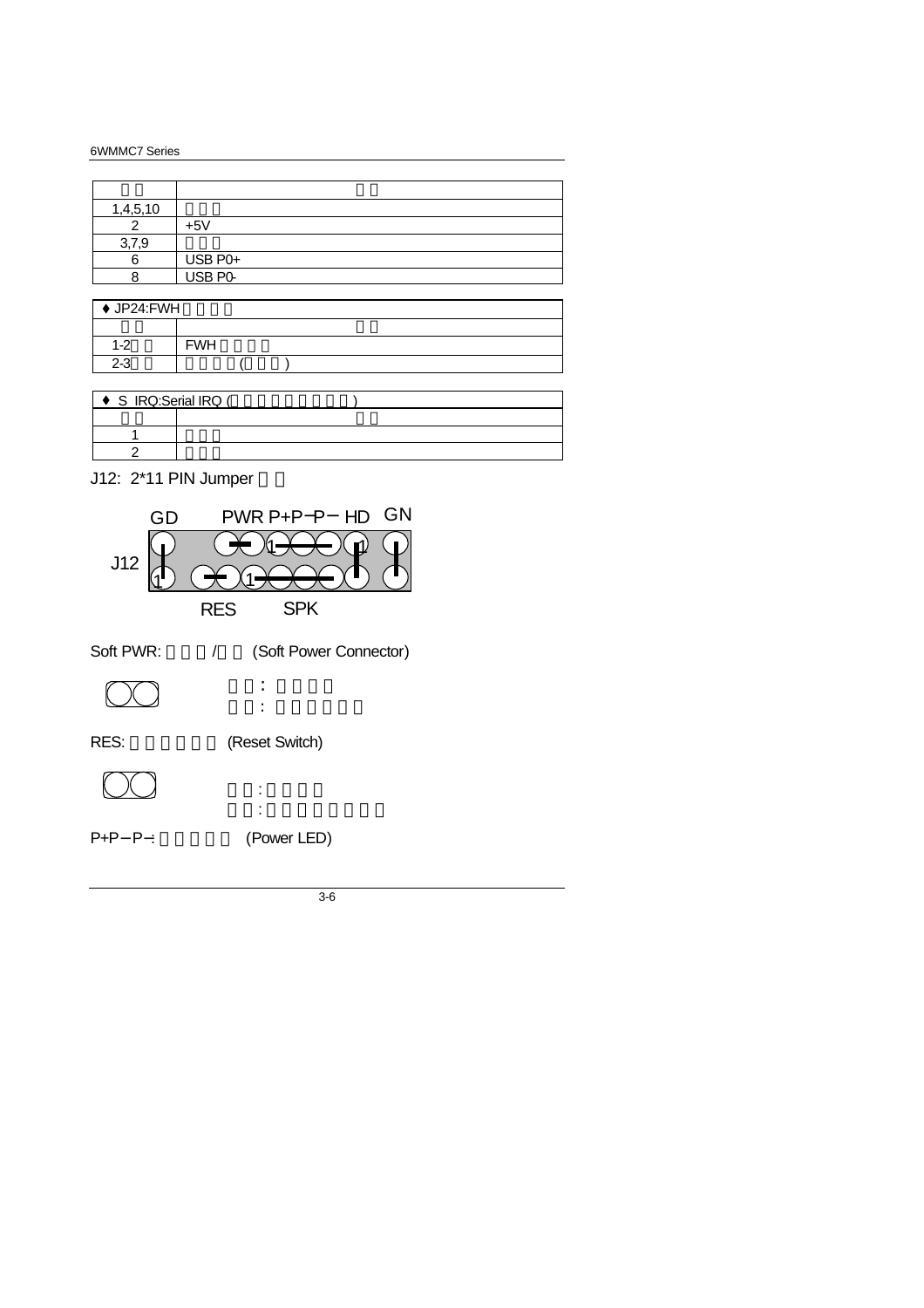| | |
|---|---|
| 1,4,5,10 | |
| 2 | +5V |
| 3,7,9 | |
| 6 | USB P0+ |
| 8 | USB P0- |

| ♦ JP24:FWH | |
|---|---|
| | |
| 1-2 | FWH |
| 2-3 | ( ) |

| ♦ S IRQ:Serial IRQ ( ) | |
|---|---|
| | |
| 1 | |
| 2 | |

J12: 2*11 PIN Jumper

GD PWR P+P−P− HD GN

J12

RES SPK

Soft PWR: / (Soft Power Connector)

:

:

RES: (Reset Switch)

:

:

P+P−P−: (Power LED)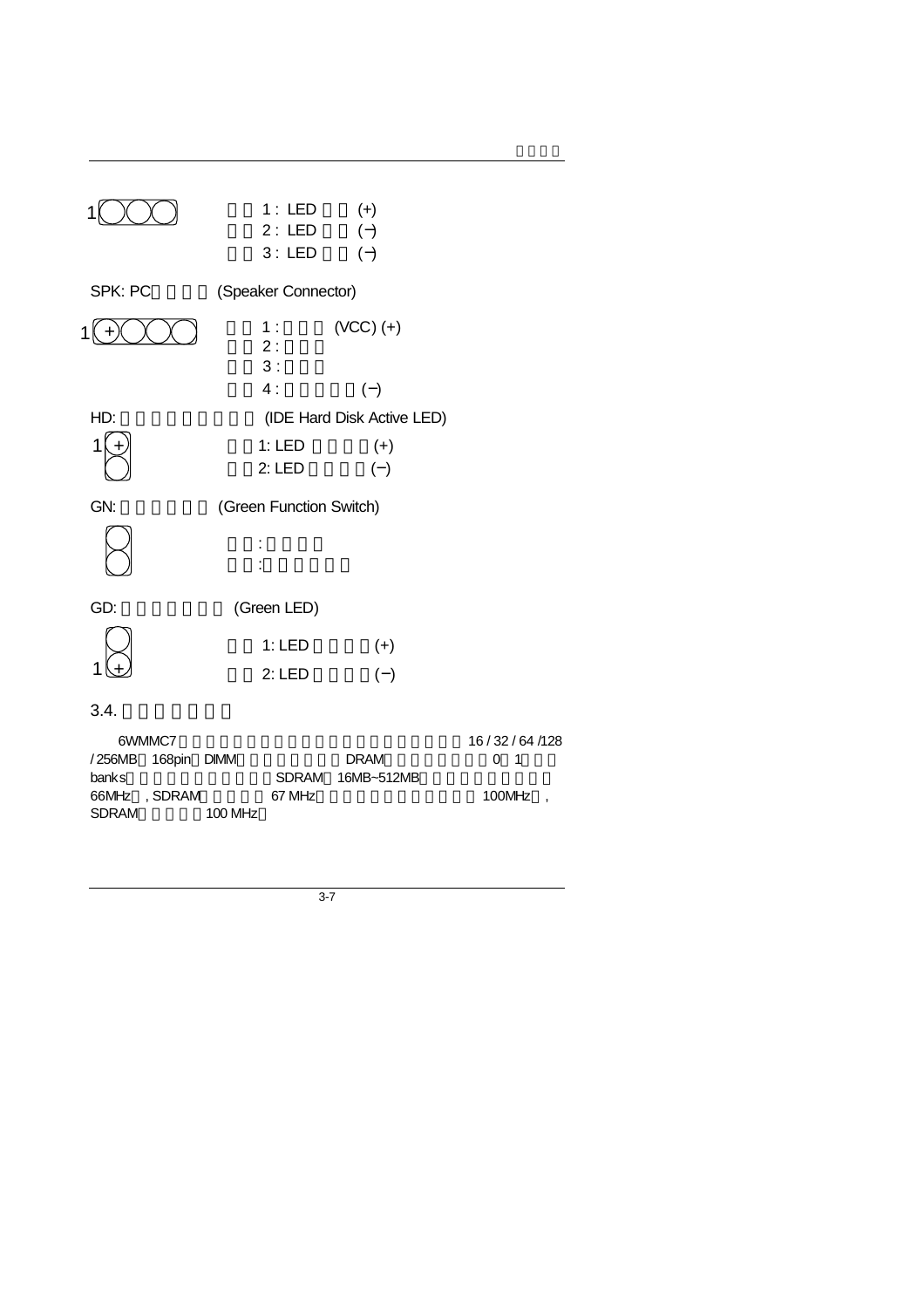1 ◯◯◯　　1 : LED (+)
2 : LED (−)
3 : LED (−)

SPK: PC (Speaker Connector)

1 (+)◯◯◯　　1 : (VCC) (+)
2 :
3 :
4 : (−)

HD: (IDE Hard Disk Active LED)

1 (+)　　1: LED (+)
2: LED (−)

GN: (Green Function Switch)

:
:

GD: (Green LED)

1: LED (+)
1 (+)　　2: LED (−)

3.4.

6WMMC7 16 / 32 / 64 /128 / 256MB 168pin DIMM DRAM 0 1 banks SDRAM 16MB~512MB 66MHz , SDRAM 67 MHz 100MHz , SDRAM 100 MHz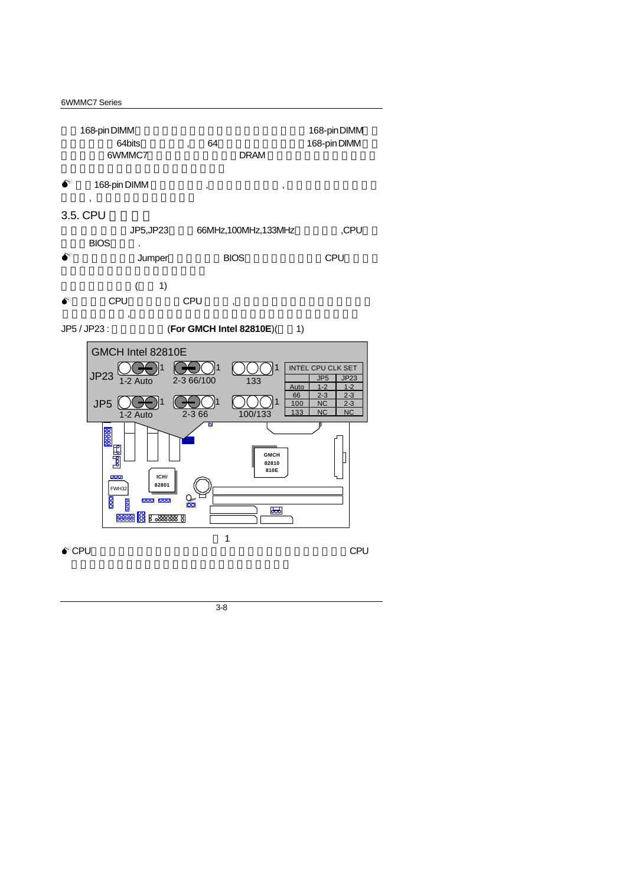168-pin DIMM 168-pin DIMM
64bits , 64 168-pin DIMM
6WMMC7 DRAM

168-pin DIMM , ,
,

## 3.5. CPU

JP5,JP23 66MHz,100MHz,133MHz ,CPU
BIOS .

Jumper BIOS CPU

( 1)

CPU CPU ,
,

JP5 / JP23 : (**For GMCH Intel 82810E**)( 1)

GMCH Intel 82810E

JP23: 1-2 Auto, 2-3 66/100, 133

JP5: 1-2 Auto, 2-3 66, 100/133

| INTEL CPU CLK SET | JP5 | JP23 |
|---|---|---|
| Auto | 1-2 | 1-2 |
| 66 | 2-3 | 2-3 |
| 100 | NC | 2-3 |
| 133 | NC | NC |

1

CPU CPU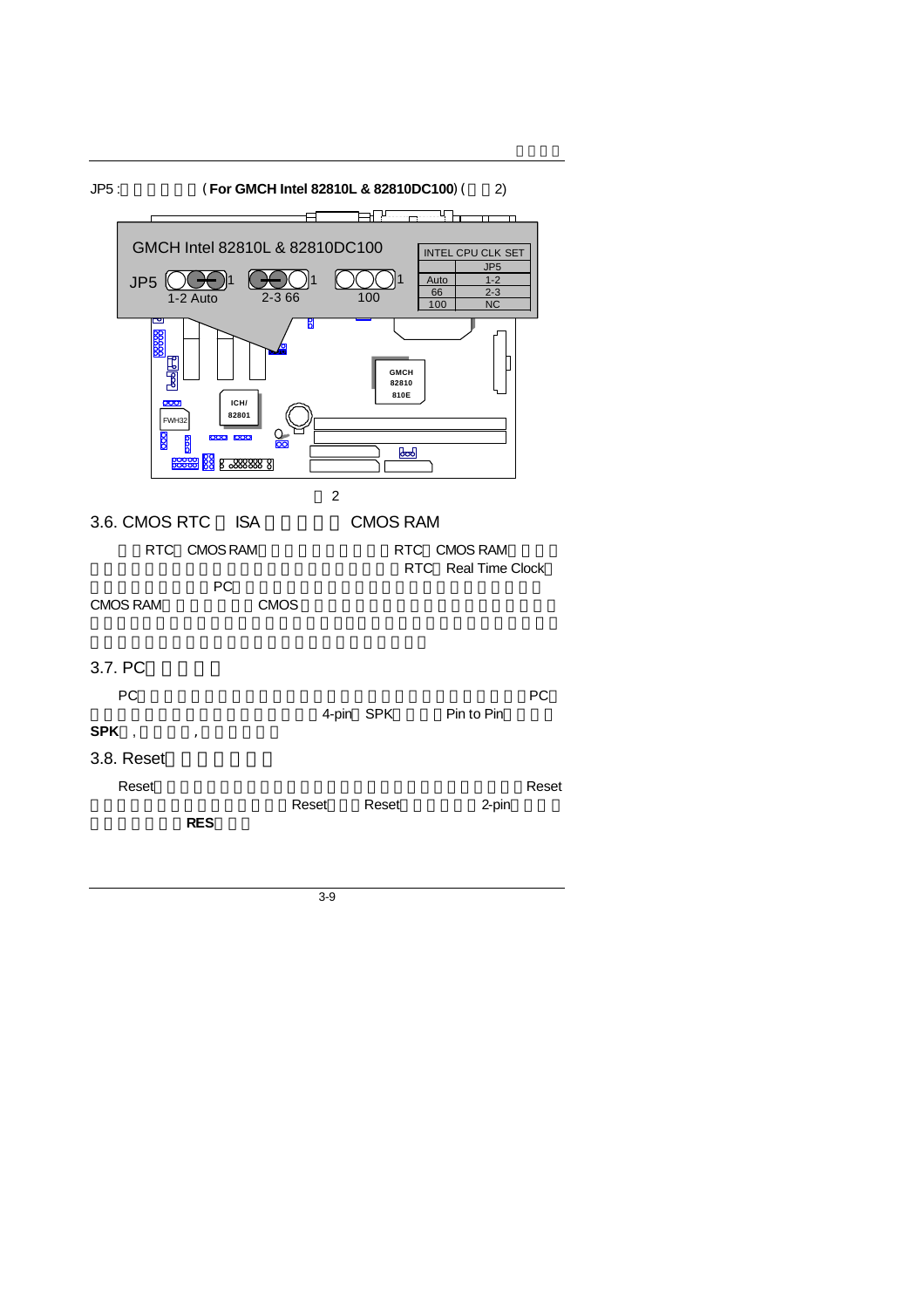JP5 : (**For GMCH Intel 82810L & 82810DC100**) ( 2)

GMCH Intel 82810L & 82810DC100

JP5 1-2 Auto 2-3 66 100

| INTEL CPU CLK SET | |
|---|---|
| | JP5 |
| Auto | 1-2 |
| 66 | 2-3 |
| 100 | NC |

GMCH 82810 810E

ICH/ 82801

FWH32

2

## 3.6. CMOS RTC ISA CMOS RAM

RTC CMOS RAM RTC CMOS RAM RTC Real Time Clock PC CMOS RAM CMOS

## 3.7. PC

PC PC 4-pin SPK Pin to Pin **SPK** , ,

## 3.8. Reset

Reset Reset Reset Reset 2-pin **RES**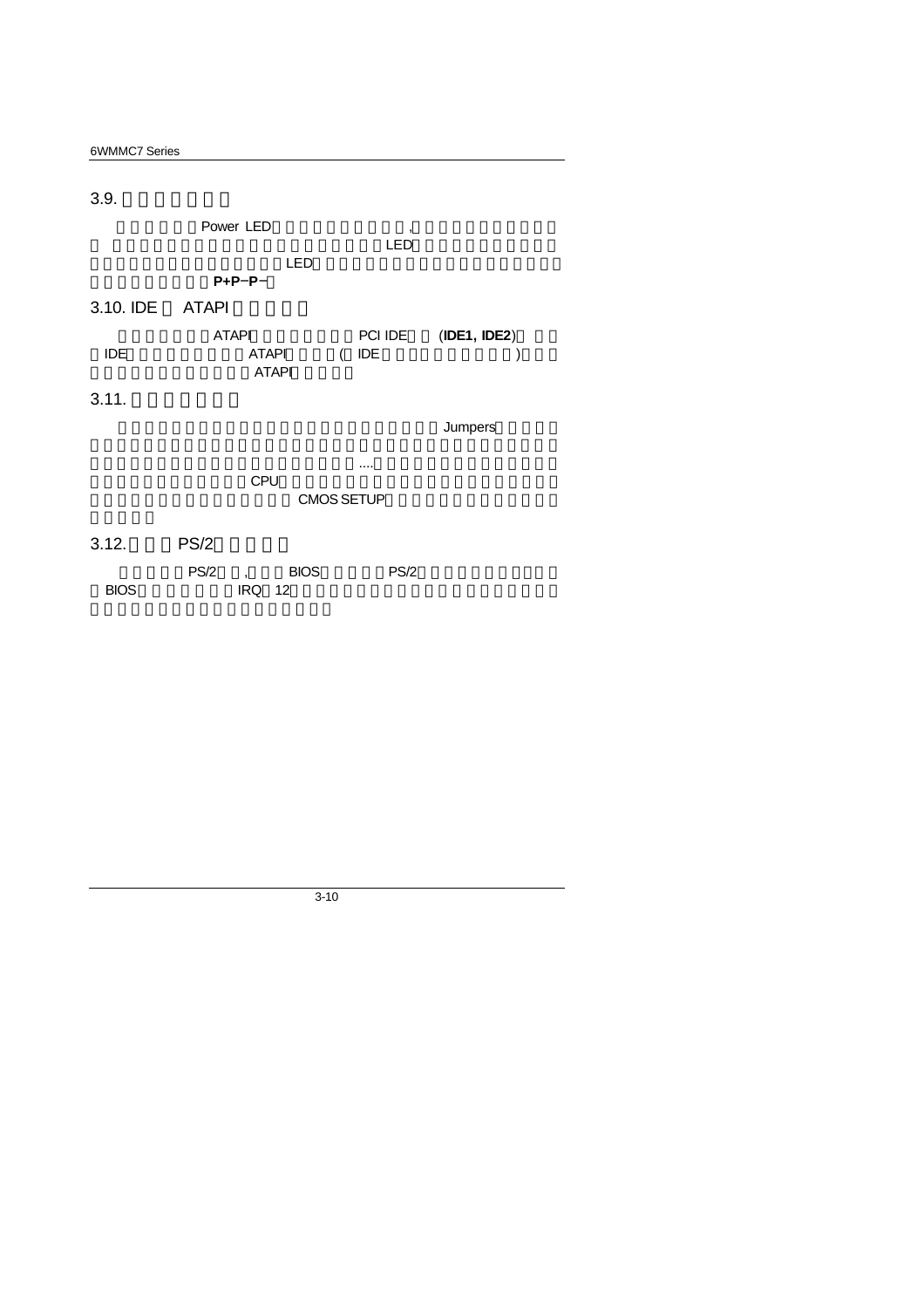## 3.9.

Power LED ,

LED

LED

**P+P−P−**

## 3.10. IDE ATAPI

ATAPI PCI IDE (**IDE1, IDE2**)

IDE ATAPI ( IDE )

ATAPI

## 3.11.

Jumpers

....

CPU

CMOS SETUP

## 3.12. PS/2

PS/2 , BIOS PS/2

BIOS IRQ 12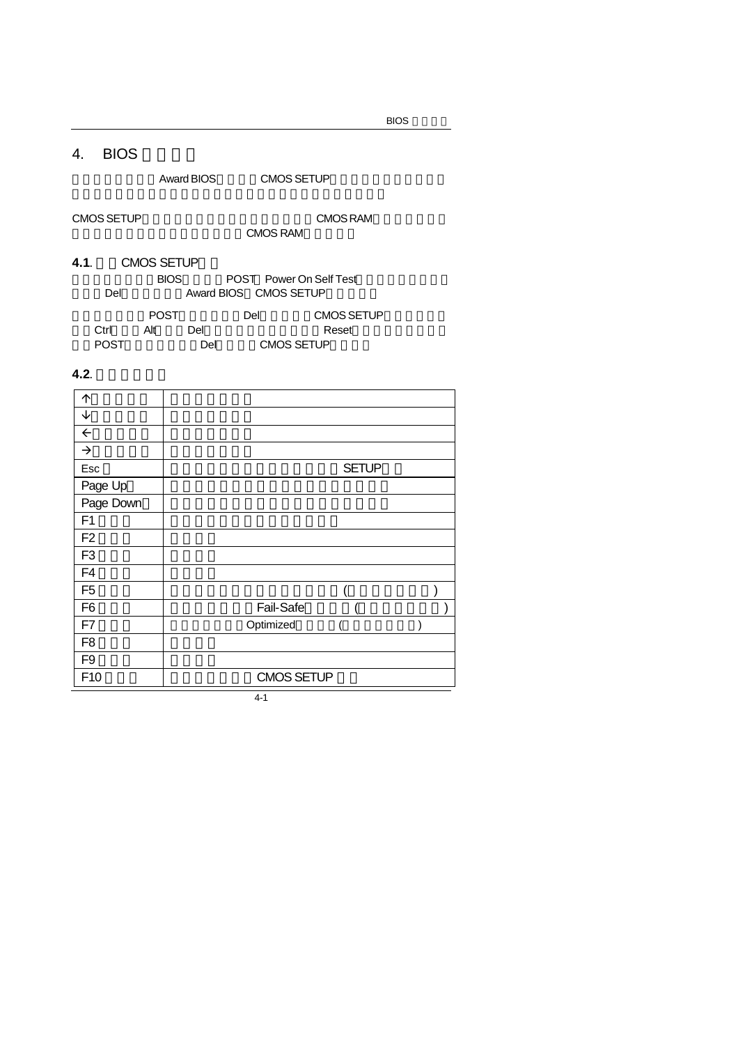# 4. BIOS

Award BIOS CMOS SETUP

CMOS SETUP CMOS RAM

CMOS RAM

## 4.1. CMOS SETUP

BIOS POST Power On Self Test

Del Award BIOS CMOS SETUP

POST Del CMOS SETUP

Ctrl Alt Del Reset

POST Del CMOS SETUP

## 4.2.

| | |
|---|---|
| ↑ | |
| ↓ | |
| ← | |
| → | |
| Esc | SETUP |
| Page Up | |
| Page Down | |
| F1 | |
| F2 | |
| F3 | |
| F4 | |
| F5 | ( ) |
| F6 | Fail-Safe ( ) |
| F7 | Optimized ( ) |
| F8 | |
| F9 | |
| F10 | CMOS SETUP |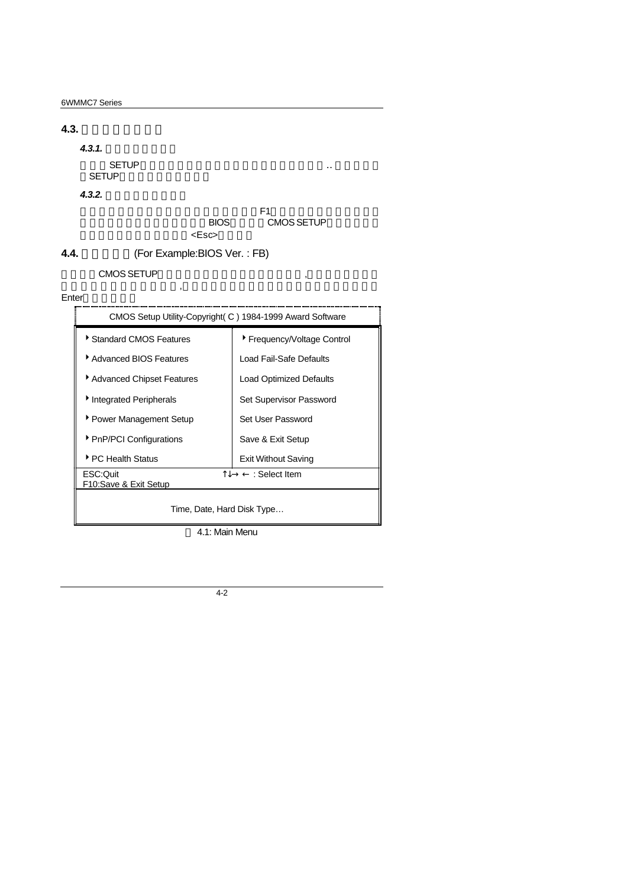## 4.3.

### *4.3.1.*

SETUP ..
SETUP

### *4.3.2.*

F1
BIOS CMOS SETUP
<Esc>

## 4.4. (For Example:BIOS Ver. : FB)

CMOS SETUP ,
,
Enter

| CMOS Setup Utility-Copyright( C ) 1984-1999 Award Software | |
|---|---|
| ▸ Standard CMOS Features | ▸ Frequency/Voltage Control |
| ▸ Advanced BIOS Features | Load Fail-Safe Defaults |
| ▸ Advanced Chipset Features | Load Optimized Defaults |
| ▸ Integrated Peripherals | Set Supervisor Password |
| ▸ Power Management Setup | Set User Password |
| ▸ PnP/PCI Configurations | Save & Exit Setup |
| ▸ PC Health Status | Exit Without Saving |
| ESC:Quit<br>F10:Save & Exit Setup | ↑↓→ ← : Select Item |
| Time, Date, Hard Disk Type… | |

4.1: Main Menu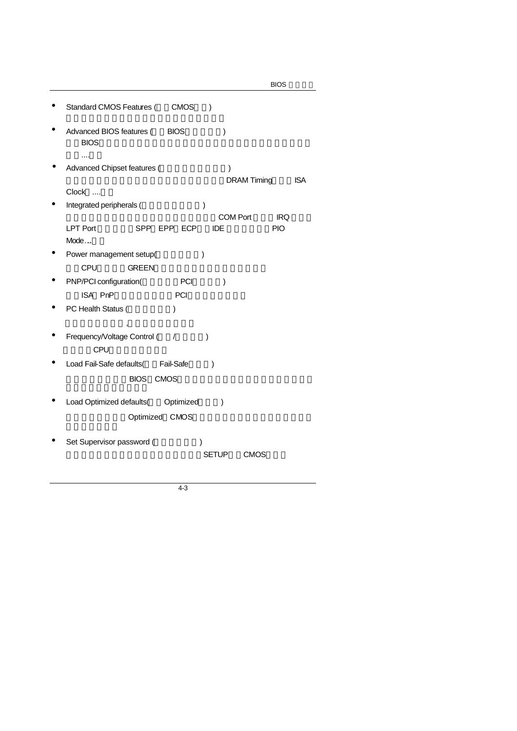- Standard CMOS Features ( CMOS )

- Advanced BIOS features ( BIOS )
  BIOS
  ....

- Advanced Chipset features ( )
  DRAM Timing ISA
  Clock ....

- Integrated peripherals ( )
  COM Port IRQ
  LPT Port SPP EPP ECP IDE PIO
  Mode…

- Power management setup( )
  CPU GREEN

- PNP/PCI configuration( PCI )
  ISA PnP PCI

- PC Health Status ( )
  ,

- Frequency/Voltage Control ( / )
  CPU

- Load Fail-Safe defaults( Fail-Safe )
  BIOS CMOS

- Load Optimized defaults( Optimized )
  Optimized CMOS

- Set Supervisor password ( )
  SETUP CMOS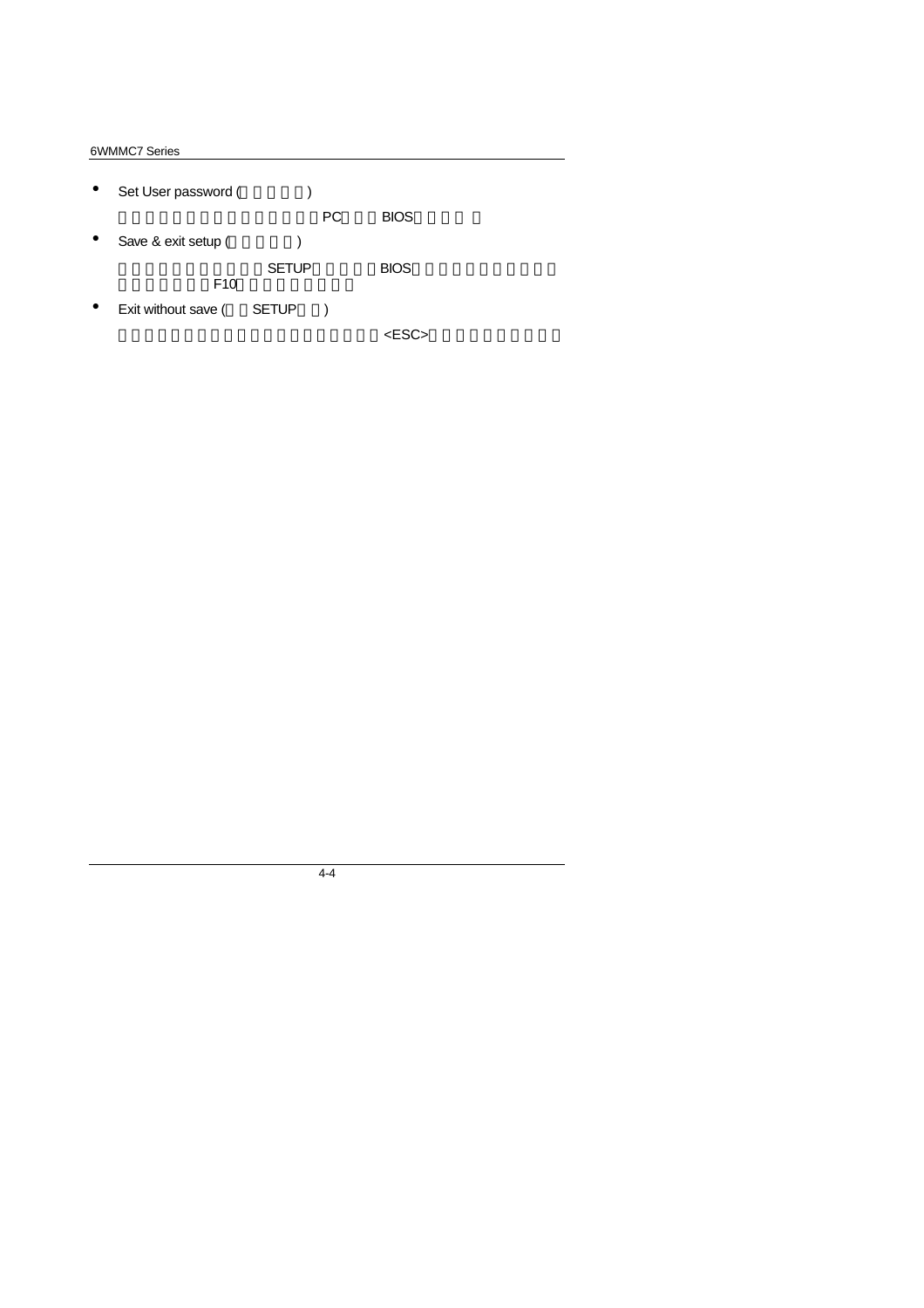- Set User password ( )

  PC BIOS

- Save & exit setup ( )

  SETUP BIOS
  F10

- Exit without save ( SETUP )

  <ESC>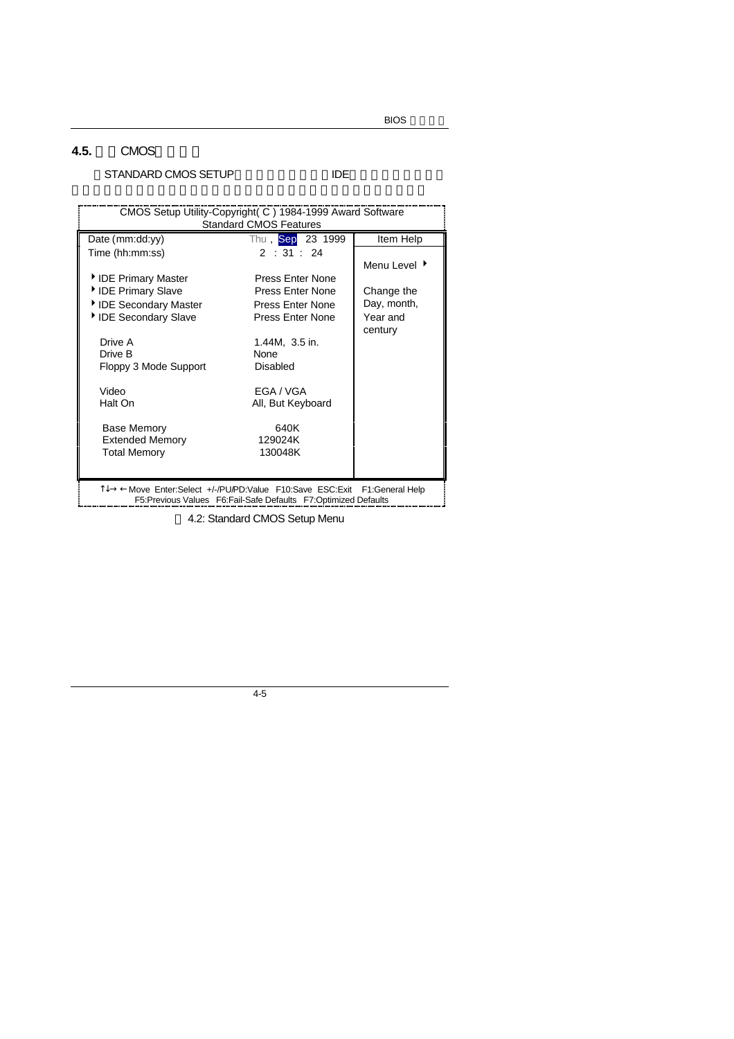## 4.5. CMOS

STANDARD CMOS SETUP IDE

```
CMOS Setup Utility-Copyright( C ) 1984-1999 Award Software
                Standard CMOS Features

Date (mm:dd:yy)             Thu , Sep 23 1999      Item Help
Time (hh:mm:ss)              2 : 31 : 24
                                                   Menu Level ▸
▸ IDE Primary Master         Press Enter None
▸ IDE Primary Slave          Press Enter None      Change the
▸ IDE Secondary Master       Press Enter None      Day, month,
▸ IDE Secondary Slave        Press Enter None      Year and
                                                   century
  Drive A                    1.44M, 3.5 in.
  Drive B                    None
  Floppy 3 Mode Support      Disabled

  Video                      EGA / VGA
  Halt On                    All, But Keyboard

  Base Memory                640K
  Extended Memory            129024K
  Total Memory               130048K

↑↓→ ← Move  Enter:Select  +/-/PU/PD:Value  F10:Save  ESC:Exit  F1:General Help
     F5:Previous Values  F6:Fail-Safe Defaults  F7:Optimized Defaults
```

4.2: Standard CMOS Setup Menu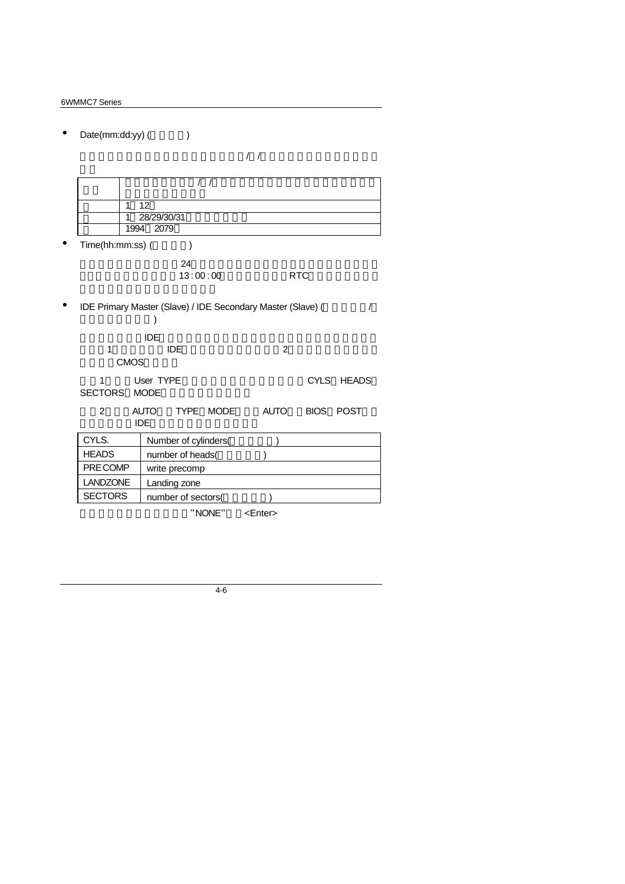- Date(mm:dd:yy) ( )

/ /

| | / / |
|---|---|
| | 1 12 |
| | 1 28/29/30/31 |
| | 1994 2079 |

- Time(hh:mm:ss) ( )

24

13 : 00 : 00 RTC

- IDE Primary Master (Slave) / IDE Secondary Master (Slave) ( / )

IDE

1 IDE 2

CMOS

1 User TYPE CYLS HEADS SECTORS MODE

2 AUTO TYPE MODE AUTO BIOS POST

IDE

| CYLS. | Number of cylinders( ) |
|---|---|
| HEADS | number of heads( ) |
| PRECOMP | write precomp |
| LANDZONE | Landing zone |
| SECTORS | number of sectors( ) |

"NONE" <Enter>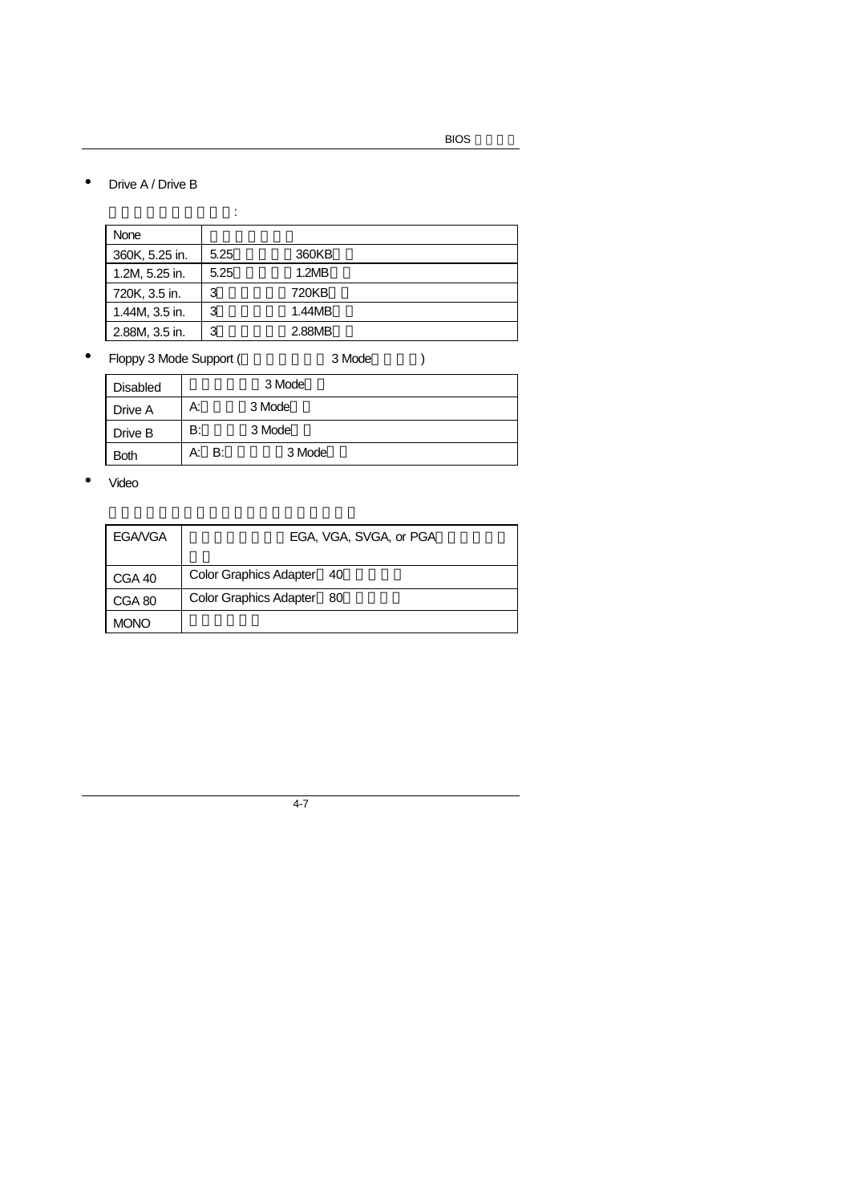- Drive A / Drive B

:

| None | |
|---|---|
| 360K, 5.25 in. | 5.25 360KB |
| 1.2M, 5.25 in. | 5.25 1.2MB |
| 720K, 3.5 in. | 3 720KB |
| 1.44M, 3.5 in. | 3 1.44MB |
| 2.88M, 3.5 in. | 3 2.88MB |

- Floppy 3 Mode Support ( 3 Mode )

| Disabled | 3 Mode |
|---|---|
| Drive A | A: 3 Mode |
| Drive B | B: 3 Mode |
| Both | A: B: 3 Mode |

- Video

| EGA/VGA | EGA, VGA, SVGA, or PGA |
|---|---|
| CGA 40 | Color Graphics Adapter 40 |
| CGA 80 | Color Graphics Adapter 80 |
| MONO | |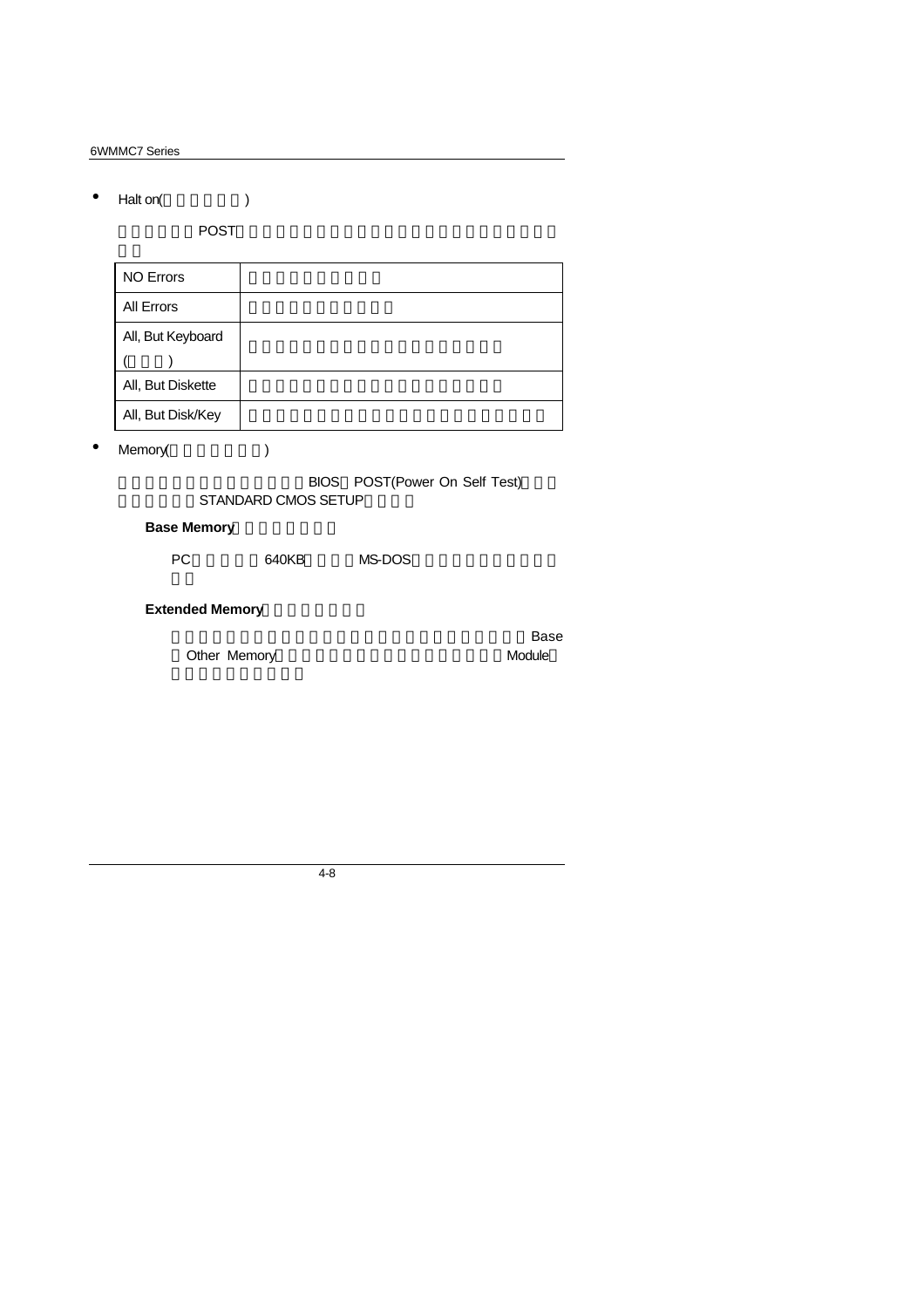- Halt on(□□□□□□)

  □□□□□□POST□□□□□□□□□□□□□□□□□□□□□□□□□□□□
  □□

| NO Errors | □□□□□□□□□□ |
|---|---|
| All Errors | □□□□□□□□□□□ |
| All, But Keyboard (□□□) | □□□□□□□□□□□□□□□□□□□□ |
| All, But Diskette | □□□□□□□□□□□□□□□□□□□□ |
| All, But Disk/Key | □□□□□□□□□□□□□□□□□□□□□□□□ |

- Memory(□□□□□□□)

  □□□□□□□□□□□□□□BIOS□POST(Power On Self Test)□□□
  □□□□□□STANDARD CMOS SETUP□□□□

  **Base Memory**□□□□□□□

  PC□□□□□□640KB□□□□MS-DOS□□□□□□□□□□□□
  □□

  **Extended Memory**□□□□□□□

  □□□□□□□□□□□□□□□□□□□□□□□□□□□□Base
  □Other Memory□□□□□□□□□□□□□□□□□□Module□
  □□□□□□□□□□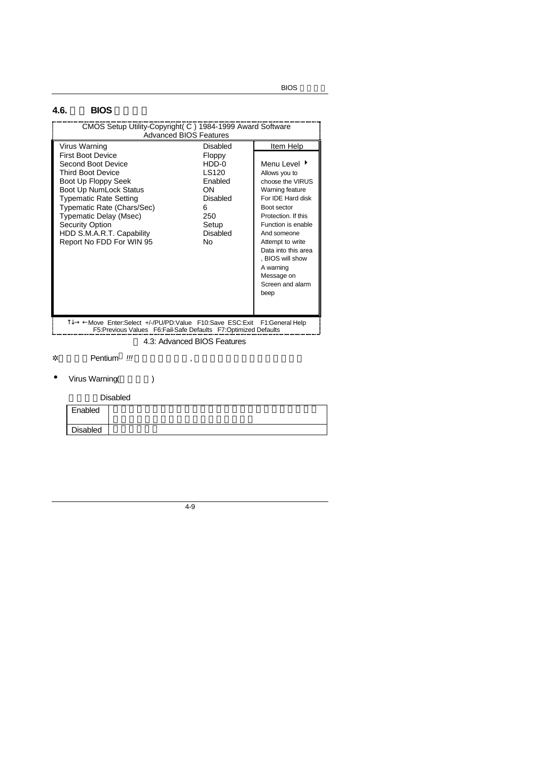## 4.6. BIOS

```
CMOS Setup Utility-Copyright( C ) 1984-1999 Award Software
                 Advanced BIOS Features

Virus Warning                  Disabled    Item Help
First Boot Device              Floppy
Second Boot Device             HDD-0       Menu Level ▸
Third Boot Device              LS120       Allows you to
Boot Up Floppy Seek            Enabled     choose the VIRUS
Boot Up NumLock Status         ON          Warning feature
Typematic Rate Setting         Disabled    For IDE Hard disk
Typematic Rate (Chars/Sec)     6           Boot sector
Typematic Delay (Msec)         250         Protection. If this
Security Option                Setup       Function is enable
HDD S.M.A.R.T. Capability      Disabled    And someone
Report No FDD For WIN 95       No          Attempt to write
                                           Data into this area
                                           , BIOS will show
                                           A warning
                                           Message on
                                           Screen and alarm
                                           beep

↑↓→ ←Move  Enter:Select  +/-/PU/PD:Value  F10:Save  ESC:Exit   F1:General Help
     F5:Previous Values   F6:Fail-Safe Defaults   F7:Optimized Defaults
```

4.3: Advanced BIOS Features

✲ Pentium !!! ,

- Virus Warning( )

Disabled

| Enabled | |
|---|---|
| Disabled | |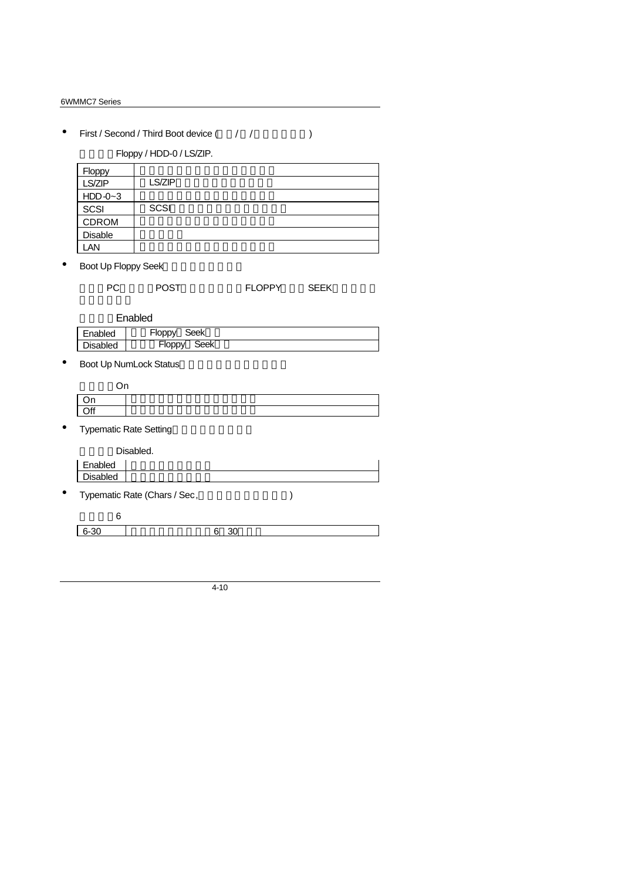- First / Second / Third Boot device ( / / )

Floppy / HDD-0 / LS/ZIP.

| Floppy | |
|---|---|
| LS/ZIP | LS/ZIP |
| HDD-0~3 | |
| SCSI | SCSI |
| CDROM | |
| Disable | |
| LAN | |

- Boot Up Floppy Seek

PC POST FLOPPY SEEK

Enabled

| Enabled | Floppy Seek |
|---|---|
| Disabled | Floppy Seek |

- Boot Up NumLock Status

On

| On | |
|---|---|
| Off | |

- Typematic Rate Setting

Disabled.

| Enabled | |
|---|---|
| Disabled | |

- Typematic Rate (Chars / Sec, )

6

| 6-30 | 6 30 |
|---|---|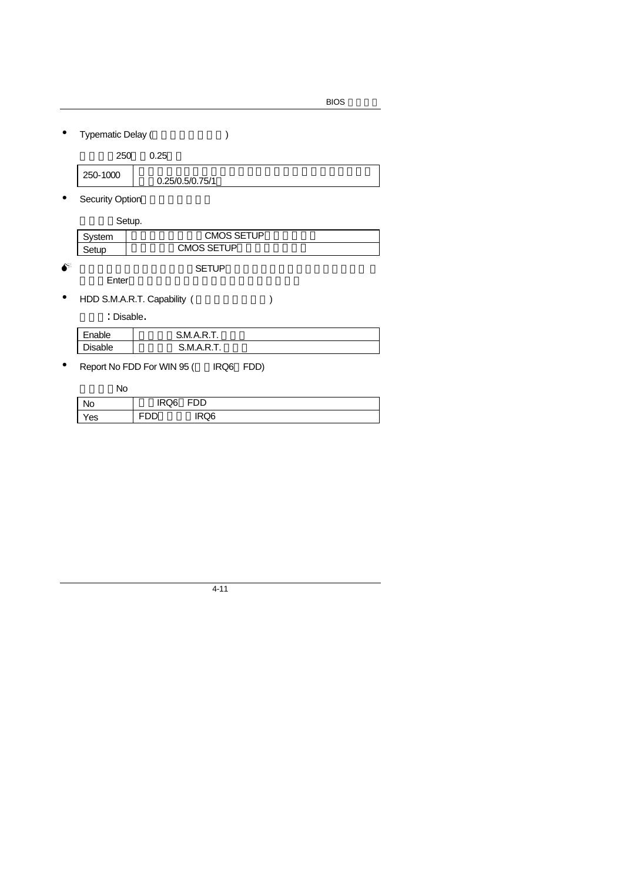- Typematic Delay (                )

  250    0.25

| 250-1000 | 0.25/0.5/0.75/1 |
|---|---|

- Security Option

  Setup.

| System | CMOS SETUP |
|---|---|
| Setup | CMOS SETUP |

SETUP
Enter

- HDD S.M.A.R.T. Capability (                )

  : Disable.

| Enable | S.M.A.R.T. |
|---|---|
| Disable | S.M.A.R.T. |

- Report No FDD For WIN 95 (    IRQ6  FDD)

  No

| No | IRQ6  FDD |
|---|---|
| Yes | FDD    IRQ6 |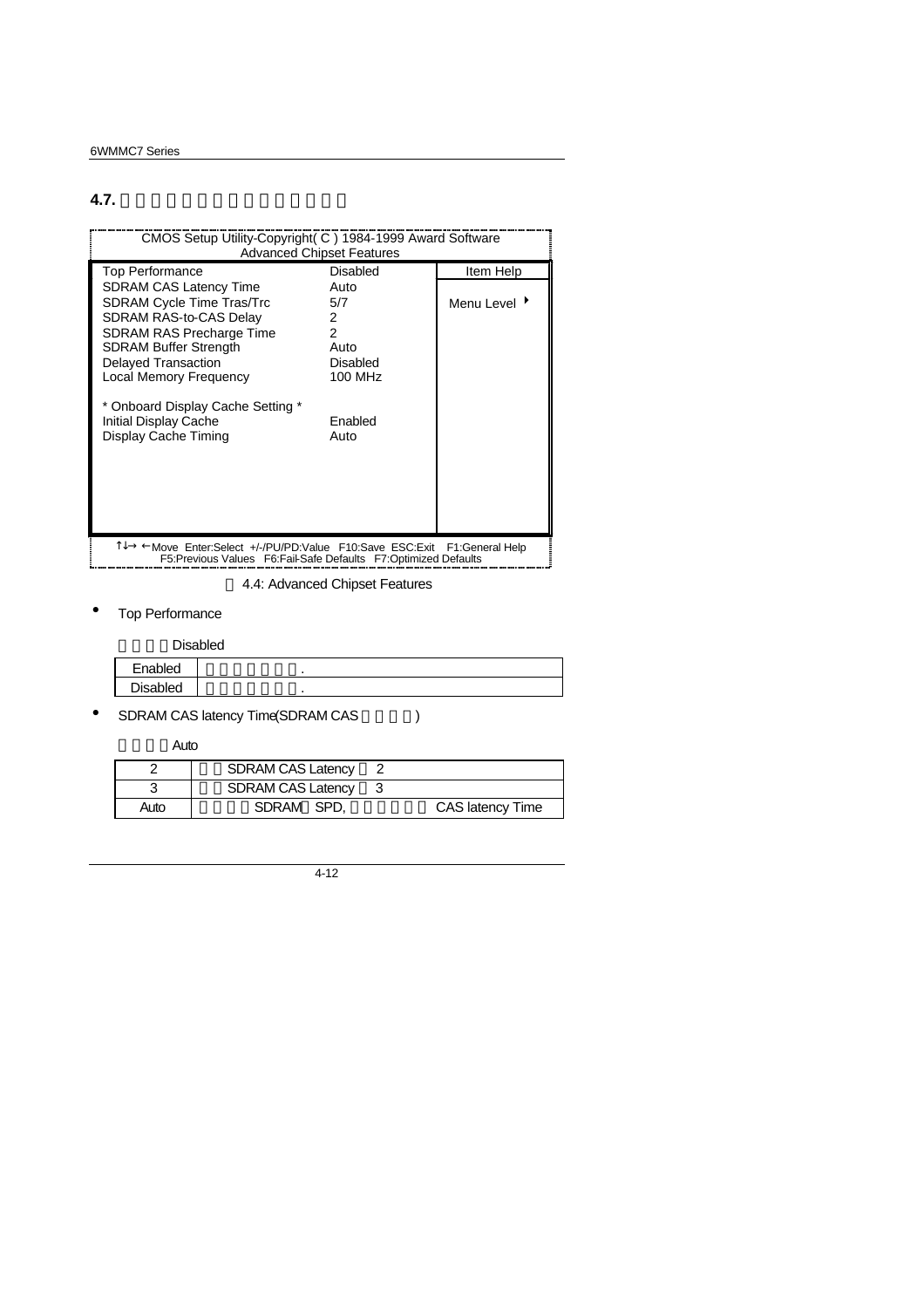## 4.7.

```
CMOS Setup Utility-Copyright( C ) 1984-1999 Award Software
                Advanced Chipset Features

Top Performance                  Disabled      Item Help
SDRAM CAS Latency Time           Auto
SDRAM Cycle Time Tras/Trc        5/7           Menu Level ▸
SDRAM RAS-to-CAS Delay           2
SDRAM RAS Precharge Time         2
SDRAM Buffer Strength            Auto
Delayed Transaction              Disabled
Local Memory Frequency           100 MHz

* Onboard Display Cache Setting *
Initial Display Cache            Enabled
Display Cache Timing             Auto

↑↓→ ←Move  Enter:Select  +/-/PU/PD:Value  F10:Save  ESC:Exit  F1:General Help
   F5:Previous Values  F6:Fail-Safe Defaults  F7:Optimized Defaults
```

4.4: Advanced Chipset Features

- Top Performance

Disabled

| | |
|---|---|
| Enabled | . |
| Disabled | . |

- SDRAM CAS latency Time(SDRAM CAS )

Auto

| | |
|---|---|
| 2 | SDRAM CAS Latency 2 |
| 3 | SDRAM CAS Latency 3 |
| Auto | SDRAM SPD, CAS latency Time |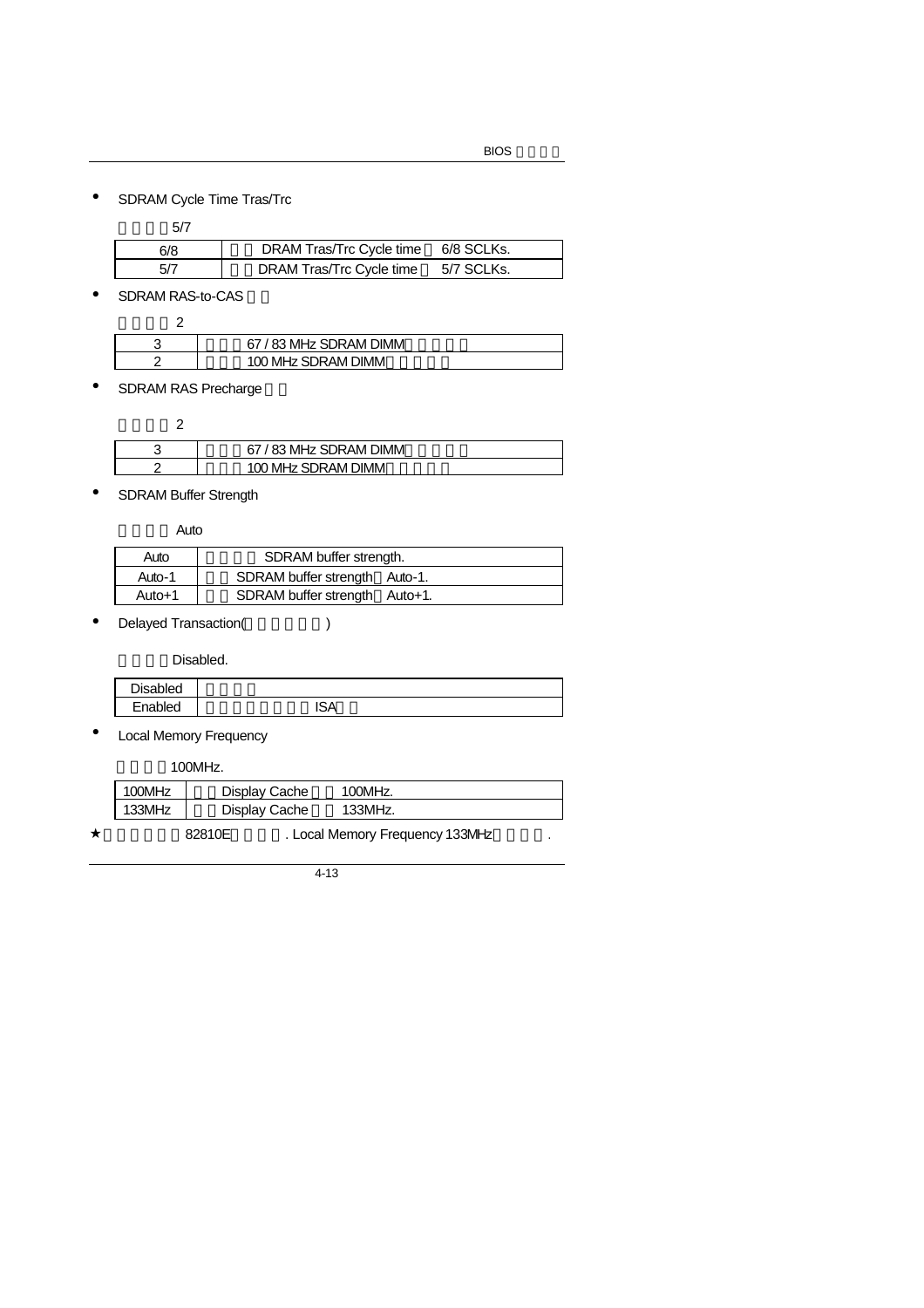- SDRAM Cycle Time Tras/Trc

5/7

| 6/8 | DRAM Tras/Trc Cycle time 6/8 SCLKs. |
|---|---|
| 5/7 | DRAM Tras/Trc Cycle time 5/7 SCLKs. |

- SDRAM RAS-to-CAS

2

| 3 | 67 / 83 MHz SDRAM DIMM |
|---|---|
| 2 | 100 MHz SDRAM DIMM |

- SDRAM RAS Precharge

2

| 3 | 67 / 83 MHz SDRAM DIMM |
|---|---|
| 2 | 100 MHz SDRAM DIMM |

- SDRAM Buffer Strength

Auto

| Auto | SDRAM buffer strength. |
|---|---|
| Auto-1 | SDRAM buffer strength Auto-1. |
| Auto+1 | SDRAM buffer strength Auto+1. |

- Delayed Transaction( )

Disabled.

| Disabled | |
|---|---|
| Enabled | ISA |

- Local Memory Frequency

100MHz.

| 100MHz | Display Cache 100MHz. |
|---|---|
| 133MHz | Display Cache 133MHz. |

★ 82810E . Local Memory Frequency 133MHz .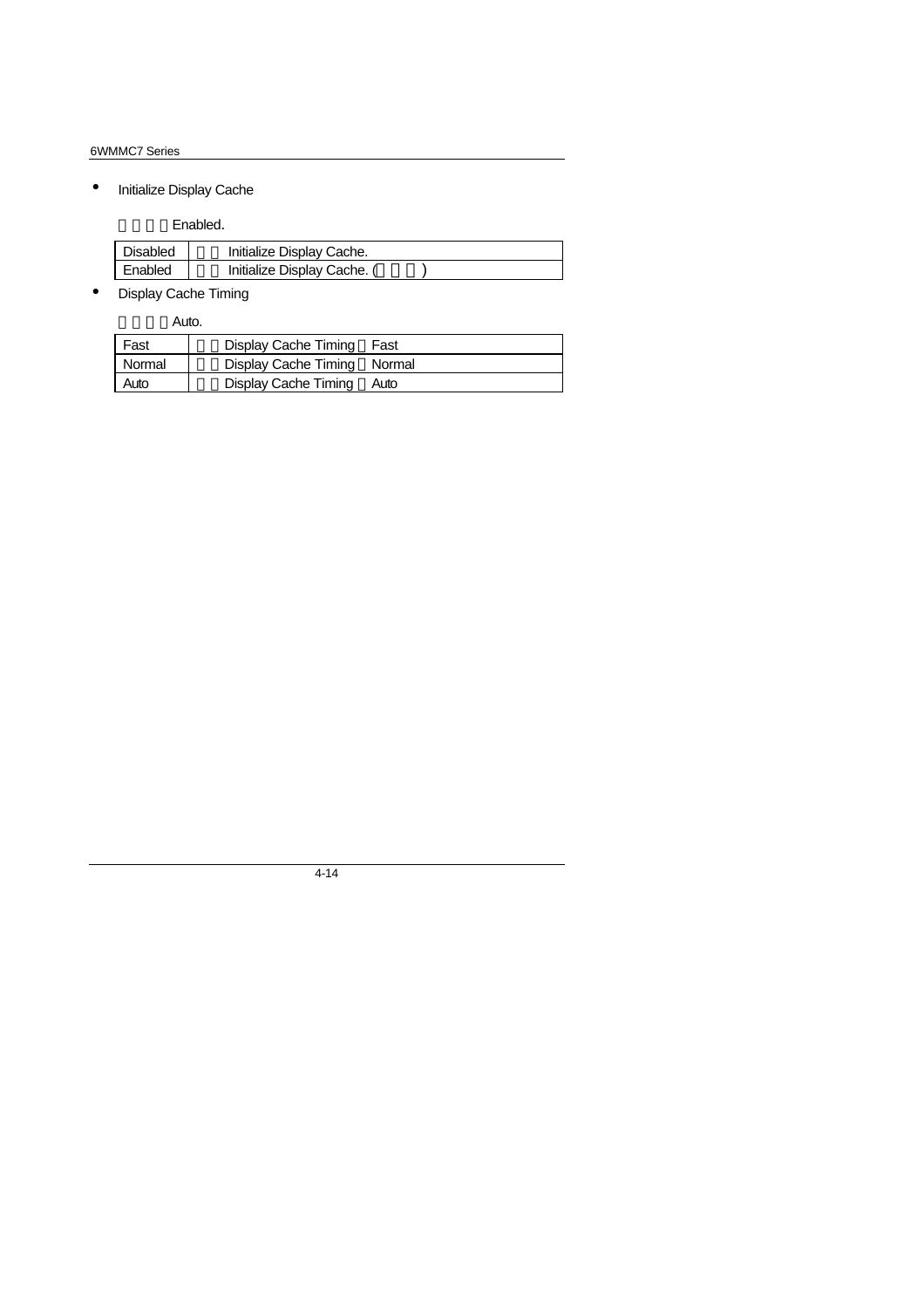- Initialize Display Cache

　　　　Enabled.

| Disabled | 　　Initialize Display Cache. |
|---|---|
| Enabled | 　　Initialize Display Cache. (　　　) |

- Display Cache Timing

　　　　Auto.

| Fast | 　　Display Cache Timing 　Fast |
|---|---|
| Normal | 　　Display Cache Timing 　Normal |
| Auto | 　　Display Cache Timing 　Auto |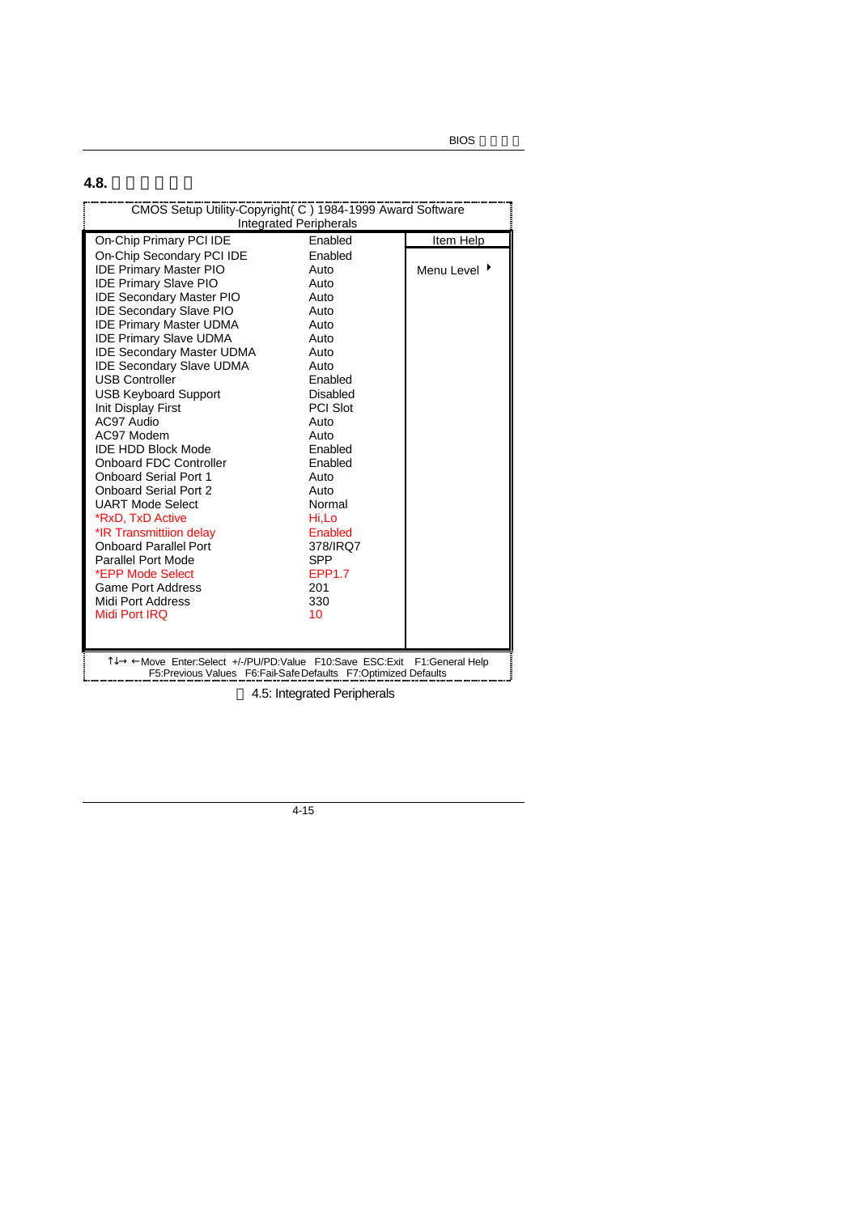## 4.8.

```
CMOS Setup Utility-Copyright( C ) 1984-1999 Award Software
                  Integrated Peripherals

On-Chip Primary PCI IDE          Enabled        Item Help
On-Chip Secondary PCI IDE        Enabled
IDE Primary Master PIO           Auto           Menu Level ▸
IDE Primary Slave PIO            Auto
IDE Secondary Master PIO         Auto
IDE Secondary Slave PIO          Auto
IDE Primary Master UDMA          Auto
IDE Primary Slave UDMA           Auto
IDE Secondary Master UDMA        Auto
IDE Secondary Slave UDMA         Auto
USB Controller                   Enabled
USB Keyboard Support             Disabled
Init Display First               PCI Slot
AC97 Audio                       Auto
AC97 Modem                       Auto
IDE HDD Block Mode               Enabled
Onboard FDC Controller           Enabled
Onboard Serial Port 1            Auto
Onboard Serial Port 2            Auto
UART Mode Select                 Normal
*RxD, TxD Active                 Hi,Lo
*IR Transmittiion delay          Enabled
Onboard Parallel Port            378/IRQ7
Parallel Port Mode               SPP
*EPP Mode Select                 EPP1.7
Game Port Address                201
Midi Port Address                330
Midi Port IRQ                    10

↑↓→ ←Move  Enter:Select  +/-/PU/PD:Value  F10:Save  ESC:Exit  F1:General Help
        F5:Previous Values   F6:Fail-Safe Defaults   F7:Optimized Defaults
```

4.5: Integrated Peripherals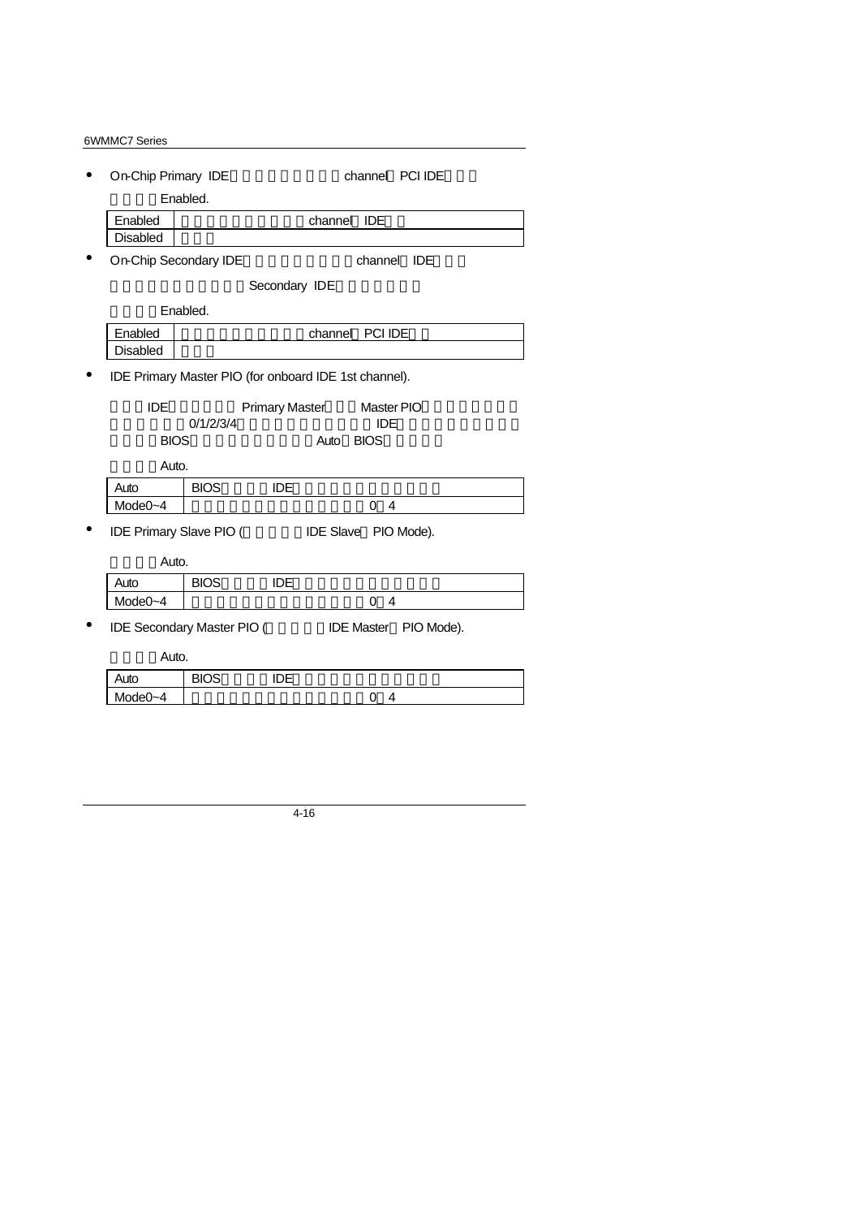- On-Chip Primary IDE channel PCI IDE

  Enabled.

| Enabled | channel IDE |
|---|---|
| Disabled | |

- On-Chip Secondary IDE channel IDE

  Secondary IDE

  Enabled.

| Enabled | channel PCI IDE |
|---|---|
| Disabled | |

- IDE Primary Master PIO (for onboard IDE 1st channel).

  IDE Primary Master Master PIO 0/1/2/3/4 IDE BIOS Auto BIOS

  Auto.

| Auto | BIOS IDE |
|---|---|
| Mode0~4 | 0 4 |

- IDE Primary Slave PIO ( IDE Slave PIO Mode).

  Auto.

| Auto | BIOS IDE |
|---|---|
| Mode0~4 | 0 4 |

- IDE Secondary Master PIO ( IDE Master PIO Mode).

  Auto.

| Auto | BIOS IDE |
|---|---|
| Mode0~4 | 0 4 |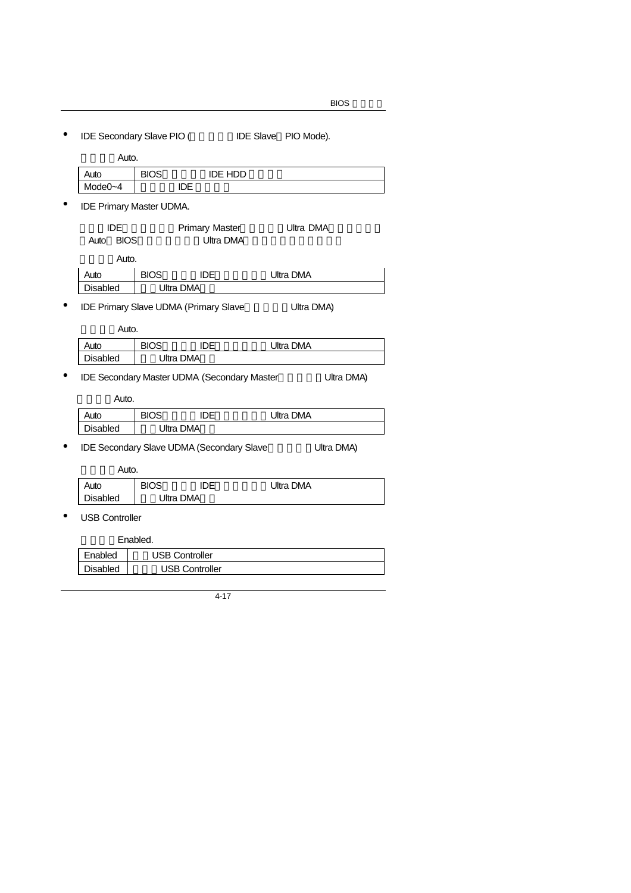- IDE Secondary Slave PIO (　　　　　IDE Slave　PIO Mode).

　　　　Auto.

| Auto | BIOS　　　　　IDE HDD　　　　 |
|---|---|
| Mode0~4 | 　　　　IDE　　　　 |

- IDE Primary Master UDMA.

　　　IDE　　　　　　Primary Master　　　　　Ultra DMA　　　　　　
　Auto　BIOS　　　　　　　Ultra DMA　　　　　　　　　　　

　　　　Auto.

| Auto | BIOS　　　　IDE　　　　　　Ultra DMA |
|---|---|
| Disabled | 　　Ultra DMA　　 |

- IDE Primary Slave UDMA (Primary Slave　　　　　Ultra DMA)

　　　　Auto.

| Auto | BIOS　　　　IDE　　　　　　Ultra DMA |
|---|---|
| Disabled | 　　Ultra DMA　　 |

- IDE Secondary Master UDMA (Secondary Master　　　　　Ultra DMA)

　　　　Auto.

| Auto | BIOS　　　　IDE　　　　　　Ultra DMA |
|---|---|
| Disabled | 　　Ultra DMA　　 |

- IDE Secondary Slave UDMA (Secondary Slave　　　　　Ultra DMA)

　　　　Auto.

| Auto | BIOS　　　　IDE　　　　　　Ultra DMA |
|---|---|
| Disabled | 　　Ultra DMA　　 |

- USB Controller

　　　　Enabled.

| Enabled | 　　USB Controller |
|---|---|
| Disabled | 　　　USB Controller |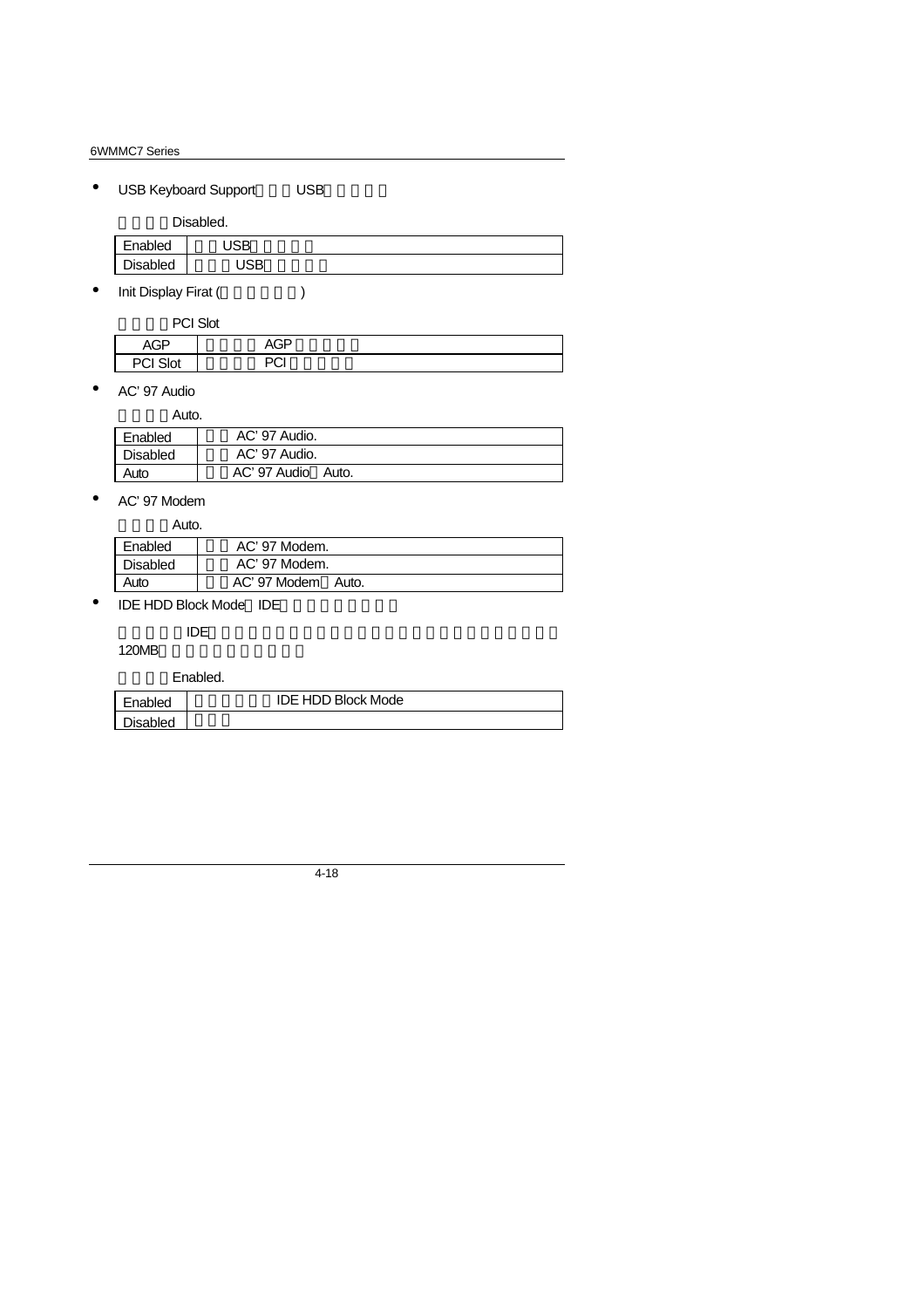- USB Keyboard Support　　　USB

　　　　Disabled.

| Enabled | 　　USB |
|---|---|
| Disabled | 　　　USB |

- Init Display Firat (　　　　　　)

　　　　PCI Slot

| AGP | 　　　　AGP |
|---|---|
| PCI Slot | 　　　　PCI |

- AC' 97 Audio

　　　　Auto.

| Enabled | 　　AC' 97 Audio. |
|---|---|
| Disabled | 　　AC' 97 Audio. |
| Auto | 　　AC' 97 Audio　Auto. |

- AC' 97 Modem

　　　　Auto.

| Enabled | 　　AC' 97 Modem. |
|---|---|
| Disabled | 　　AC' 97 Modem. |
| Auto | 　　AC' 97 Modem　Auto. |

- IDE HDD Block Mode　IDE

　　　　　IDE
120MB

　　　　Enabled.

| Enabled | 　　　　　　IDE HDD Block Mode |
|---|---|
| Disabled | |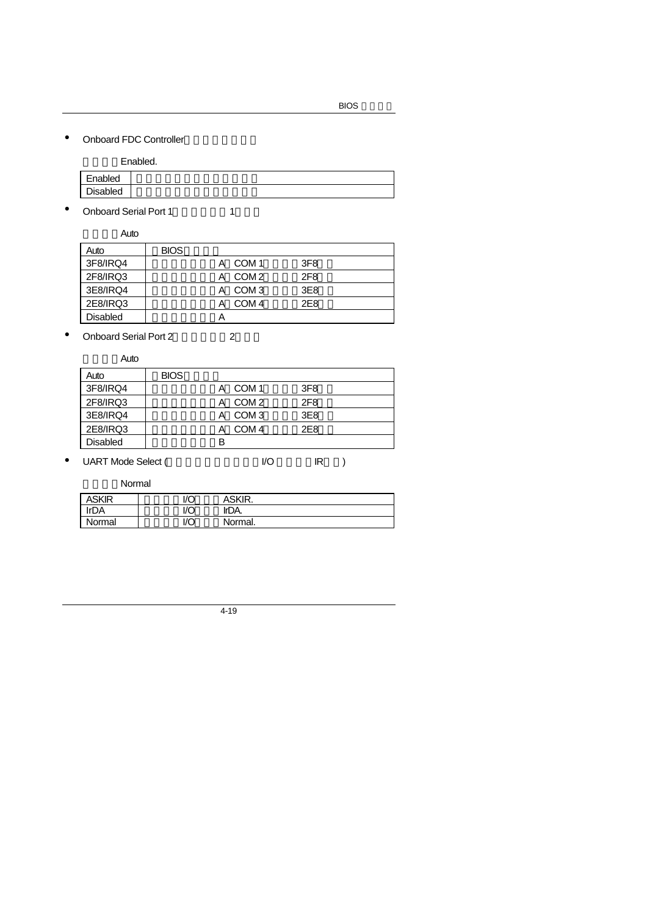- Onboard FDC Controller

  Enabled.

| Enabled | |
|---|---|
| Disabled | |

- Onboard Serial Port 1　　　　　1

  Auto

| Auto | BIOS |
|---|---|
| 3F8/IRQ4 | A COM 1　　　3F8 |
| 2F8/IRQ3 | A COM 2　　　2F8 |
| 3E8/IRQ4 | A COM 3　　　3E8 |
| 2E8/IRQ3 | A COM 4　　　2E8 |
| Disabled | A |

- Onboard Serial Port 2　　　　　2

  Auto

| Auto | BIOS |
|---|---|
| 3F8/IRQ4 | A COM 1　　　3F8 |
| 2F8/IRQ3 | A COM 2　　　2F8 |
| 3E8/IRQ4 | A COM 3　　　3E8 |
| 2E8/IRQ3 | A COM 4　　　2E8 |
| Disabled | B |

- UART Mode Select (　　　　　　I/O　　　IR　)

  Normal

| ASKIR | I/O　ASKIR. |
|---|---|
| IrDA | I/O　IrDA. |
| Normal | I/O　Normal. |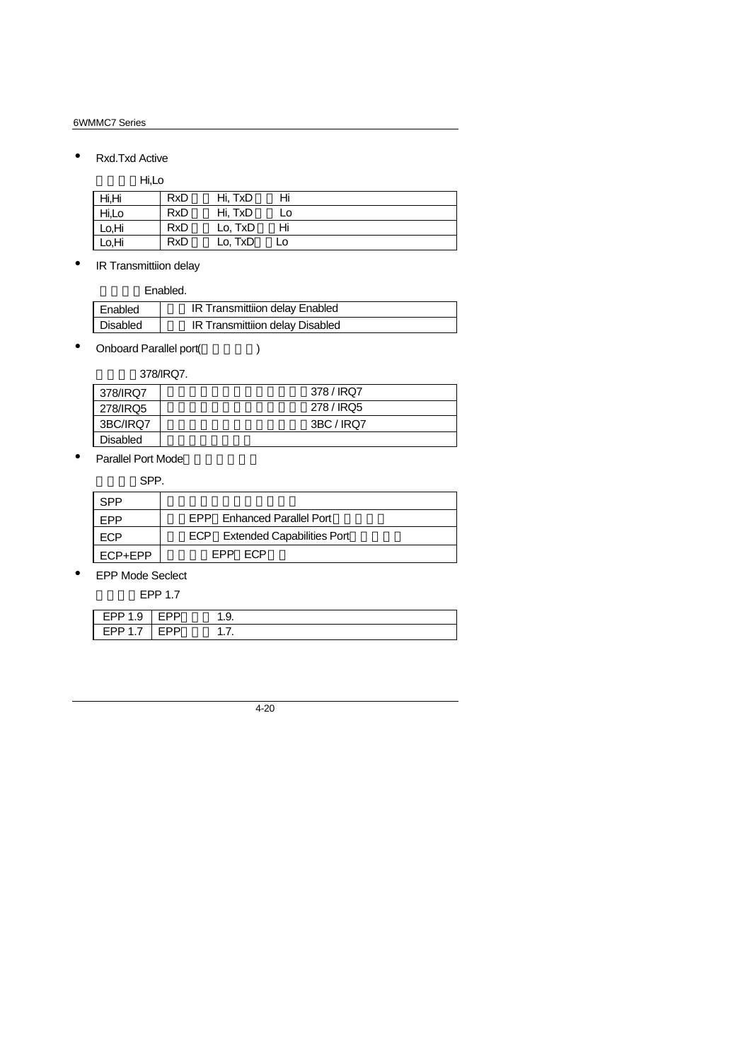- Rxd.Txd Active

Hi,Lo

| Hi,Hi | RxD Hi, TxD Hi |
|---|---|
| Hi,Lo | RxD Hi, TxD Lo |
| Lo,Hi | RxD Lo, TxD Hi |
| Lo,Hi | RxD Lo, TxD Lo |

- IR Transmittiion delay

Enabled.

| Enabled | IR Transmittiion delay Enabled |
|---|---|
| Disabled | IR Transmittiion delay Disabled |

- Onboard Parallel port( )

378/IRQ7.

| 378/IRQ7 | 378 / IRQ7 |
|---|---|
| 278/IRQ5 | 278 / IRQ5 |
| 3BC/IRQ7 | 3BC / IRQ7 |
| Disabled | |

- Parallel Port Mode

SPP.

| SPP | |
|---|---|
| EPP | EPP Enhanced Parallel Port |
| ECP | ECP Extended Capabilities Port |
| ECP+EPP | EPP ECP |

- EPP Mode Seclect

EPP 1.7

| EPP 1.9 | EPP 1.9. |
|---|---|
| EPP 1.7 | EPP 1.7. |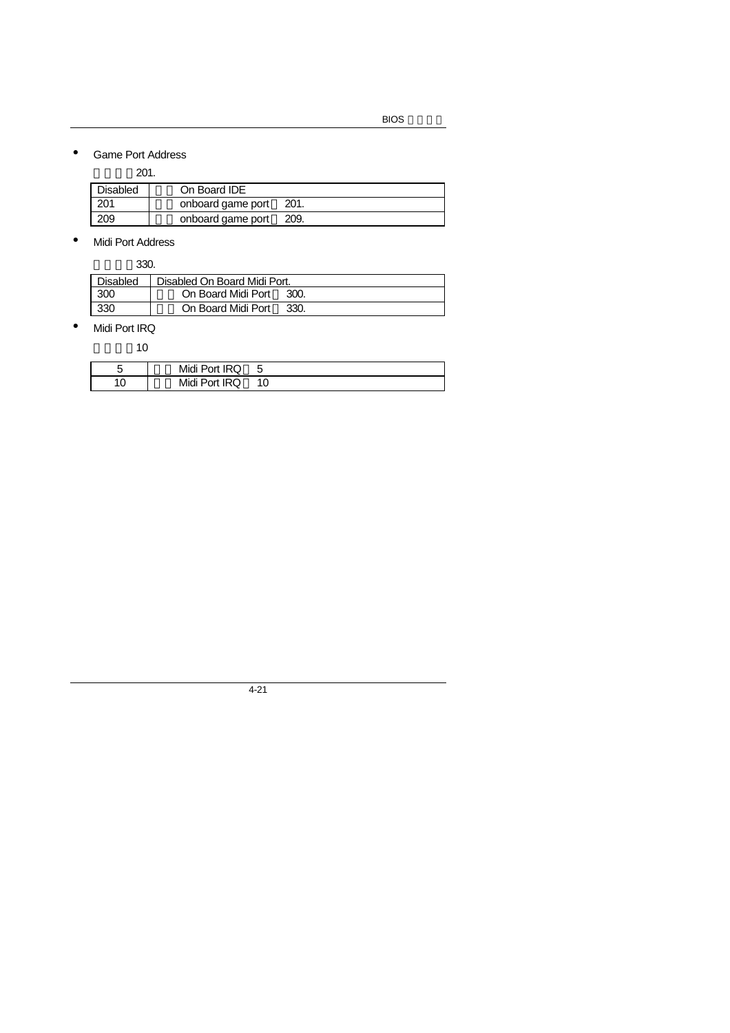- Game Port Address

　　　　201.

| Disabled | 　　On Board IDE |
|---|---|
| 201 | 　　onboard game port　201. |
| 209 | 　　onboard game port　209. |

- Midi Port Address

　　　　330.

| Disabled | Disabled On Board Midi Port. |
|---|---|
| 300 | 　　On Board Midi Port　300. |
| 330 | 　　On Board Midi Port　330. |

- Midi Port IRQ

　　　　10

| 5 | 　　Midi Port IRQ　5 |
|---|---|
| 10 | 　　Midi Port IRQ　10 |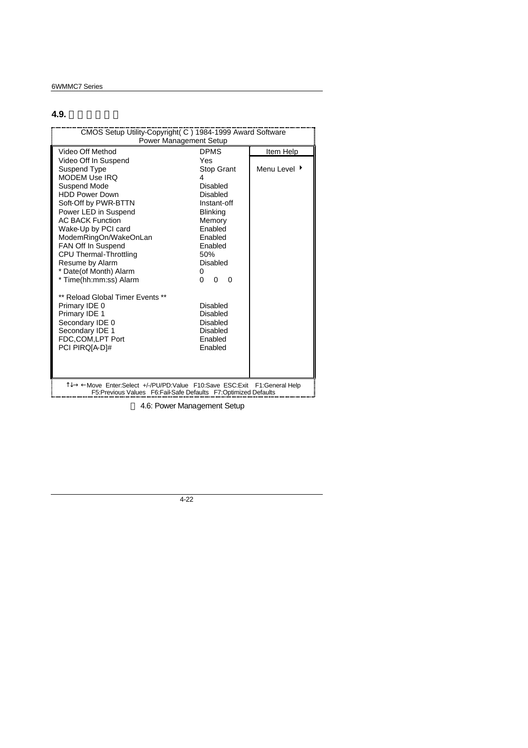## 4.9.

```
CMOS Setup Utility-Copyright( C ) 1984-1999 Award Software
                 Power Management Setup

Video Off Method                    DPMS            Item Help
Video Off In Suspend                Yes
Suspend Type                        Stop Grant      Menu Level ▸
MODEM Use IRQ                       4
Suspend Mode                        Disabled
HDD Power Down                      Disabled
Soft-Off by PWR-BTTN                Instant-off
Power LED in Suspend                Blinking
AC BACK Function                    Memory
Wake-Up by PCI card                 Enabled
ModemRingOn/WakeOnLan               Enabled
FAN Off In Suspend                  Enabled
CPU Thermal-Throttling              50%
Resume by Alarm                     Disabled
* Date(of Month) Alarm              0
* Time(hh:mm:ss) Alarm              0   0   0

** Reload Global Timer Events **
Primary IDE 0                       Disabled
Primary IDE 1                       Disabled
Secondary IDE 0                     Disabled
Secondary IDE 1                     Disabled
FDC,COM,LPT Port                    Enabled
PCI PIRQ[A-D]#                      Enabled

↑↓→ ←Move  Enter:Select  +/-/PU/PD:Value  F10:Save  ESC:Exit  F1:General Help
     F5:Previous Values  F6:Fail-Safe Defaults  F7:Optimized Defaults
```

4.6: Power Management Setup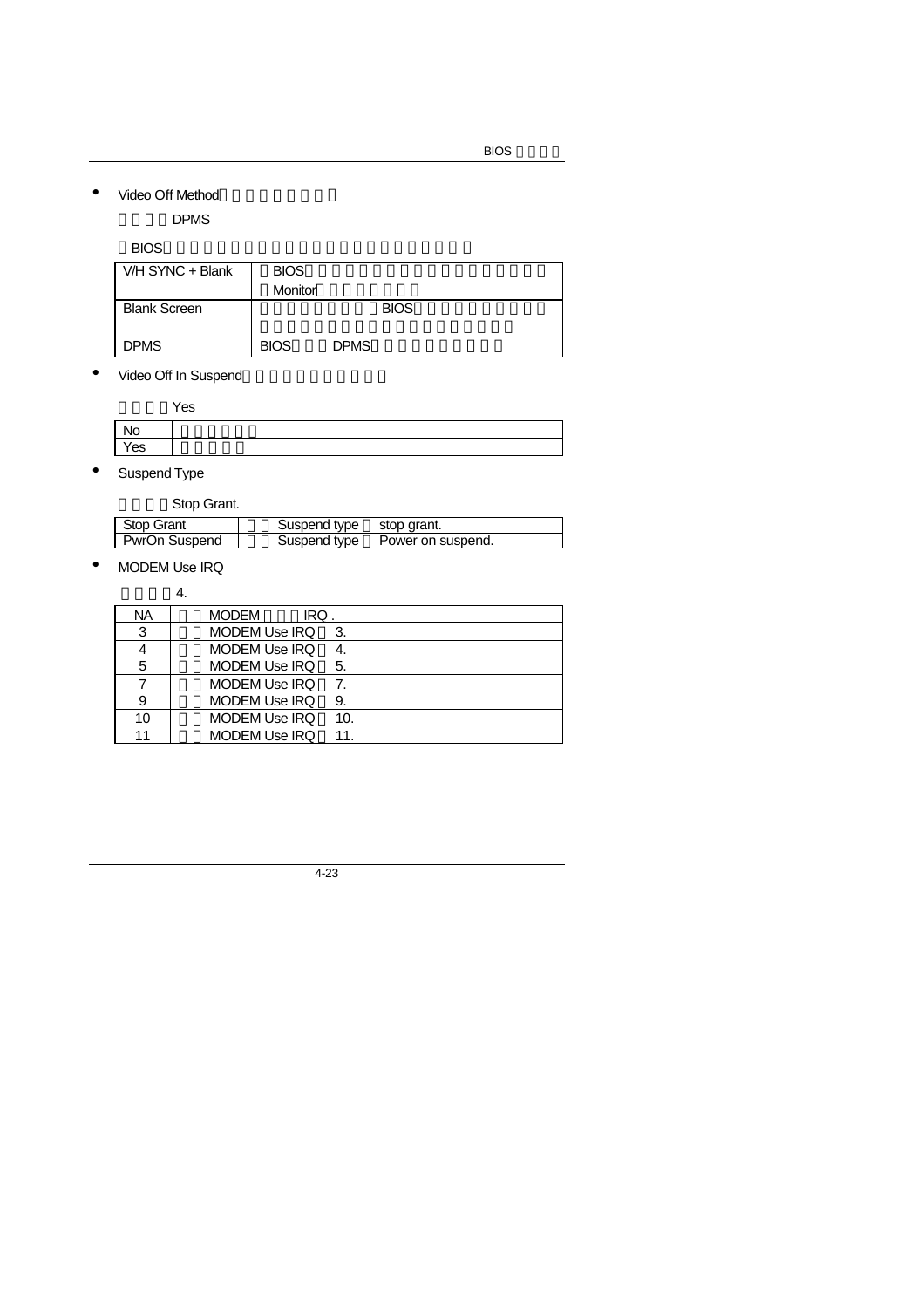- Video Off Method

DPMS

BIOS

| | |
|---|---|
| V/H SYNC + Blank | BIOS<br>Monitor |
| Blank Screen | BIOS |
| DPMS | BIOS DPMS |

- Video Off In Suspend

Yes

| | |
|---|---|
| No | |
| Yes | |

- Suspend Type

Stop Grant.

| | |
|---|---|
| Stop Grant | Suspend type stop grant. |
| PwrOn Suspend | Suspend type Power on suspend. |

- MODEM Use IRQ

4.

| | |
|---|---|
| NA | MODEM IRQ . |
| 3 | MODEM Use IRQ 3. |
| 4 | MODEM Use IRQ 4. |
| 5 | MODEM Use IRQ 5. |
| 7 | MODEM Use IRQ 7. |
| 9 | MODEM Use IRQ 9. |
| 10 | MODEM Use IRQ 10. |
| 11 | MODEM Use IRQ 11. |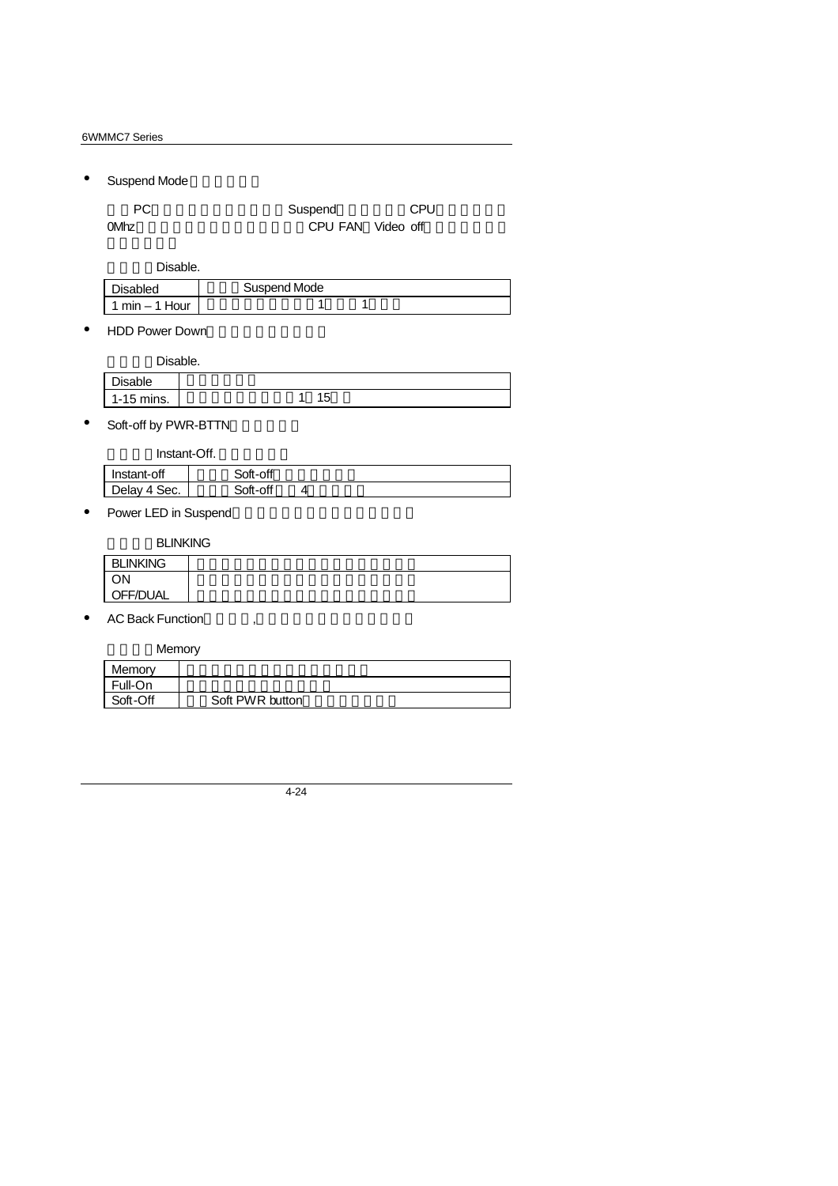- Suspend Mode

PC Suspend CPU 0Mhz CPU FAN Video off

Disable.

| Disabled | Suspend Mode |
|---|---|
| 1 min – 1 Hour | 1 1 |

- HDD Power Down

Disable.

| Disable | |
|---|---|
| 1-15 mins. | 1 15 |

- Soft-off by PWR-BTTN

Instant-Off.

| Instant-off | Soft-off |
|---|---|
| Delay 4 Sec. | Soft-off 4 |

- Power LED in Suspend

BLINKING

| BLINKING | |
|---|---|
| ON OFF/DUAL | |

- AC Back Function ,

Memory

| Memory | |
|---|---|
| Full-On | |
| Soft-Off | Soft PWR button |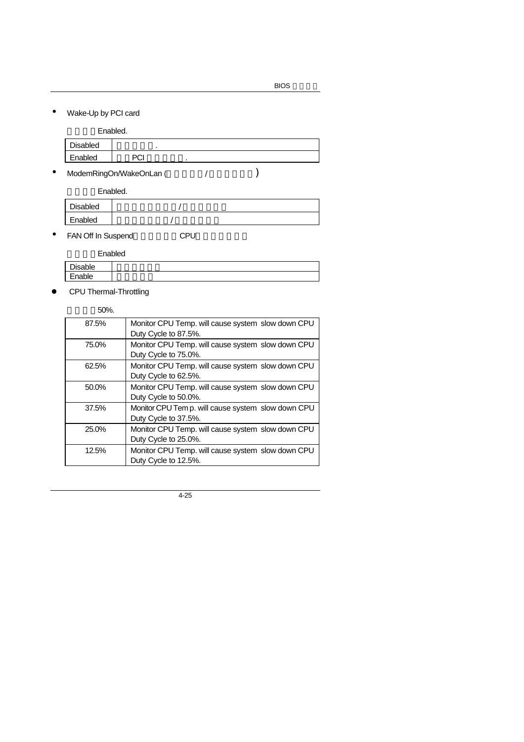- Wake-Up by PCI card

Enabled.

| Disabled | . |
|---|---|
| Enabled | PCI . |

- ModemRingOn/WakeOnLan ( / )

Enabled.

| Disabled | / |
|---|---|
| Enabled | / |

- FAN Off In Suspend CPU

Enabled

| Disable | |
|---|---|
| Enable | |

- CPU Thermal-Throttling

50%.

| 87.5% | Monitor CPU Temp. will cause system slow down CPU Duty Cycle to 87.5%. |
|---|---|
| 75.0% | Monitor CPU Temp. will cause system slow down CPU Duty Cycle to 75.0%. |
| 62.5% | Monitor CPU Temp. will cause system slow down CPU Duty Cycle to 62.5%. |
| 50.0% | Monitor CPU Temp. will cause system slow down CPU Duty Cycle to 50.0%. |
| 37.5% | Monitor CPU Tem p. will cause system slow down CPU Duty Cycle to 37.5%. |
| 25.0% | Monitor CPU Temp. will cause system slow down CPU Duty Cycle to 25.0%. |
| 12.5% | Monitor CPU Temp. will cause system slow down CPU Duty Cycle to 12.5%. |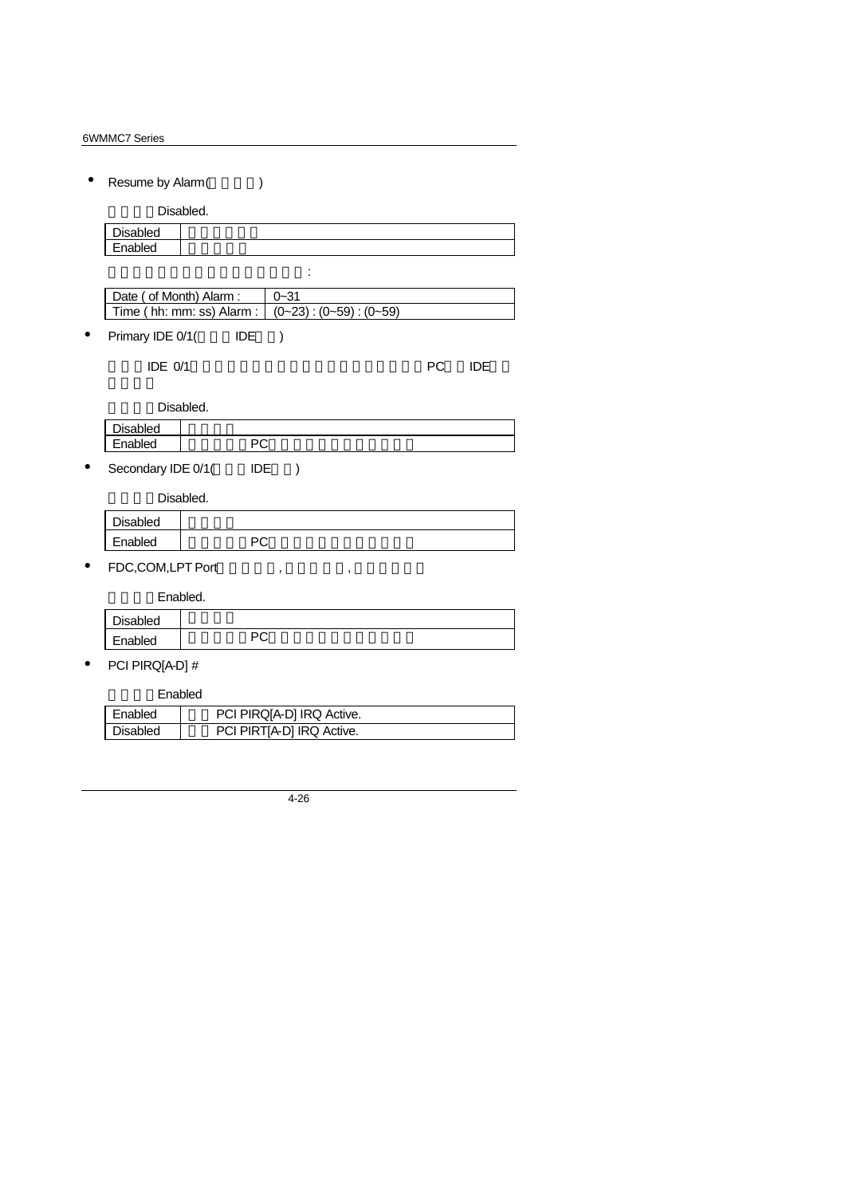- Resume by Alarm(　　　　)

　　　　Disabled.

| Disabled | |
|---|---|
| Enabled | |

:

| Date ( of Month) Alarm : | 0~31 |
|---|---|
| Time ( hh: mm: ss) Alarm : | (0~23) : (0~59) : (0~59) |

- Primary IDE 0/1(　　　IDE　　)

　　　IDE 0/1　　　　　　　　　　　　　　　　　　　PC　　IDE

　　　　Disabled.

| Disabled | |
|---|---|
| Enabled | PC |

- Secondary IDE 0/1(　　　IDE　　)

　　　　Disabled.

| Disabled | |
|---|---|
| Enabled | PC |

- FDC,COM,LPT Port　　　　　,　　　　　,

　　　　Enabled.

| Disabled | |
|---|---|
| Enabled | PC |

- PCI PIRQ[A-D] #

　　　　Enabled

| Enabled | PCI PIRQ[A-D] IRQ Active. |
|---|---|
| Disabled | PCI PIRT[A-D] IRQ Active. |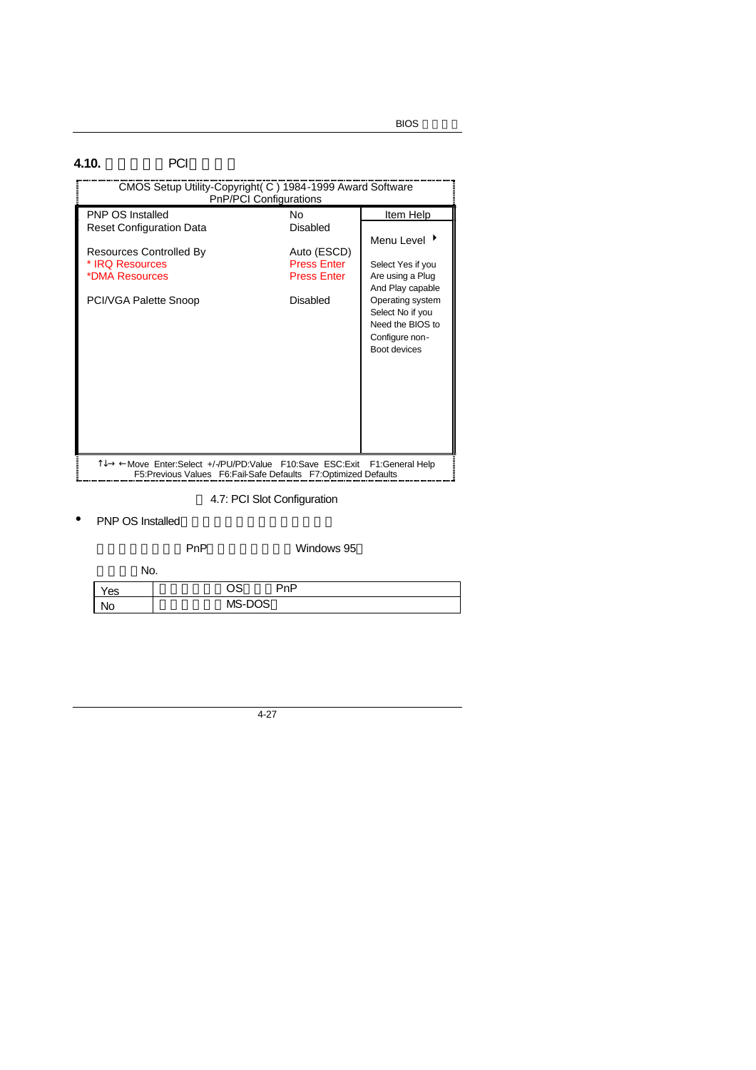## 4.10. PCI

```
CMOS Setup Utility-Copyright( C ) 1984-1999 Award Software
PnP/PCI Configurations

PNP OS Installed              No              Item Help
Reset Configuration Data      Disabled
                                              Menu Level ▶
Resources Controlled By       Auto (ESCD)
* IRQ Resources               Press Enter     Select Yes if you
*DMA Resources                Press Enter     Are using a Plug
                                              And Play capable
PCI/VGA Palette Snoop         Disabled        Operating system
                                              Select No if you
                                              Need the BIOS to
                                              Configure non-
                                              Boot devices

↑↓→ ←Move  Enter:Select  +/-/PU/PD:Value  F10:Save  ESC:Exit  F1:General Help
F5:Previous Values  F6:Fail-Safe Defaults  F7:Optimized Defaults
```

4.7: PCI Slot Configuration

- PNP OS Installed

PnP Windows 95

No.

| Yes | OS PnP |
|---|---|
| No | MS-DOS |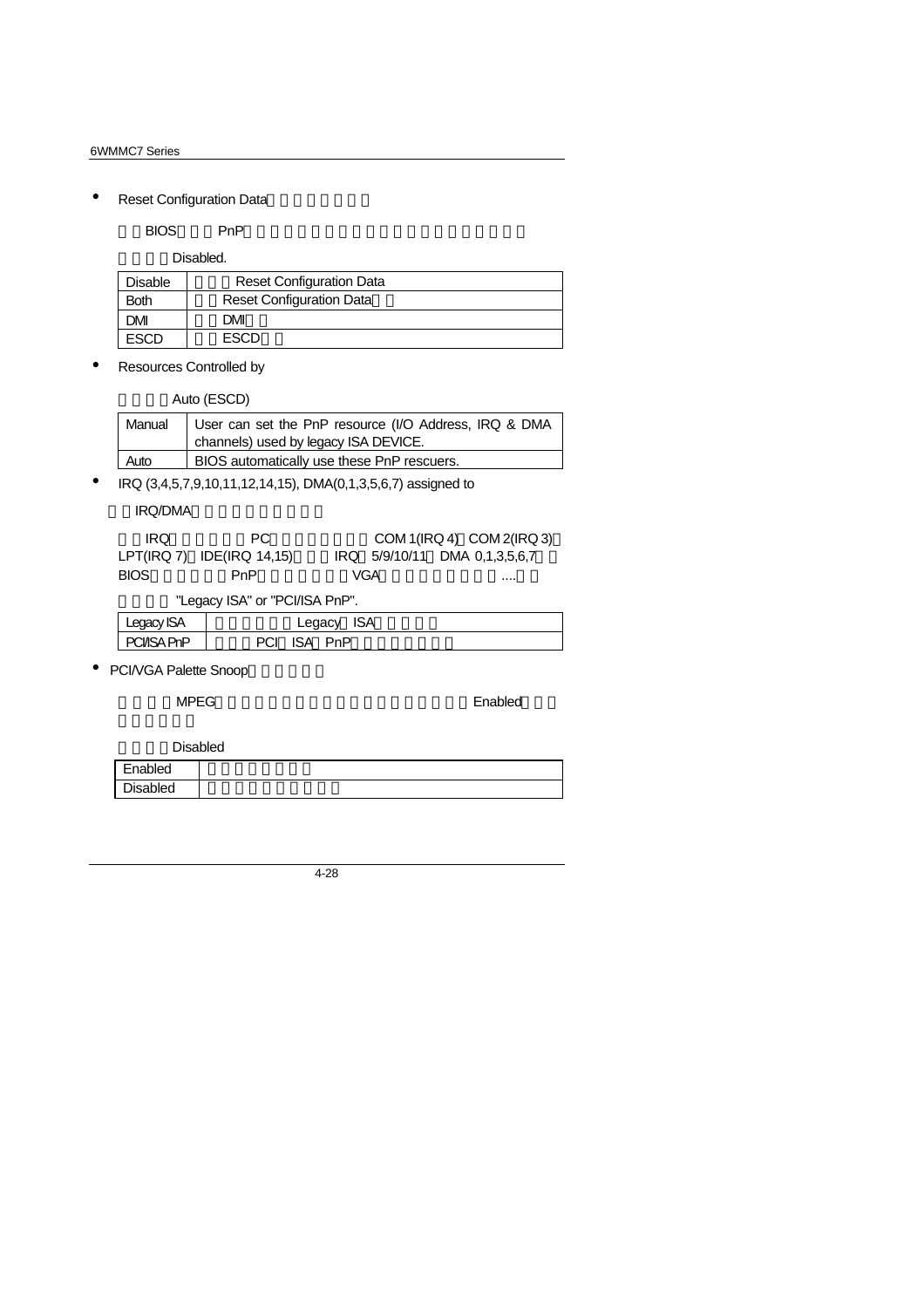- Reset Configuration Data

  BIOS PnP

  Disabled.

| Disable | Reset Configuration Data |
|---|---|
| Both | Reset Configuration Data |
| DMI | DMI |
| ESCD | ESCD |

- Resources Controlled by

  Auto (ESCD)

| Manual | User can set the PnP resource (I/O Address, IRQ & DMA channels) used by legacy ISA DEVICE. |
|---|---|
| Auto | BIOS automatically use these PnP rescuers. |

- IRQ (3,4,5,7,9,10,11,12,14,15), DMA(0,1,3,5,6,7) assigned to

  IRQ/DMA

  IRQ PC COM 1(IRQ 4) COM 2(IRQ 3) LPT(IRQ 7) IDE(IRQ 14,15) IRQ 5/9/10/11 DMA 0,1,3,5,6,7 BIOS PnP VGA ....

  "Legacy ISA" or "PCI/ISA PnP".

| Legacy ISA | Legacy ISA |
|---|---|
| PCI/ISA PnP | PCI ISA PnP |

- PCI/VGA Palette Snoop

  MPEG Enabled

  Disabled

| Enabled | |
|---|---|
| Disabled | |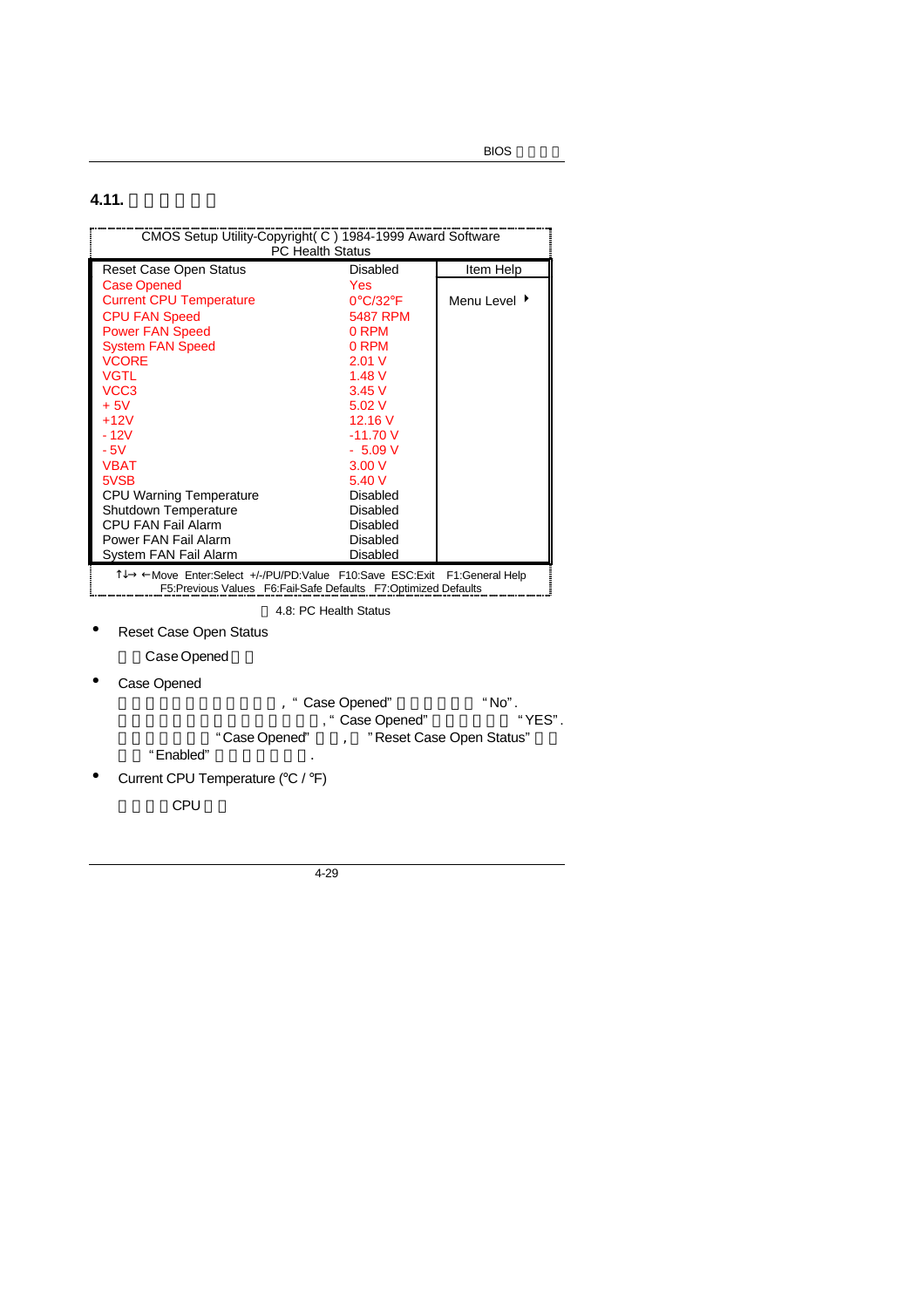## 4.11. 

CMOS Setup Utility-Copyright( C ) 1984-1999 Award Software
PC Health Status

| | | |
|---|---|---|
| Reset Case Open Status | Disabled | Item Help |
| Case Opened | Yes | Menu Level ▸ |
| Current CPU Temperature | 0°C/32°F | |
| CPU FAN Speed | 5487 RPM | |
| Power FAN Speed | 0 RPM | |
| System FAN Speed | 0 RPM | |
| VCORE | 2.01 V | |
| VGTL | 1.48 V | |
| VCC3 | 3.45 V | |
| + 5V | 5.02 V | |
| +12V | 12.16 V | |
| - 12V | -11.70 V | |
| - 5V | - 5.09 V | |
| VBAT | 3.00 V | |
| 5VSB | 5.40 V | |
| CPU Warning Temperature | Disabled | |
| Shutdown Temperature | Disabled | |
| CPU FAN Fail Alarm | Disabled | |
| Power FAN Fail Alarm | Disabled | |
| System FAN Fail Alarm | Disabled | |

↑↓→ ←Move Enter:Select +/-/PU/PD:Value F10:Save ESC:Exit F1:General Help
F5:Previous Values F6:Fail-Safe Defaults F7:Optimized Defaults

4.8: PC Health Status

- Reset Case Open Status

  Case Opened

- Case Opened

  , " Case Opened" "No".
  , " Case Opened" "YES".
  "Case Opened" , "Reset Case Open Status"
  "Enabled" .

- Current CPU Temperature (°C / °F)

  CPU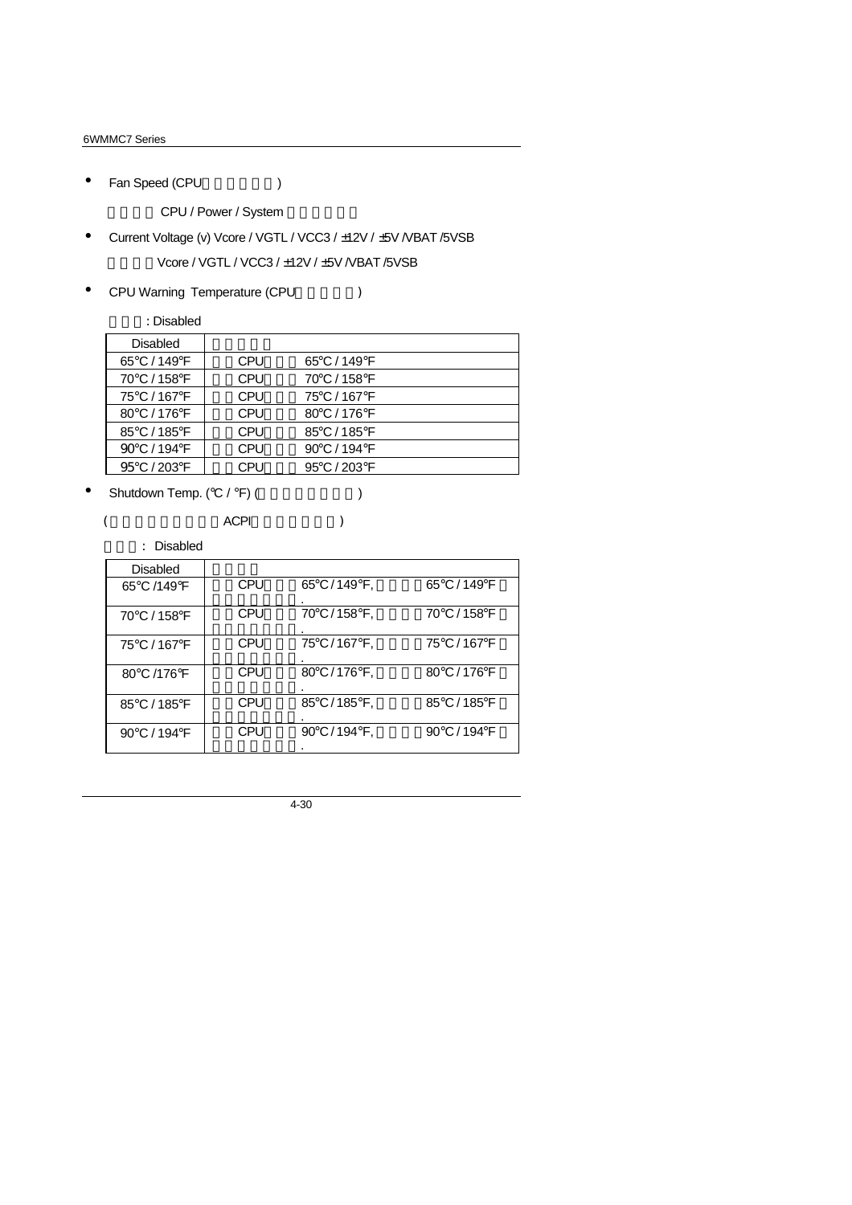- Fan Speed (CPU )

  CPU / Power / System

- Current Voltage (v) Vcore / VGTL / VCC3 / ±12V / ±5V /VBAT /5VSB

  Vcore / VGTL / VCC3 / ±12V / ±5V /VBAT /5VSB

- CPU Warning Temperature (CPU )

  : Disabled

| Disabled | |
|---|---|
| 65°C / 149°F | CPU 65°C / 149°F |
| 70°C / 158°F | CPU 70°C / 158°F |
| 75°C / 167°F | CPU 75°C / 167°F |
| 80°C / 176°F | CPU 80°C / 176°F |
| 85°C / 185°F | CPU 85°C / 185°F |
| 90°C / 194°F | CPU 90°C / 194°F |
| 95°C / 203°F | CPU 95°C / 203°F |

- Shutdown Temp. (°C / °F) ( )

  ( ACPI )

  : Disabled

| Disabled | |
|---|---|
| 65°C /149°F | CPU 65°C / 149°F, 65°C / 149°F . |
| 70°C / 158°F | CPU 70°C / 158°F, 70°C / 158°F . |
| 75°C / 167°F | CPU 75°C / 167°F, 75°C / 167°F . |
| 80°C /176°F | CPU 80°C / 176°F, 80°C / 176°F . |
| 85°C / 185°F | CPU 85°C / 185°F, 85°C / 185°F . |
| 90°C / 194°F | CPU 90°C / 194°F, 90°C / 194°F . |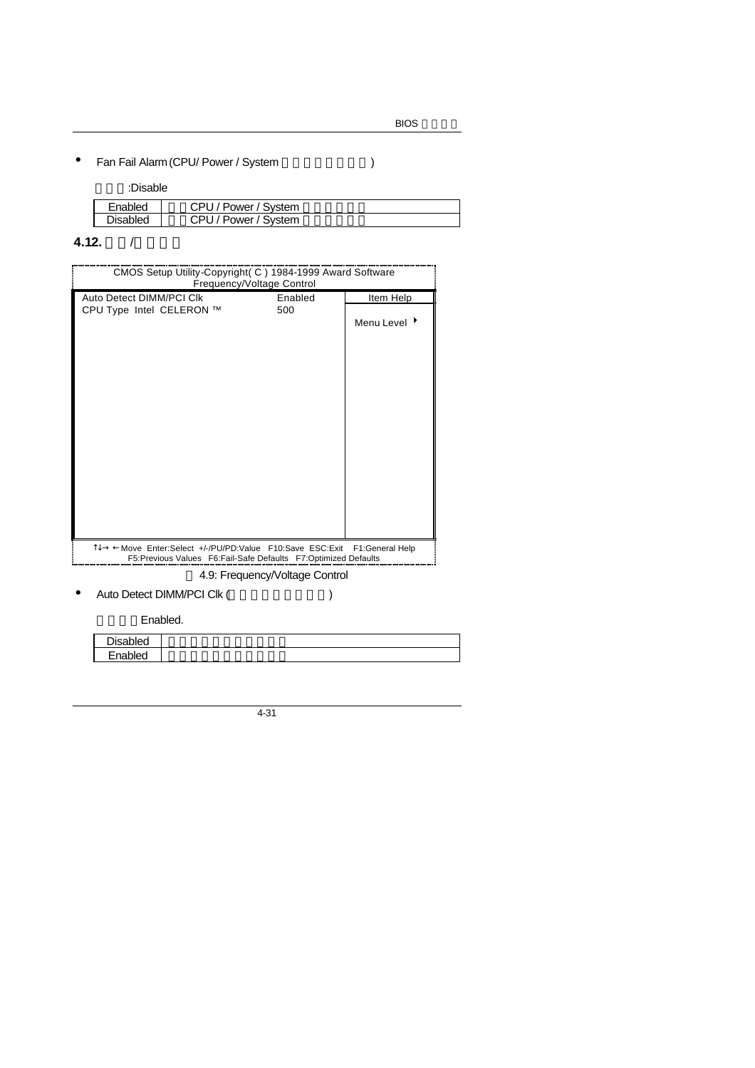- Fan Fail Alarm (CPU/ Power / System )

:Disable

| Enabled | CPU / Power / System |
|---|---|
| Disabled | CPU / Power / System |

## 4.12. /

```
CMOS Setup Utility-Copyright( C ) 1984-1999 Award Software
                 Frequency/Voltage Control
Auto Detect DIMM/PCI Clk          Enabled        Item Help
CPU Type  Intel  CELERON ™        500
                                                 Menu Level ▸

↑↓→ ←Move  Enter:Select  +/-/PU/PD:Value  F10:Save  ESC:Exit   F1:General Help
     F5:Previous Values  F6:Fail-Safe Defaults  F7:Optimized Defaults
```

4.9: Frequency/Voltage Control

- Auto Detect DIMM/PCI Clk ( )

Enabled.

| Disabled | |
|---|---|
| Enabled | |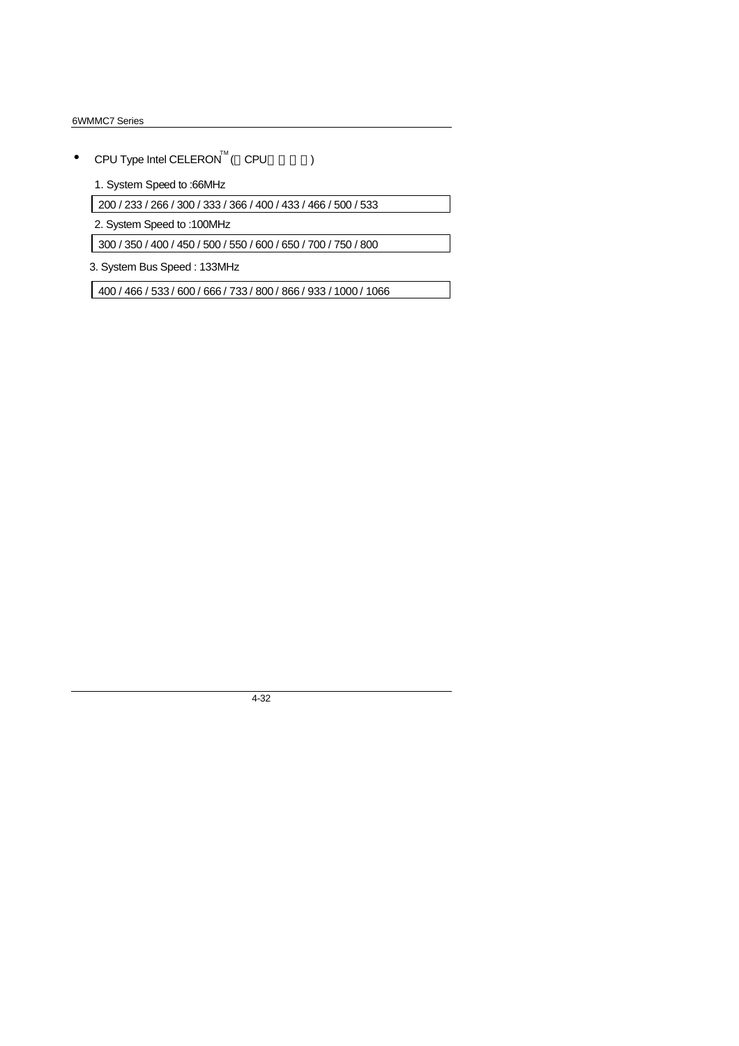- CPU Type Intel CELERON™ ( CPU )

1. System Speed to :66MHz

| 200 / 233 / 266 / 300 / 333 / 366 / 400 / 433 / 466 / 500 / 533 |
|---|

2. System Speed to :100MHz

| 300 / 350 / 400 / 450 / 500 / 550 / 600 / 650 / 700 / 750 / 800 |
|---|

3. System Bus Speed : 133MHz

| 400 / 466 / 533 / 600 / 666 / 733 / 800 / 866 / 933 / 1000 / 1066 |
|---|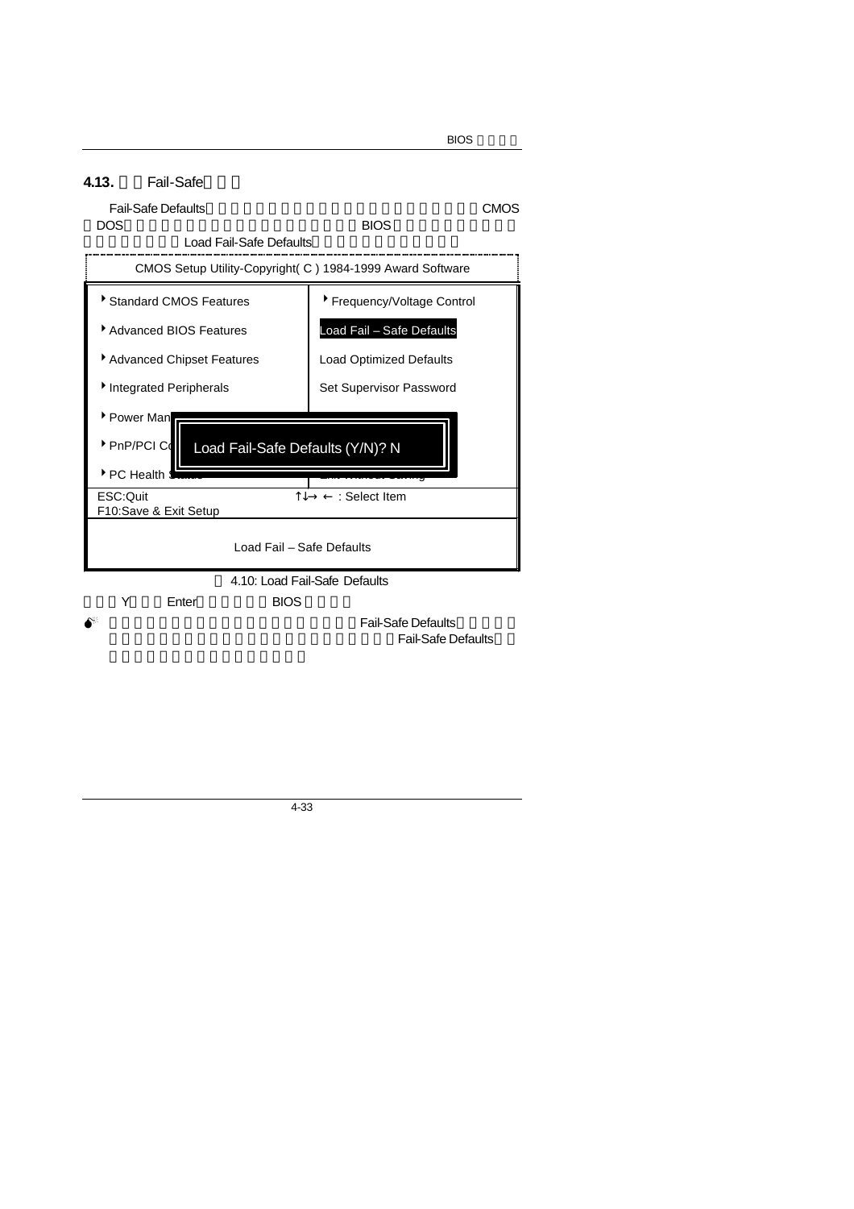## 4.13. Fail-Safe

Fail-Safe Defaults CMOS DOS BIOS Load Fail-Safe Defaults

```
CMOS Setup Utility-Copyright( C ) 1984-1999 Award Software

▸ Standard CMOS Features        ▸ Frequency/Voltage Control
▸ Advanced BIOS Features          Load Fail – Safe Defaults
▸ Advanced Chipset Features       Load Optimized Defaults
▸ Integrated Peripherals          Set Supervisor Password
▸ Power Man
▸ PnP/PCI Co    Load Fail-Safe Defaults (Y/N)? N
▸ PC Health
ESC:Quit                          ↑↓→ ← : Select Item
F10:Save & Exit Setup

                 Load Fail – Safe Defaults
```

4.10: Load Fail-Safe Defaults

Y Enter BIOS

- Fail-Safe Defaults Fail-Safe Defaults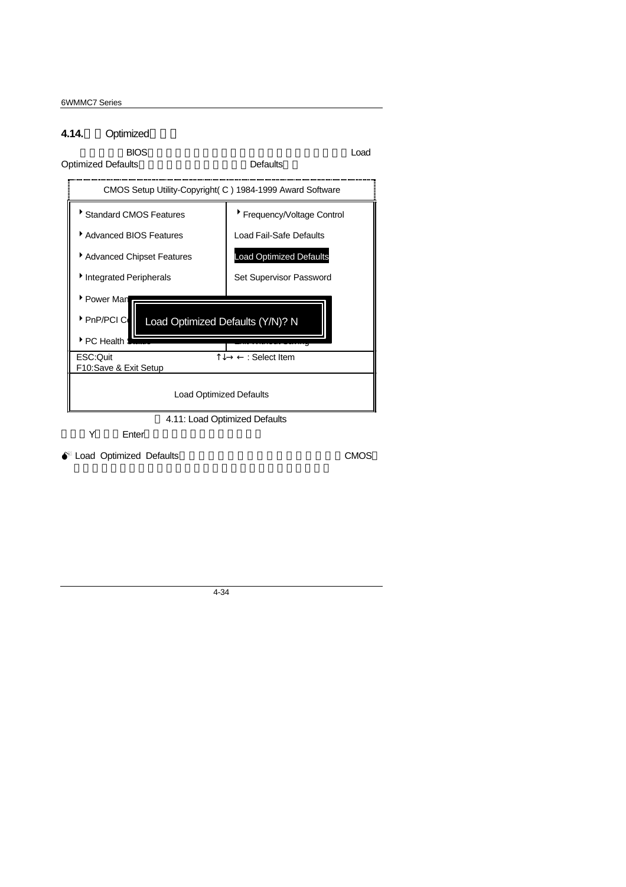## 4.14. Optimized

BIOS Load Optimized Defaults Defaults

```
CMOS Setup Utility-Copyright( C ) 1984-1999 Award Software

▸ Standard CMOS Features          ▸ Frequency/Voltage Control
▸ Advanced BIOS Features            Load Fail-Safe Defaults
▸ Advanced Chipset Features         Load Optimized Defaults
▸ Integrated Peripherals            Set Supervisor Password
▸ Power Man
▸ PnP/PCI C    Load Optimized Defaults (Y/N)? N
▸ PC Health

ESC:Quit                          ↑↓→ ← : Select Item
F10:Save & Exit Setup

                    Load Optimized Defaults
```

4.11: Load Optimized Defaults

Y Enter

- Load Optimized Defaults CMOS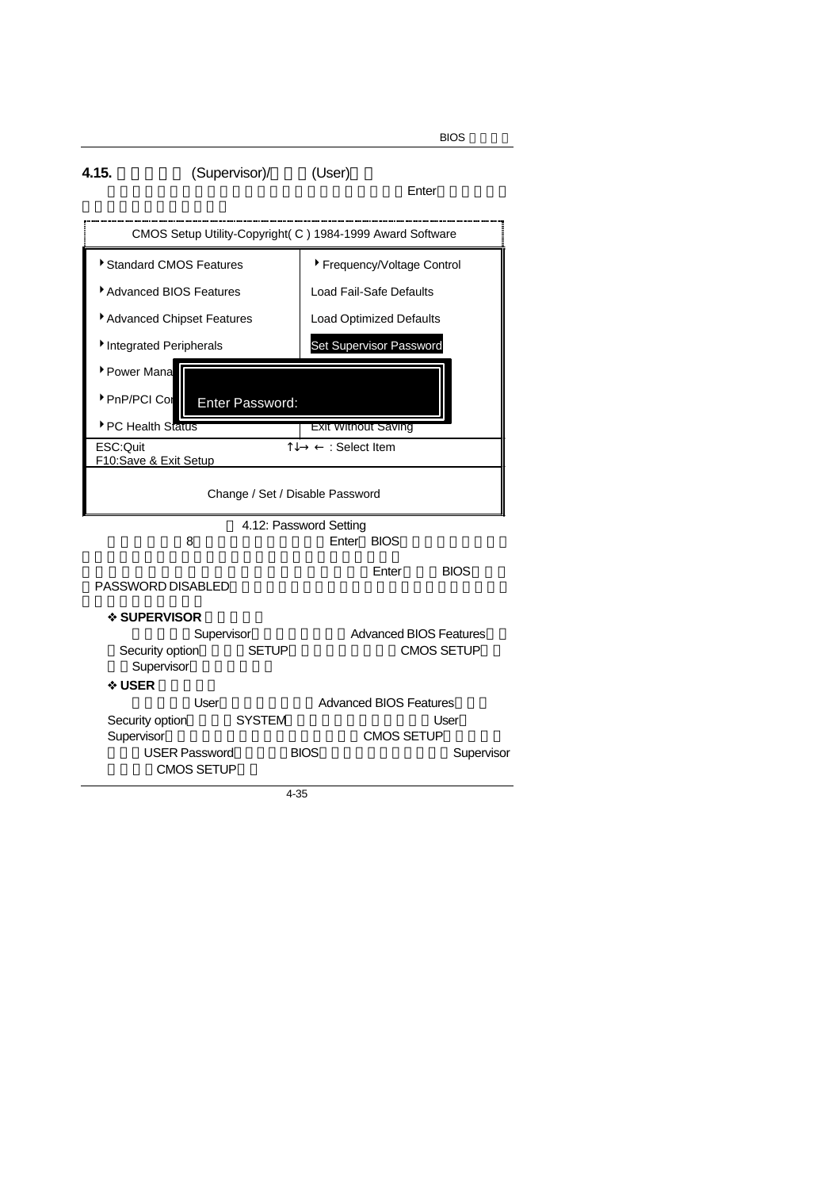## 4.15. (Supervisor)/ (User)

Enter

CMOS Setup Utility-Copyright( C ) 1984-1999 Award Software

| | |
|---|---|
| ▸Standard CMOS Features | ▸Frequency/Voltage Control |
| ▸Advanced BIOS Features | Load Fail-Safe Defaults |
| ▸Advanced Chipset Features | Load Optimized Defaults |
| ▸Integrated Peripherals | Set Supervisor Password |
| ▸Power Mana | |
| ▸PnP/PCI Co | Enter Password: |
| ▸PC Health Status | Exit Without Saving |
| ESC:Quit<br>F10:Save & Exit Setup | ↑↓→ ← : Select Item |

Change / Set / Disable Password

4.12: Password Setting

8 Enter BIOS

Enter BIOS PASSWORD DISABLED

❖ **SUPERVISOR**

Supervisor Advanced BIOS Features Security option SETUP CMOS SETUP Supervisor

❖ **USER**

User Advanced BIOS Features Security option SYSTEM User Supervisor CMOS SETUP USER Password BIOS Supervisor CMOS SETUP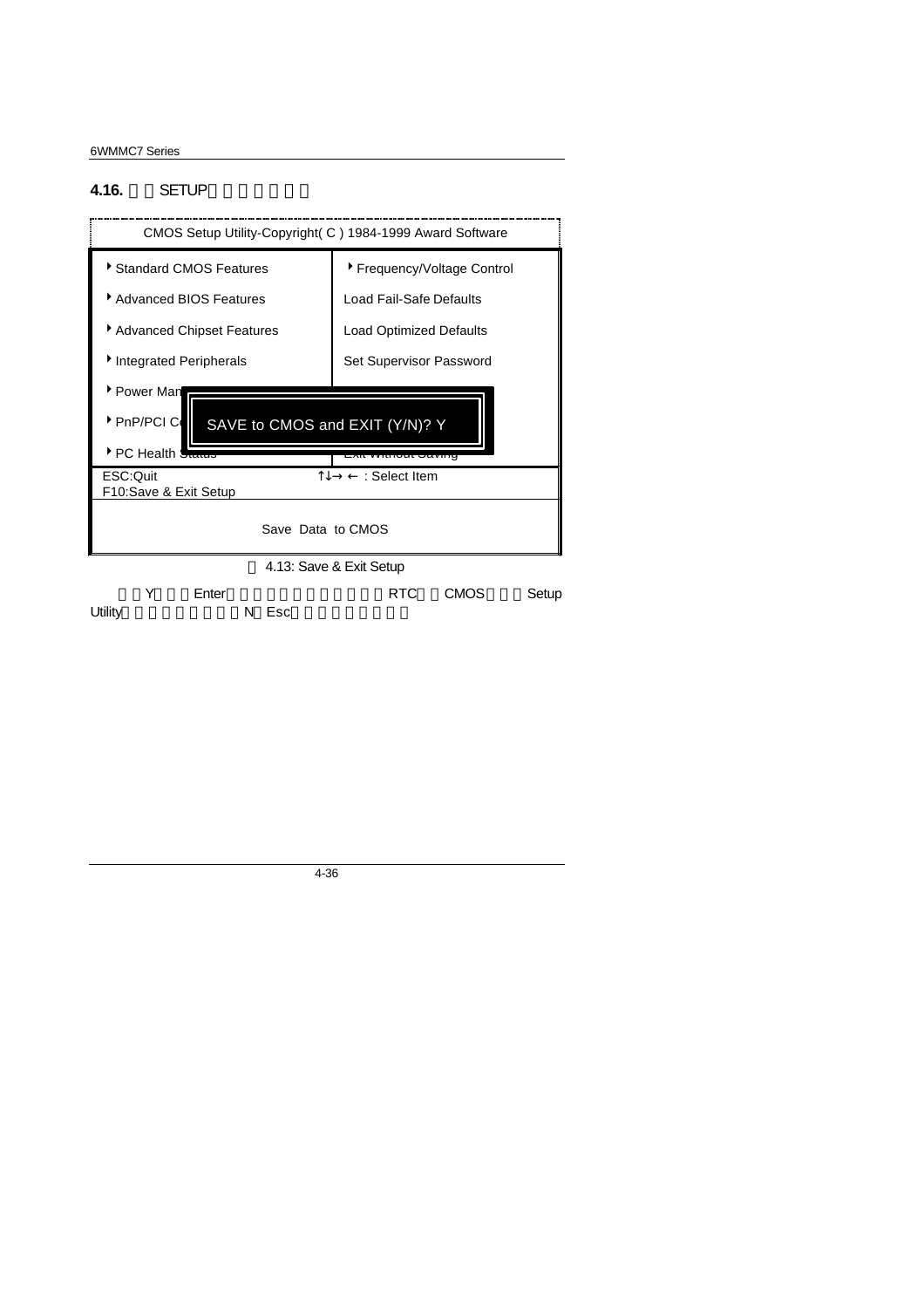## 4.16. SETUP

```
CMOS Setup Utility-Copyright( C ) 1984-1999 Award Software

 ▸ Standard CMOS Features        ▸ Frequency/Voltage Control
 ▸ Advanced BIOS Features          Load Fail-Safe Defaults
 ▸ Advanced Chipset Features       Load Optimized Defaults
 ▸ Integrated Peripherals          Set Supervisor Password
 ▸ Power Man
 ▸ PnP/PCI C    SAVE to CMOS and EXIT (Y/N)? Y
 ▸ PC Health Status                Exit Without Saving
 ESC:Quit                          ↑↓→ ← : Select Item
 F10:Save & Exit Setup

                    Save Data to CMOS
```

4.13: Save & Exit Setup

Y Enter RTC CMOS Setup Utility N Esc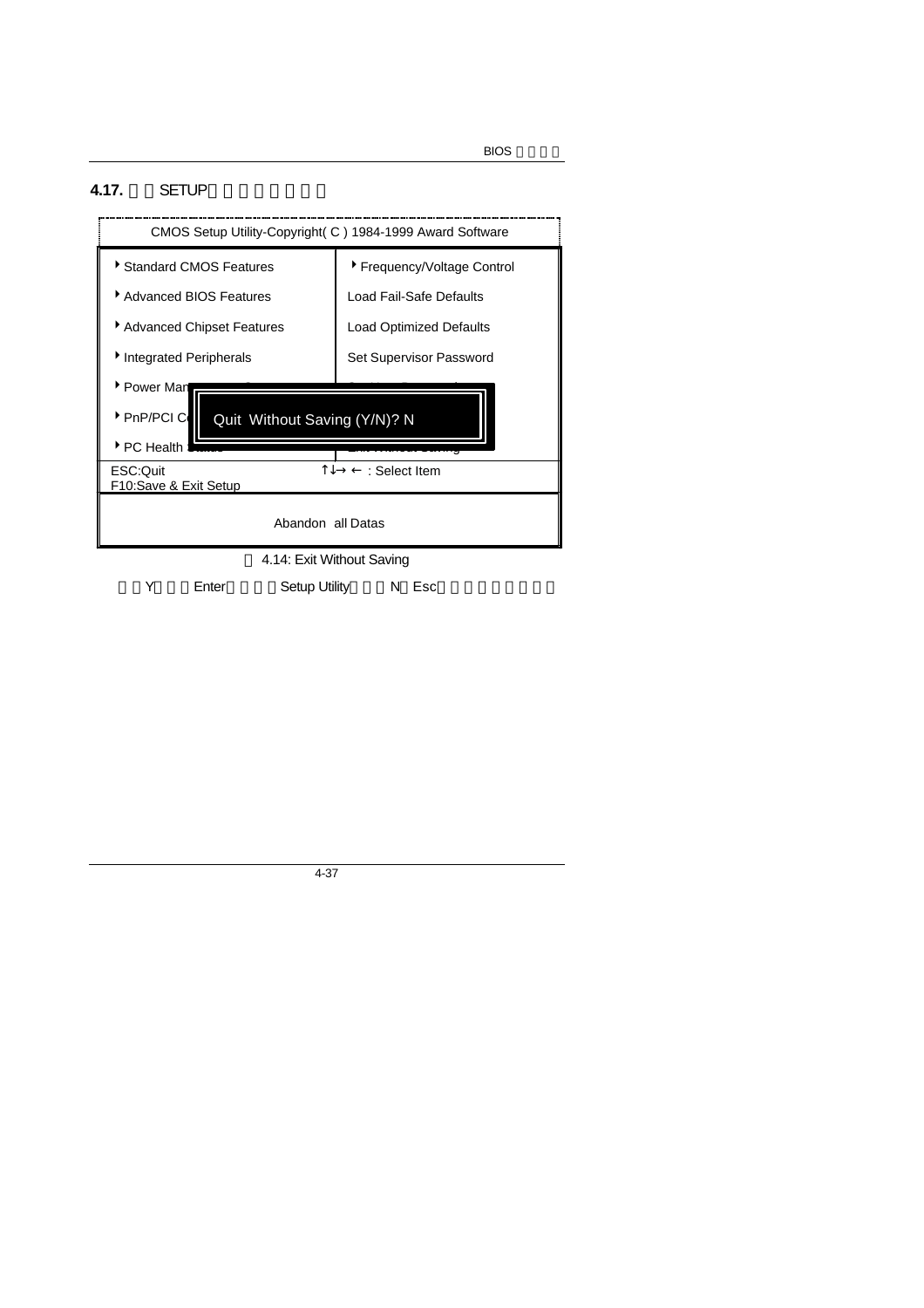## 4.17. SETUP

CMOS Setup Utility-Copyright( C ) 1984-1999 Award Software

| | |
|---|---|
| ▸ Standard CMOS Features | ▸ Frequency/Voltage Control |
| ▸ Advanced BIOS Features | Load Fail-Safe Defaults |
| ▸ Advanced Chipset Features | Load Optimized Defaults |
| ▸ Integrated Peripherals | Set Supervisor Password |
| ▸ Power Man | |
| ▸ PnP/PCI C | |
| ▸ PC Health | |
| ESC:Quit<br>F10:Save & Exit Setup | ↑↓→ ← : Select Item |

Quit Without Saving (Y/N)? N

Abandon all Datas

4.14: Exit Without Saving

Y Enter Setup Utility N Esc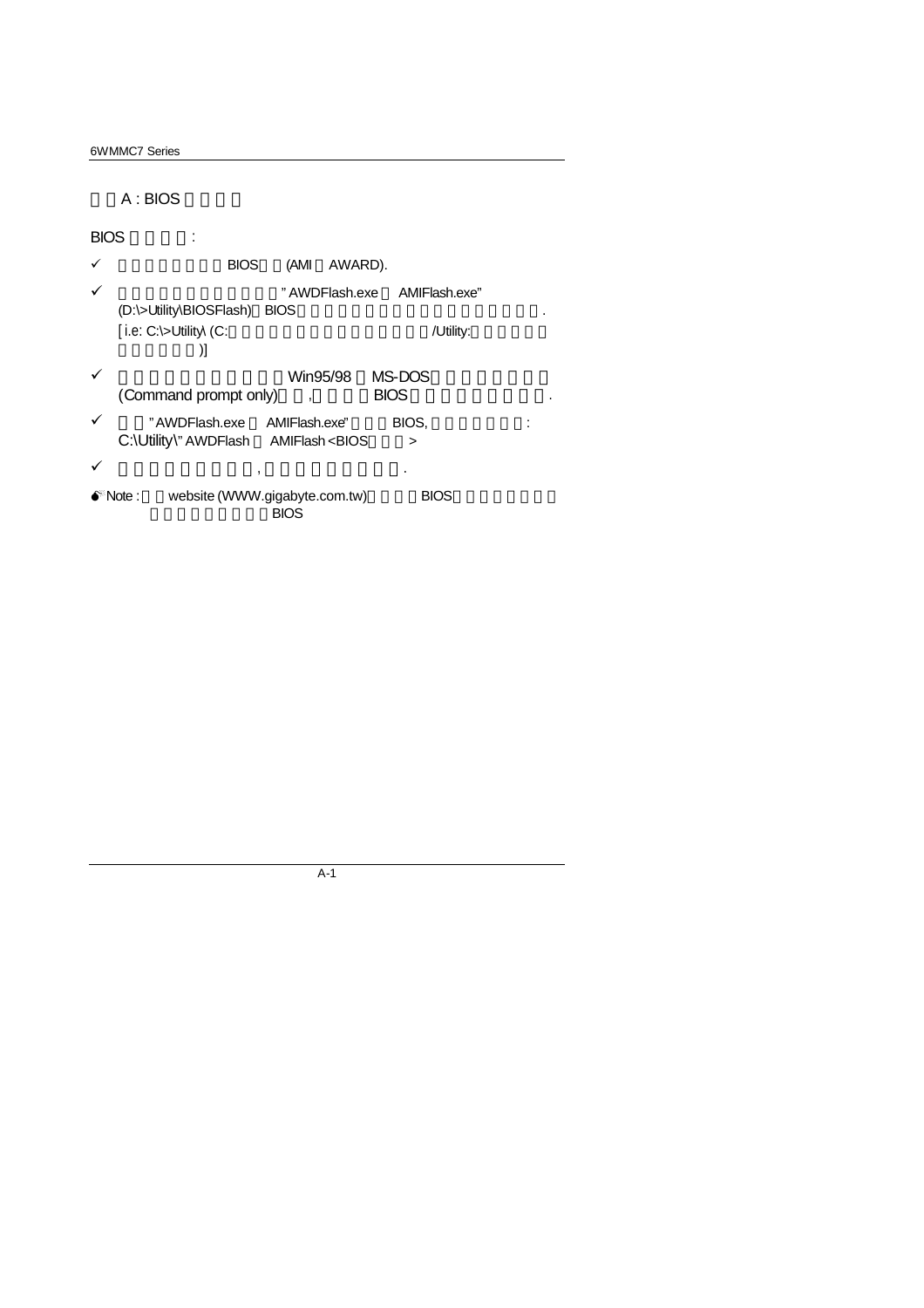# A : BIOS

BIOS :

- ✓ BIOS (AMI AWARD).
- ✓ " AWDFlash.exe AMIFlash.exe" (D:\>Utility\BIOSFlash) BIOS .
  [ i.e: C:\>Utility\ (C: /Utility: )]
- ✓ Win95/98 MS-DOS (Command prompt only) , BIOS .
- ✓ " AWDFlash.exe AMIFlash.exe" BIOS, :
  C:\Utility\" AWDFlash AMIFlash <BIOS >
- ✓ , .

Note : website (WWW.gigabyte.com.tw) BIOS BIOS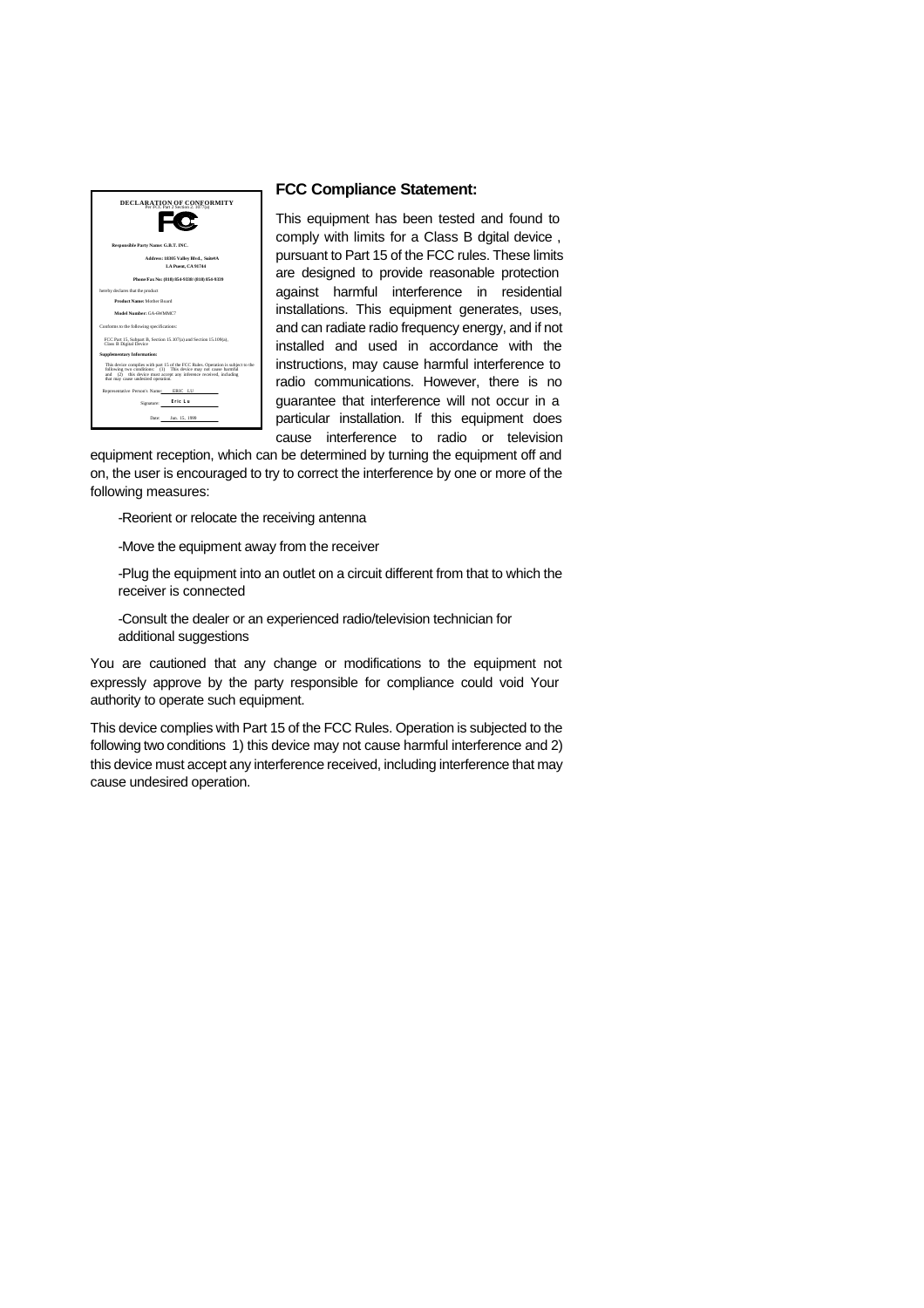**DECLARATION OF CONFORMITY**

Per FCC Part 2 Section 2.1077(a)

**Responsible Party Name: G.B.T. INC.**

**Address: 18305 Valley Blvd., Suite#A**

**LA Puent, CA 91744**

**Phone/Fax No: (818) 854-9338/ (818) 854-9339**

hereby declares that the product

**Product Name:** Mother Board

**Model Number:** GA-6WMMC7

Conforms to the following specifications:

FCC Part 15, Subpart B, Section 15.107(a) and Section 15.109(a), Class B Digital Device

**Supplementary Information:**

This device complies with part 15 of the FCC Rules. Operation is subject to the following two conditions: (1) This device may not cause harmful and (2) this device must accept any inference received, including that may cause undesired operation.

Representative Person's Name: ERIC LU

Signature: Eric Lu

Date: Jan. 15, 1999

## FCC Compliance Statement:

This equipment has been tested and found to comply with limits for a Class B dgital device , pursuant to Part 15 of the FCC rules. These limits are designed to provide reasonable protection against harmful interference in residential installations. This equipment generates, uses, and can radiate radio frequency energy, and if not installed and used in accordance with the instructions, may cause harmful interference to radio communications. However, there is no guarantee that interference will not occur in a particular installation. If this equipment does cause interference to radio or television equipment reception, which can be determined by turning the equipment off and on, the user is encouraged to try to correct the interference by one or more of the following measures:

-Reorient or relocate the receiving antenna

-Move the equipment away from the receiver

-Plug the equipment into an outlet on a circuit different from that to which the receiver is connected

-Consult the dealer or an experienced radio/television technician for additional suggestions

You are cautioned that any change or modifications to the equipment not expressly approve by the party responsible for compliance could void Your authority to operate such equipment.

This device complies with Part 15 of the FCC Rules. Operation is subjected to the following two conditions 1) this device may not cause harmful interference and 2) this device must accept any interference received, including interference that may cause undesired operation.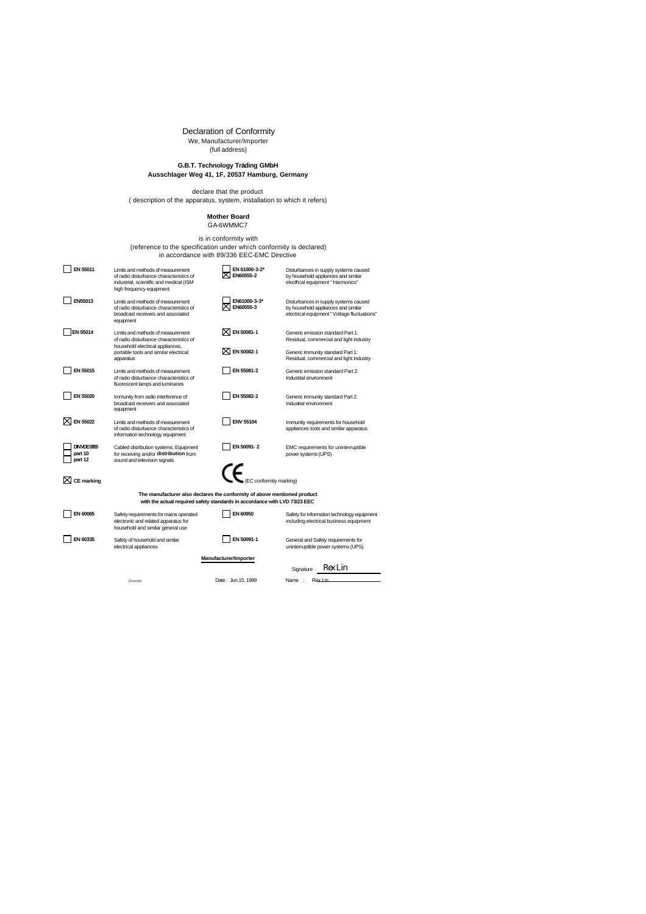# Declaration of Conformity

We, Manufacturer/Importer
(full address)

**G.B.T. Technology Träding GMbH**
**Ausschlager Weg 41, 1F, 20537 Hamburg, Germany**

declare that the product
( description of the apparatus, system, installation to which it refers)

**Mother Board**
GA-6WMMC7

is in conformity with
(reference to the specification under which conformity is declared)
in accordance with 89/336 EEC-EMC Directive

| | | | | | |
|---|---|---|---|---|---|
| ☐ | **EN 55011** | Limits and methods of measurement of radio disturbance characteristics of industrial, scientific and medical (ISM high frequency equipment | ☐ ☒ | **EN 61000-3-2*** **EN60555-2** | Disturbances in supply systems caused by household appliances and similar electrical equipment " Harmonics" |
| ☐ | **EN55013** | Limits and methods of measurement of radio disturbance characteristics of broadcast receivers and associated equipment | ☐ ☒ | **EN61000-3-3*** **EN60555-3** | Disturbances in supply systems caused by household appliances and similar electrical equipment " Voltage fluctuations" |
| ☐ | **EN 55014** | Limits and methods of measurement of radio disturbance characteristics of household electrical appliances, portable tools and similar electrical apparatus | ☒ ☒ | **EN 50081-1** **EN 50082-1** | Generic emission standard Part 1: Residual, commercial and light industry; Generic immunity standard Part 1: Residual, commercial and light industry |
| ☐ | **EN 55015** | Limits and methods of measurement of radio disturbance characteristics of fluorescent lamps and luminaries | ☐ | **EN 55081-2** | Generic emission standard Part 2: Industrial environment |
| ☐ | **EN 55020** | Immunity from radio interference of broadcast receivers and associated equipment | ☐ | **EN 55082-2** | Generic immunity standard Part 2: Industrial environment |
| ☒ | **EN 55022** | Limits and methods of measurement of radio disturbance characteristics of information technology equipment | ☐ | **ENV 55104** | Immunity requirements for household appliances tools and similar apparatus |
| ☐ ☐ ☐ | **DIN VDE 0855 part 10 part 12** | Cabled distribution systems; Equipment for receiving and/or **distribution** from sound and television signals | ☐ | **EN 50091- 2** | EMC requirements for uninterruptible power systems (UPS) |

☒ **CE marking** — CE (EC conformity marking)

**The manufacturer also declares the conformity of above mentioned product with the actual required safety standards in accordance with LVD 73/23 EEC**

| | | | | | |
|---|---|---|---|---|---|
| ☐ | **EN 60065** | Safety requirements for mains operated electronic and related apparatus for household and similar general use | ☐ | **EN 60950** | Safety for information technology equipment including electrical business equipment |
| ☐ | **EN 60335** | Safety of household and similar electrical appliances | ☐ | **EN 50091-1** | General and Safety requirements for uninterruptible power systems (UPS) |

**Manufacturer/Importer**

Signature : Rex Lin

(Stamp) Date : Jun.15, 1999 Name : Rex Lin